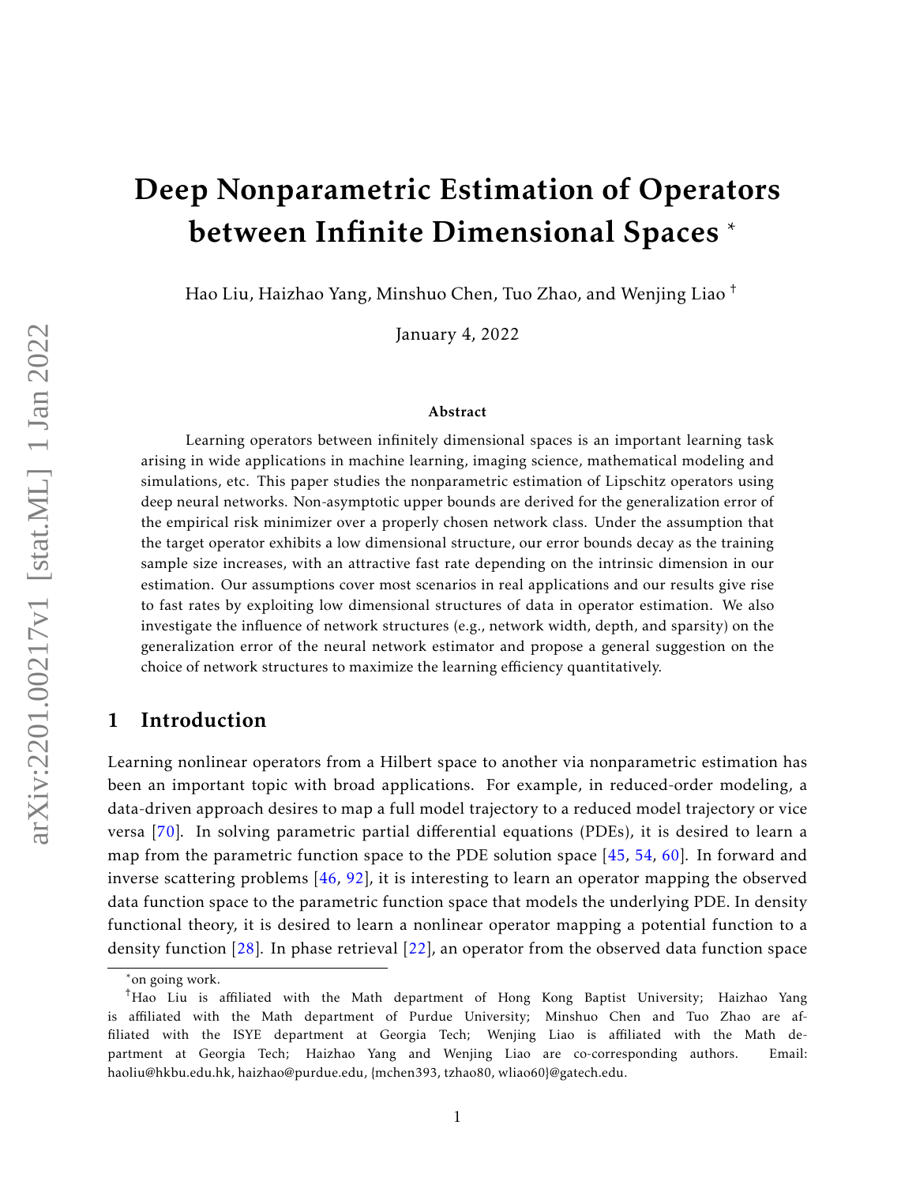# Deep Nonparametric Estimation of Operators between Infinite Dimensional Spaces *

Hao Liu, Haizhao Yang, Minshuo Chen, Tuo Zhao, and Wenjing Liao †

January 4, 2022

### Abstract

Learning operators between infinitely dimensional spaces is an important learning task arising in wide applications in machine learning, imaging science, mathematical modeling and simulations, etc. This paper studies the nonparametric estimation of Lipschitz operators using deep neural networks. Non-asymptotic upper bounds are derived for the generalization error of the empirical risk minimizer over a properly chosen network class. Under the assumption that the target operator exhibits a low dimensional structure, our error bounds decay as the training sample size increases, with an attractive fast rate depending on the intrinsic dimension in our estimation. Our assumptions cover most scenarios in real applications and our results give rise to fast rates by exploiting low dimensional structures of data in operator estimation. We also investigate the influence of network structures (e.g., network width, depth, and sparsity) on the generalization error of the neural network estimator and propose a general suggestion on the choice of network structures to maximize the learning efficiency quantitatively.

## 1 Introduction

Learning nonlinear operators from a Hilbert space to another via nonparametric estimation has been an important topic with broad applications. For example, in reduced-order modeling, a data-driven approach desires to map a full model trajectory to a reduced model trajectory or vice versa [70]. In solving parametric partial differential equations (PDEs), it is desired to learn a map from the parametric function space to the PDE solution space [45, 54, 60]. In forward and inverse scattering problems [46, 92], it is interesting to learn an operator mapping the observed data function space to the parametric function space that models the underlying PDE. In density functional theory, it is desired to learn a nonlinear operator mapping a potential function to a density function [28]. In phase retrieval [22], an operator from the observed data function space

---

*on going work.

†Hao Liu is affiliated with the Math department of Hong Kong Baptist University; Haizhao Yang is affiliated with the Math department of Purdue University; Minshuo Chen and Tuo Zhao are affiliated with the ISYE department at Georgia Tech; Wenjing Liao is affiliated with the Math department at Georgia Tech; Haizhao Yang and Wenjing Liao are co-corresponding authors. Email: haoliu@hkbu.edu.hk, haizhao@purdue.edu, {mchen393, tzhao80, wliao60}@gatech.edu.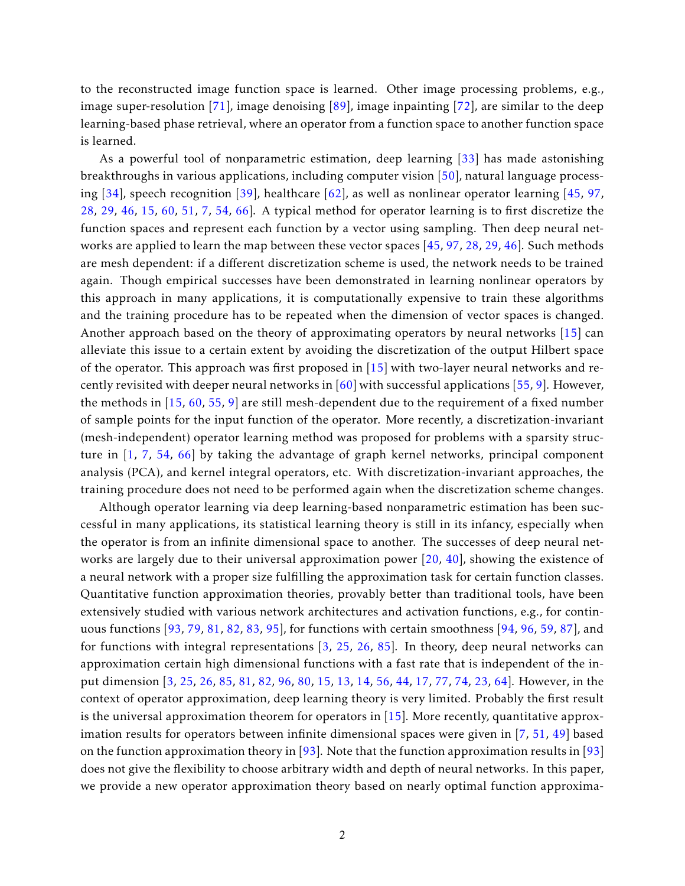to the reconstructed image function space is learned. Other image processing problems, e.g., image super-resolution [71], image denoising [89], image inpainting [72], are similar to the deep learning-based phase retrieval, where an operator from a function space to another function space is learned.

As a powerful tool of nonparametric estimation, deep learning [33] has made astonishing breakthroughs in various applications, including computer vision [50], natural language processing [34], speech recognition [39], healthcare [62], as well as nonlinear operator learning [45, 97, 28, 29, 46, 15, 60, 51, 7, 54, 66]. A typical method for operator learning is to first discretize the function spaces and represent each function by a vector using sampling. Then deep neural networks are applied to learn the map between these vector spaces [45, 97, 28, 29, 46]. Such methods are mesh dependent: if a different discretization scheme is used, the network needs to be trained again. Though empirical successes have been demonstrated in learning nonlinear operators by this approach in many applications, it is computationally expensive to train these algorithms and the training procedure has to be repeated when the dimension of vector spaces is changed. Another approach based on the theory of approximating operators by neural networks [15] can alleviate this issue to a certain extent by avoiding the discretization of the output Hilbert space of the operator. This approach was first proposed in [15] with two-layer neural networks and recently revisited with deeper neural networks in [60] with successful applications [55, 9]. However, the methods in [15, 60, 55, 9] are still mesh-dependent due to the requirement of a fixed number of sample points for the input function of the operator. More recently, a discretization-invariant (mesh-independent) operator learning method was proposed for problems with a sparsity structure in [1, 7, 54, 66] by taking the advantage of graph kernel networks, principal component analysis (PCA), and kernel integral operators, etc. With discretization-invariant approaches, the training procedure does not need to be performed again when the discretization scheme changes.

Although operator learning via deep learning-based nonparametric estimation has been successful in many applications, its statistical learning theory is still in its infancy, especially when the operator is from an infinite dimensional space to another. The successes of deep neural networks are largely due to their universal approximation power [20, 40], showing the existence of a neural network with a proper size fulfilling the approximation task for certain function classes. Quantitative function approximation theories, provably better than traditional tools, have been extensively studied with various network architectures and activation functions, e.g., for continuous functions [93, 79, 81, 82, 83, 95], for functions with certain smoothness [94, 96, 59, 87], and for functions with integral representations [3, 25, 26, 85]. In theory, deep neural networks can approximation certain high dimensional functions with a fast rate that is independent of the input dimension [3, 25, 26, 85, 81, 82, 96, 80, 15, 13, 14, 56, 44, 17, 77, 74, 23, 64]. However, in the context of operator approximation, deep learning theory is very limited. Probably the first result is the universal approximation theorem for operators in [15]. More recently, quantitative approximation results for operators between infinite dimensional spaces were given in [7, 51, 49] based on the function approximation theory in [93]. Note that the function approximation results in [93] does not give the flexibility to choose arbitrary width and depth of neural networks. In this paper, we provide a new operator approximation theory based on nearly optimal function approxima-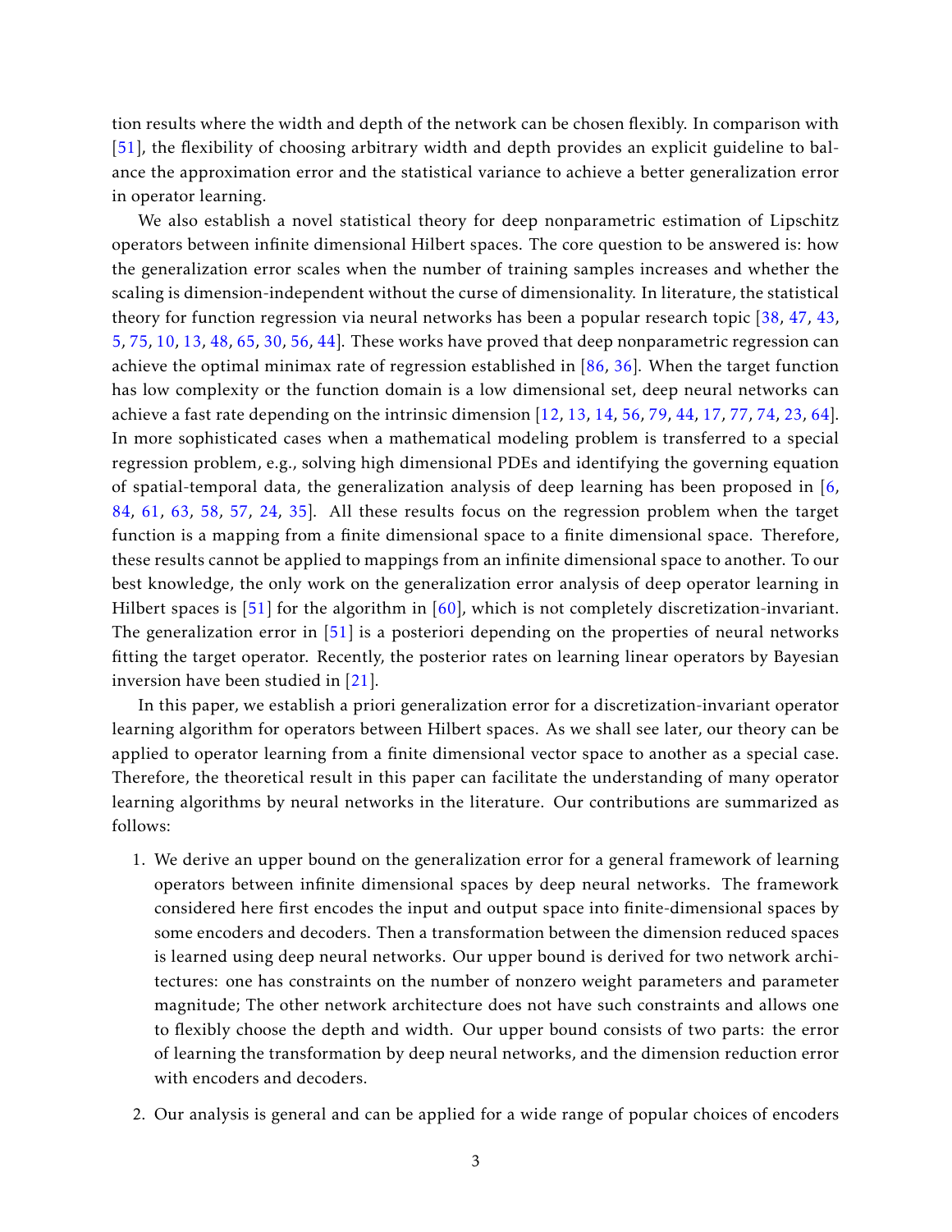tion results where the width and depth of the network can be chosen flexibly. In comparison with [51], the flexibility of choosing arbitrary width and depth provides an explicit guideline to balance the approximation error and the statistical variance to achieve a better generalization error in operator learning.

We also establish a novel statistical theory for deep nonparametric estimation of Lipschitz operators between infinite dimensional Hilbert spaces. The core question to be answered is: how the generalization error scales when the number of training samples increases and whether the scaling is dimension-independent without the curse of dimensionality. In literature, the statistical theory for function regression via neural networks has been a popular research topic [38, 47, 43, 5, 75, 10, 13, 48, 65, 30, 56, 44]. These works have proved that deep nonparametric regression can achieve the optimal minimax rate of regression established in [86, 36]. When the target function has low complexity or the function domain is a low dimensional set, deep neural networks can achieve a fast rate depending on the intrinsic dimension [12, 13, 14, 56, 79, 44, 17, 77, 74, 23, 64]. In more sophisticated cases when a mathematical modeling problem is transferred to a special regression problem, e.g., solving high dimensional PDEs and identifying the governing equation of spatial-temporal data, the generalization analysis of deep learning has been proposed in [6, 84, 61, 63, 58, 57, 24, 35]. All these results focus on the regression problem when the target function is a mapping from a finite dimensional space to a finite dimensional space. Therefore, these results cannot be applied to mappings from an infinite dimensional space to another. To our best knowledge, the only work on the generalization error analysis of deep operator learning in Hilbert spaces is [51] for the algorithm in [60], which is not completely discretization-invariant. The generalization error in [51] is a posteriori depending on the properties of neural networks fitting the target operator. Recently, the posterior rates on learning linear operators by Bayesian inversion have been studied in [21].

In this paper, we establish a priori generalization error for a discretization-invariant operator learning algorithm for operators between Hilbert spaces. As we shall see later, our theory can be applied to operator learning from a finite dimensional vector space to another as a special case. Therefore, the theoretical result in this paper can facilitate the understanding of many operator learning algorithms by neural networks in the literature. Our contributions are summarized as follows:

1. We derive an upper bound on the generalization error for a general framework of learning operators between infinite dimensional spaces by deep neural networks. The framework considered here first encodes the input and output space into finite-dimensional spaces by some encoders and decoders. Then a transformation between the dimension reduced spaces is learned using deep neural networks. Our upper bound is derived for two network architectures: one has constraints on the number of nonzero weight parameters and parameter magnitude; The other network architecture does not have such constraints and allows one to flexibly choose the depth and width. Our upper bound consists of two parts: the error of learning the transformation by deep neural networks, and the dimension reduction error with encoders and decoders.

2. Our analysis is general and can be applied for a wide range of popular choices of encoders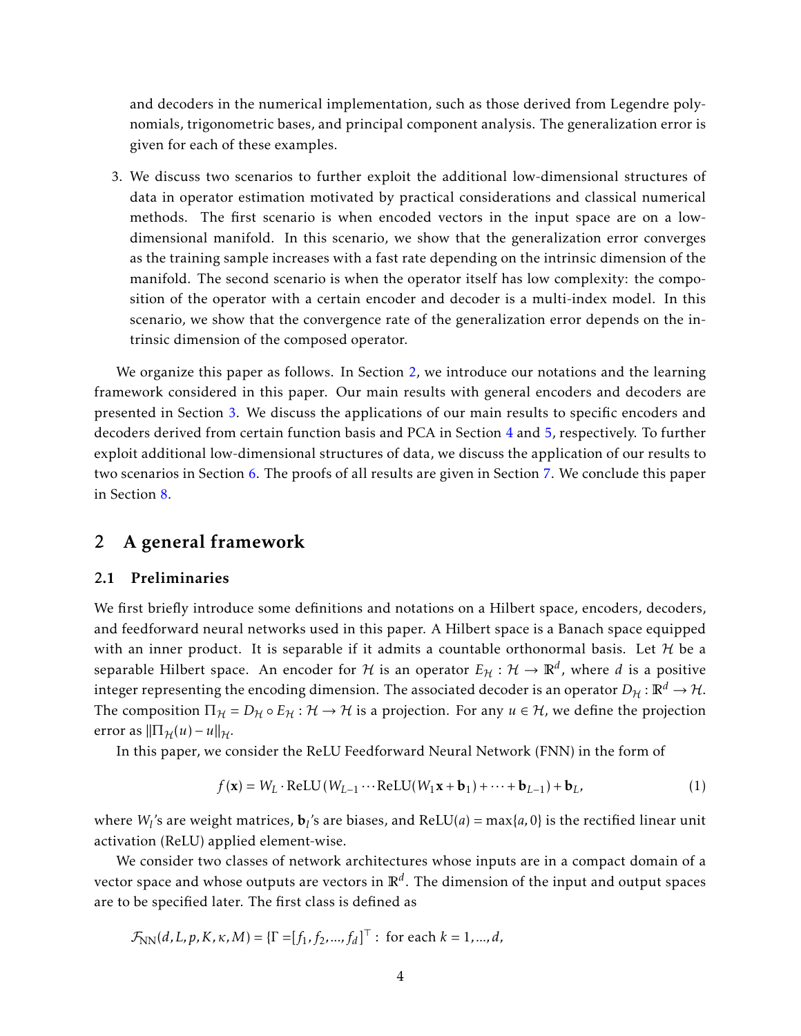and decoders in the numerical implementation, such as those derived from Legendre polynomials, trigonometric bases, and principal component analysis. The generalization error is given for each of these examples.

3. We discuss two scenarios to further exploit the additional low-dimensional structures of data in operator estimation motivated by practical considerations and classical numerical methods. The first scenario is when encoded vectors in the input space are on a low-dimensional manifold. In this scenario, we show that the generalization error converges as the training sample increases with a fast rate depending on the intrinsic dimension of the manifold. The second scenario is when the operator itself has low complexity: the composition of the operator with a certain encoder and decoder is a multi-index model. In this scenario, we show that the convergence rate of the generalization error depends on the intrinsic dimension of the composed operator.

We organize this paper as follows. In Section 2, we introduce our notations and the learning framework considered in this paper. Our main results with general encoders and decoders are presented in Section 3. We discuss the applications of our main results to specific encoders and decoders derived from certain function basis and PCA in Section 4 and 5, respectively. To further exploit additional low-dimensional structures of data, we discuss the application of our results to two scenarios in Section 6. The proofs of all results are given in Section 7. We conclude this paper in Section 8.

## 2 A general framework

### 2.1 Preliminaries

We first briefly introduce some definitions and notations on a Hilbert space, encoders, decoders, and feedforward neural networks used in this paper. A Hilbert space is a Banach space equipped with an inner product. It is separable if it admits a countable orthonormal basis. Let $\mathcal{H}$ be a separable Hilbert space. An encoder for $\mathcal{H}$ is an operator $E_{\mathcal{H}} : \mathcal{H} \to \mathbb{R}^d$, where $d$ is a positive integer representing the encoding dimension. The associated decoder is an operator $D_{\mathcal{H}} : \mathbb{R}^d \to \mathcal{H}$. The composition $\Pi_{\mathcal{H}} = D_{\mathcal{H}} \circ E_{\mathcal{H}} : \mathcal{H} \to \mathcal{H}$ is a projection. For any $u \in \mathcal{H}$, we define the projection error as $\|\Pi_{\mathcal{H}}(u) - u\|_{\mathcal{H}}$.

In this paper, we consider the ReLU Feedforward Neural Network (FNN) in the form of

$$f(\mathbf{x}) = W_L \cdot \mathrm{ReLU}\left(W_{L-1} \cdots \mathrm{ReLU}(W_1 \mathbf{x} + \mathbf{b}_1) + \cdots + \mathbf{b}_{L-1}\right) + \mathbf{b}_L, \tag{1}$$

where $W_l$'s are weight matrices, $\mathbf{b}_l$'s are biases, and $\mathrm{ReLU}(a) = \max\{a, 0\}$ is the rectified linear unit activation (ReLU) applied element-wise.

We consider two classes of network architectures whose inputs are in a compact domain of a vector space and whose outputs are vectors in $\mathbb{R}^d$. The dimension of the input and output spaces are to be specified later. The first class is defined as

$\mathcal{F}_{\mathrm{NN}}(d, L, p, K, \kappa, M) = \{\Gamma = [f_1, f_2, ..., f_d]^\top :$ for each $k = 1, ..., d,$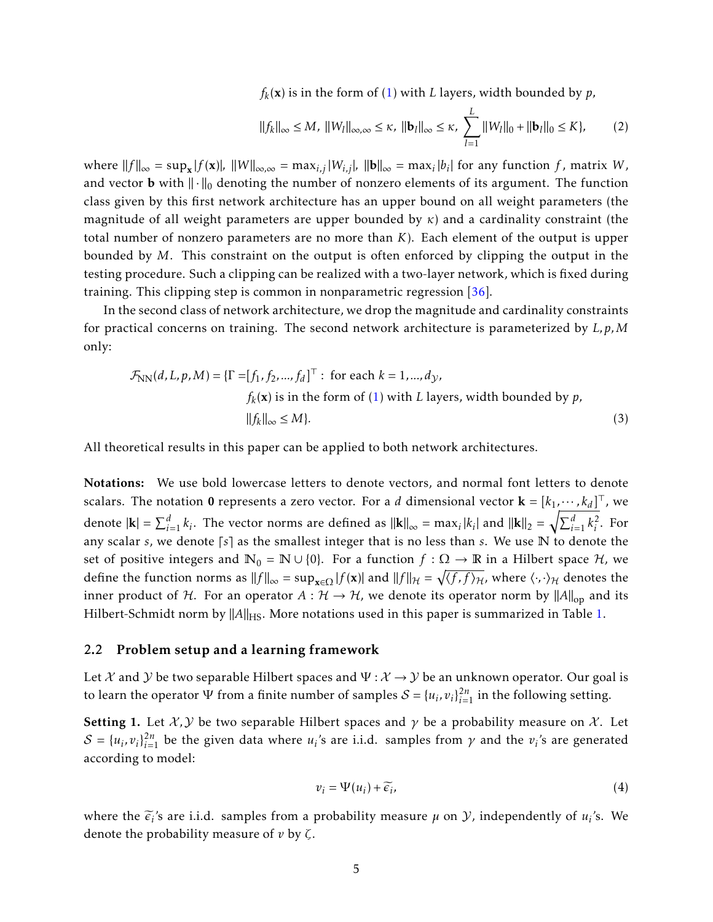$$f_k(\mathbf{x}) \text{ is in the form of (1) with } L \text{ layers, width bounded by } p,$$

$$\|f_k\|_\infty \le M,\ \|W_l\|_{\infty,\infty} \le \kappa,\ \|\mathbf{b}_l\|_\infty \le \kappa,\ \sum_{l=1}^{L} \|W_l\|_0 + \|\mathbf{b}_l\|_0 \le K\}, \tag{2}$$

where $\|f\|_\infty = \sup_{\mathbf{x}} |f(\mathbf{x})|$, $\|W\|_{\infty,\infty} = \max_{i,j} |W_{i,j}|$, $\|\mathbf{b}\|_\infty = \max_i |b_i|$ for any function $f$, matrix $W$, and vector $\mathbf{b}$ with $\|\cdot\|_0$ denoting the number of nonzero elements of its argument. The function class given by this first network architecture has an upper bound on all weight parameters (the magnitude of all weight parameters are upper bounded by $\kappa$) and a cardinality constraint (the total number of nonzero parameters are no more than $K$). Each element of the output is upper bounded by $M$. This constraint on the output is often enforced by clipping the output in the testing procedure. Such a clipping can be realized with a two-layer network, which is fixed during training. This clipping step is common in nonparametric regression [36].

In the second class of network architecture, we drop the magnitude and cardinality constraints for practical concerns on training. The second network architecture is parameterized by $L, p, M$ only:

$$\begin{aligned}\mathcal{F}_{\rm NN}(d, L, p, M) = \{\Gamma = &[f_1, f_2, ..., f_d]^\top : \text{ for each } k = 1, ..., d_{\mathcal{Y}}, \\ &f_k(\mathbf{x}) \text{ is in the form of (1) with } L \text{ layers, width bounded by } p, \\ &\|f_k\|_\infty \le M\}.\end{aligned} \tag{3}$$

All theoretical results in this paper can be applied to both network architectures.

**Notations:** We use bold lowercase letters to denote vectors, and normal font letters to denote scalars. The notation $\mathbf{0}$ represents a zero vector. For a $d$ dimensional vector $\mathbf{k} = [k_1, \cdots, k_d]^\top$, we denote $|\mathbf{k}| = \sum_{i=1}^d k_i$. The vector norms are defined as $\|\mathbf{k}\|_\infty = \max_i |k_i|$ and $\|\mathbf{k}\|_2 = \sqrt{\sum_{i=1}^d k_i^2}$. For any scalar $s$, we denote $\lceil s \rceil$ as the smallest integer that is no less than $s$. We use $\mathbb{N}$ to denote the set of positive integers and $\mathbb{N}_0 = \mathbb{N} \cup \{0\}$. For a function $f : \Omega \to \mathbb{R}$ in a Hilbert space $\mathcal{H}$, we define the function norms as $\|f\|_\infty = \sup_{\mathbf{x} \in \Omega} |f(\mathbf{x})|$ and $\|f\|_{\mathcal{H}} = \sqrt{\langle f, f \rangle_{\mathcal{H}}}$, where $\langle \cdot, \cdot \rangle_{\mathcal{H}}$ denotes the inner product of $\mathcal{H}$. For an operator $A : \mathcal{H} \to \mathcal{H}$, we denote its operator norm by $\|A\|_{\rm op}$ and its Hilbert-Schmidt norm by $\|A\|_{\rm HS}$. More notations used in this paper is summarized in Table 1.

## 2.2 Problem setup and a learning framework

Let $\mathcal{X}$ and $\mathcal{Y}$ be two separable Hilbert spaces and $\Psi : \mathcal{X} \to \mathcal{Y}$ be an unknown operator. Our goal is to learn the operator $\Psi$ from a finite number of samples $\mathcal{S} = \{u_i, v_i\}_{i=1}^{2n}$ in the following setting.

**Setting 1.** Let $\mathcal{X}, \mathcal{Y}$ be two separable Hilbert spaces and $\gamma$ be a probability measure on $\mathcal{X}$. Let $\mathcal{S} = \{u_i, v_i\}_{i=1}^{2n}$ be the given data where $u_i$'s are i.i.d. samples from $\gamma$ and the $v_i$'s are generated according to model:

$$v_i = \Psi(u_i) + \widetilde{\epsilon}_i, \tag{4}$$

where the $\widetilde{\epsilon}_i$'s are i.i.d. samples from a probability measure $\mu$ on $\mathcal{Y}$, independently of $u_i$'s. We denote the probability measure of $v$ by $\zeta$.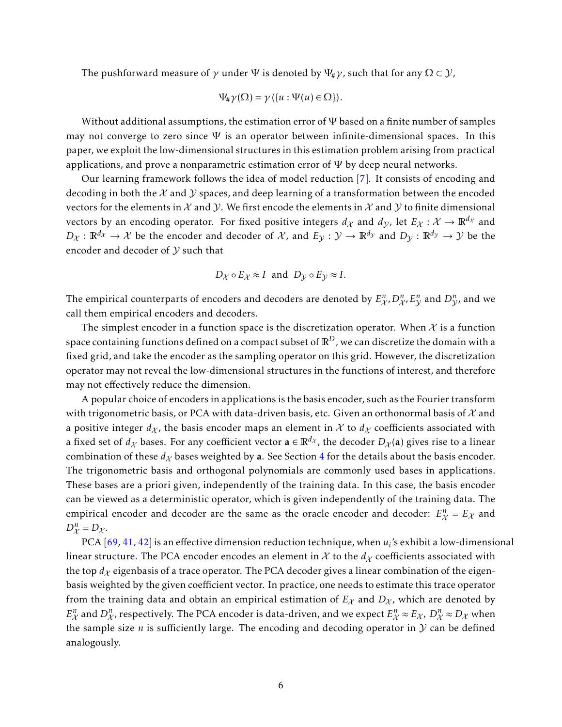The pushforward measure of $\gamma$ under $\Psi$ is denoted by $\Psi_\# \gamma$, such that for any $\Omega \subset \mathcal{Y}$,

$$\Psi_\# \gamma(\Omega) = \gamma(\{u : \Psi(u) \in \Omega\}).$$

Without additional assumptions, the estimation error of $\Psi$ based on a finite number of samples may not converge to zero since $\Psi$ is an operator between infinite-dimensional spaces. In this paper, we exploit the low-dimensional structures in this estimation problem arising from practical applications, and prove a nonparametric estimation error of $\Psi$ by deep neural networks.

Our learning framework follows the idea of model reduction [7]. It consists of encoding and decoding in both the $\mathcal{X}$ and $\mathcal{Y}$ spaces, and deep learning of a transformation between the encoded vectors for the elements in $\mathcal{X}$ and $\mathcal{Y}$. We first encode the elements in $\mathcal{X}$ and $\mathcal{Y}$ to finite dimensional vectors by an encoding operator. For fixed positive integers $d_\mathcal{X}$ and $d_\mathcal{Y}$, let $E_\mathcal{X} : \mathcal{X} \to \mathbb{R}^{d_\mathcal{X}}$ and $D_\mathcal{X} : \mathbb{R}^{d_\mathcal{X}} \to \mathcal{X}$ be the encoder and decoder of $\mathcal{X}$, and $E_\mathcal{Y} : \mathcal{Y} \to \mathbb{R}^{d_\mathcal{Y}}$ and $D_\mathcal{Y} : \mathbb{R}^{d_\mathcal{Y}} \to \mathcal{Y}$ be the encoder and decoder of $\mathcal{Y}$ such that

$$D_\mathcal{X} \circ E_\mathcal{X} \approx I \quad \text{and} \quad D_\mathcal{Y} \circ E_\mathcal{Y} \approx I.$$

The empirical counterparts of encoders and decoders are denoted by $E_\mathcal{X}^n, D_\mathcal{X}^n, E_\mathcal{Y}^n$ and $D_\mathcal{Y}^n$, and we call them empirical encoders and decoders.

The simplest encoder in a function space is the discretization operator. When $\mathcal{X}$ is a function space containing functions defined on a compact subset of $\mathbb{R}^D$, we can discretize the domain with a fixed grid, and take the encoder as the sampling operator on this grid. However, the discretization operator may not reveal the low-dimensional structures in the functions of interest, and therefore may not effectively reduce the dimension.

A popular choice of encoders in applications is the basis encoder, such as the Fourier transform with trigonometric basis, or PCA with data-driven basis, etc. Given an orthonormal basis of $\mathcal{X}$ and a positive integer $d_\mathcal{X}$, the basis encoder maps an element in $\mathcal{X}$ to $d_\mathcal{X}$ coefficients associated with a fixed set of $d_\mathcal{X}$ bases. For any coefficient vector $\mathbf{a} \in \mathbb{R}^{d_\mathcal{X}}$, the decoder $D_\mathcal{X}(\mathbf{a})$ gives rise to a linear combination of these $d_\mathcal{X}$ bases weighted by $\mathbf{a}$. See Section 4 for the details about the basis encoder. The trigonometric basis and orthogonal polynomials are commonly used bases in applications. These bases are a priori given, independently of the training data. In this case, the basis encoder can be viewed as a deterministic operator, which is given independently of the training data. The empirical encoder and decoder are the same as the oracle encoder and decoder: $E_\mathcal{X}^n = E_\mathcal{X}$ and $D_\mathcal{X}^n = D_\mathcal{X}$.

PCA [69, 41, 42] is an effective dimension reduction technique, when $u_i$'s exhibit a low-dimensional linear structure. The PCA encoder encodes an element in $\mathcal{X}$ to the $d_\mathcal{X}$ coefficients associated with the top $d_\mathcal{X}$ eigenbasis of a trace operator. The PCA decoder gives a linear combination of the eigenbasis weighted by the given coefficient vector. In practice, one needs to estimate this trace operator from the training data and obtain an empirical estimation of $E_\mathcal{X}$ and $D_\mathcal{X}$, which are denoted by $E_\mathcal{X}^n$ and $D_\mathcal{X}^n$, respectively. The PCA encoder is data-driven, and we expect $E_\mathcal{X}^n \approx E_\mathcal{X}$, $D_\mathcal{X}^n \approx D_\mathcal{X}$ when the sample size $n$ is sufficiently large. The encoding and decoding operator in $\mathcal{Y}$ can be defined analogously.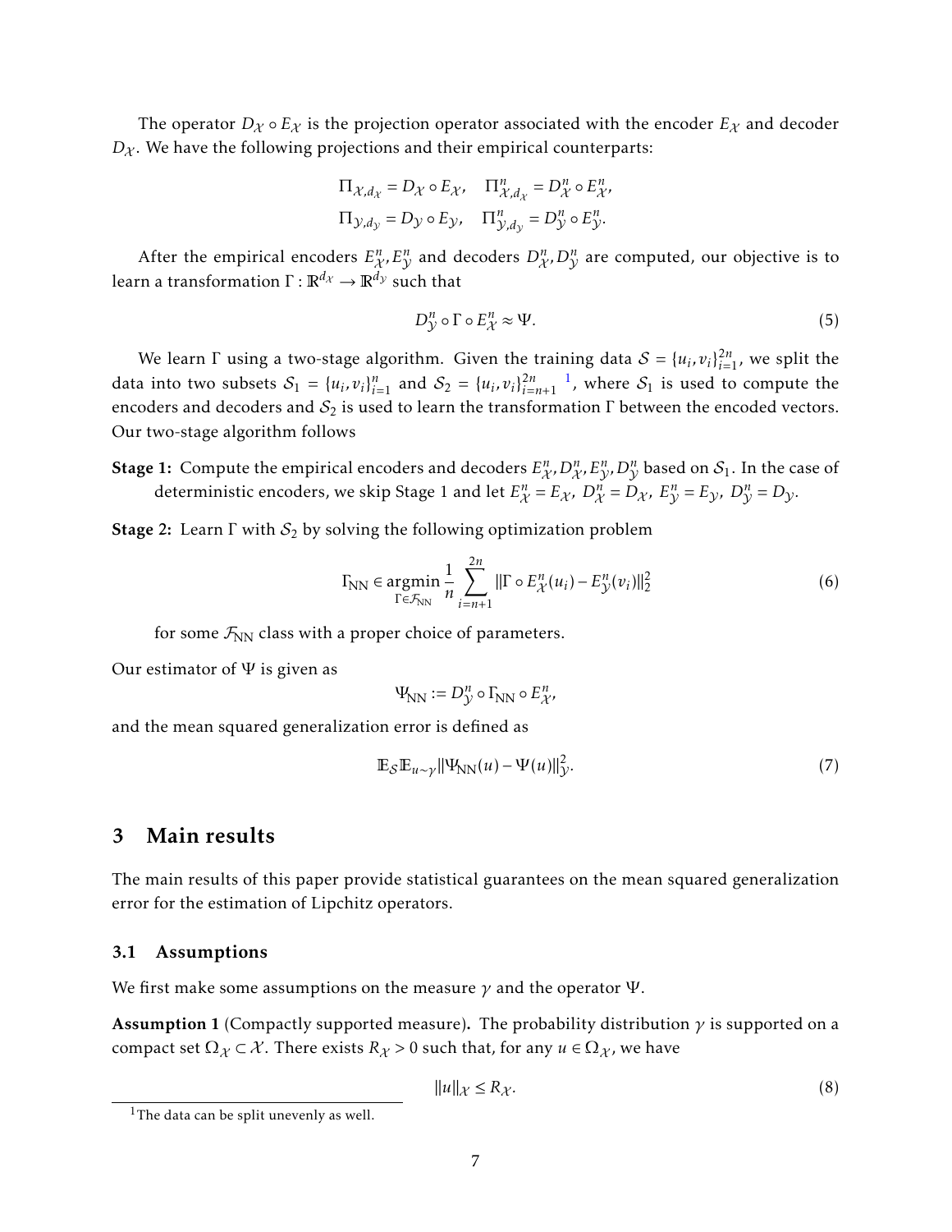The operator $D_{\mathcal{X}} \circ E_{\mathcal{X}}$ is the projection operator associated with the encoder $E_{\mathcal{X}}$ and decoder $D_{\mathcal{X}}$. We have the following projections and their empirical counterparts:

$$
\Pi_{\mathcal{X},d_{\mathcal{X}}} = D_{\mathcal{X}} \circ E_{\mathcal{X}}, \quad \Pi^n_{\mathcal{X},d_{\mathcal{X}}} = D^n_{\mathcal{X}} \circ E^n_{\mathcal{X}},
$$
$$
\Pi_{\mathcal{Y},d_{\mathcal{Y}}} = D_{\mathcal{Y}} \circ E_{\mathcal{Y}}, \quad \Pi^n_{\mathcal{Y},d_{\mathcal{Y}}} = D^n_{\mathcal{Y}} \circ E^n_{\mathcal{Y}}.
$$

After the empirical encoders $E^n_{\mathcal{X}}, E^n_{\mathcal{Y}}$ and decoders $D^n_{\mathcal{X}}, D^n_{\mathcal{Y}}$ are computed, our objective is to learn a transformation $\Gamma : \mathbb{R}^{d_{\mathcal{X}}} \to \mathbb{R}^{d_{\mathcal{Y}}}$ such that

$$
D^n_{\mathcal{Y}} \circ \Gamma \circ E^n_{\mathcal{X}} \approx \Psi. \tag{5}
$$

We learn $\Gamma$ using a two-stage algorithm. Given the training data $\mathcal{S} = \{u_i, v_i\}_{i=1}^{2n}$, we split the data into two subsets $\mathcal{S}_1 = \{u_i, v_i\}_{i=1}^{n}$ and $\mathcal{S}_2 = \{u_i, v_i\}_{i=n+1}^{2n}$ [1], where $\mathcal{S}_1$ is used to compute the encoders and decoders and $\mathcal{S}_2$ is used to learn the transformation $\Gamma$ between the encoded vectors. Our two-stage algorithm follows

**Stage 1:** Compute the empirical encoders and decoders $E^n_{\mathcal{X}}, D^n_{\mathcal{X}}, E^n_{\mathcal{Y}}, D^n_{\mathcal{Y}}$ based on $\mathcal{S}_1$. In the case of deterministic encoders, we skip Stage 1 and let $E^n_{\mathcal{X}} = E_{\mathcal{X}}$, $D^n_{\mathcal{X}} = D_{\mathcal{X}}$, $E^n_{\mathcal{Y}} = E_{\mathcal{Y}}$, $D^n_{\mathcal{Y}} = D_{\mathcal{Y}}$.

**Stage 2:** Learn $\Gamma$ with $\mathcal{S}_2$ by solving the following optimization problem

$$
\Gamma_{\mathrm{NN}} \in \underset{\Gamma \in \mathcal{F}_{\mathrm{NN}}}{\operatorname{argmin}} \frac{1}{n} \sum_{i=n+1}^{2n} \|\Gamma \circ E^n_{\mathcal{X}}(u_i) - E^n_{\mathcal{Y}}(v_i)\|_2^2 \tag{6}
$$

for some $\mathcal{F}_{\mathrm{NN}}$ class with a proper choice of parameters.

Our estimator of $\Psi$ is given as

$$
\Psi_{\mathrm{NN}} := D^n_{\mathcal{Y}} \circ \Gamma_{\mathrm{NN}} \circ E^n_{\mathcal{X}},
$$

and the mean squared generalization error is defined as

$$
\mathbb{E}_{\mathcal{S}} \mathbb{E}_{u \sim \gamma} \|\Psi_{\mathrm{NN}}(u) - \Psi(u)\|^2_{\mathcal{Y}}. \tag{7}
$$

# 3 Main results

The main results of this paper provide statistical guarantees on the mean squared generalization error for the estimation of Lipchitz operators.

## 3.1 Assumptions

We first make some assumptions on the measure $\gamma$ and the operator $\Psi$.

**Assumption 1** (Compactly supported measure)**.** The probability distribution $\gamma$ is supported on a compact set $\Omega_{\mathcal{X}} \subset \mathcal{X}$. There exists $R_{\mathcal{X}} > 0$ such that, for any $u \in \Omega_{\mathcal{X}}$, we have

$$
\|u\|_{\mathcal{X}} \le R_{\mathcal{X}}. \tag{8}
$$

[1] The data can be split unevenly as well.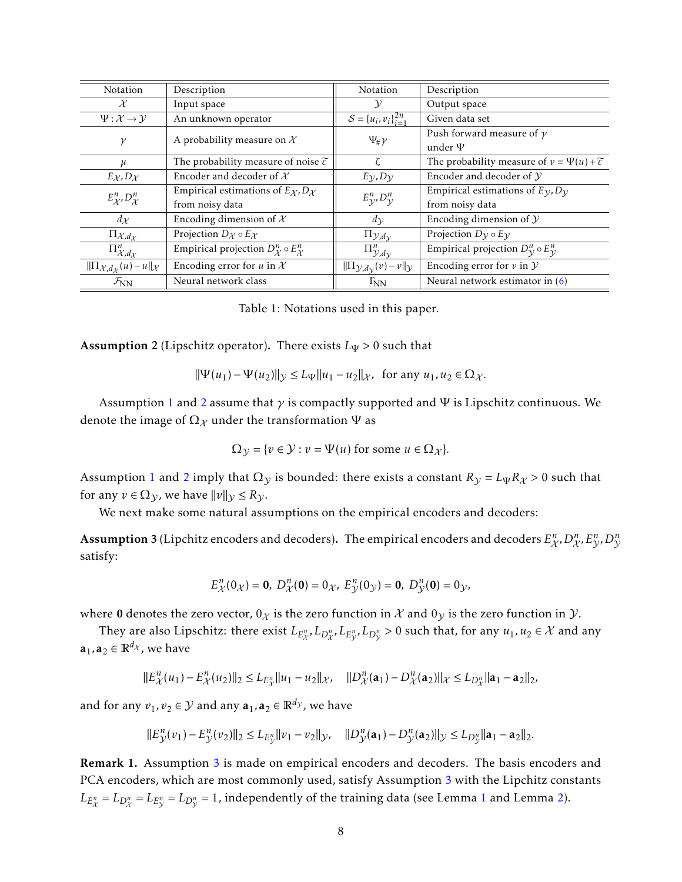| Notation | Description | Notation | Description |
|---|---|---|---|
| $\mathcal{X}$ | Input space | $\mathcal{Y}$ | Output space |
| $\Psi: \mathcal{X} \to \mathcal{Y}$ | An unknown operator | $\mathcal{S} = \{u_i, v_i\}_{i=1}^{2n}$ | Given data set |
| $\gamma$ | A probability measure on $\mathcal{X}$ | $\Psi_{\#}\gamma$ | Push forward measure of $\gamma$ under $\Psi$ |
| $\mu$ | The probability measure of noise $\widetilde{\varepsilon}$ | $\zeta$ | The probability measure of $v = \Psi(u) + \widetilde{\varepsilon}$ |
| $E_{\mathcal{X}}, D_{\mathcal{X}}$ | Encoder and decoder of $\mathcal{X}$ | $E_{\mathcal{Y}}, D_{\mathcal{Y}}$ | Encoder and decoder of $\mathcal{Y}$ |
| $E_{\mathcal{X}}^n, D_{\mathcal{X}}^n$ | Empirical estimations of $E_{\mathcal{X}}, D_{\mathcal{X}}$ from noisy data | $E_{\mathcal{Y}}^n, D_{\mathcal{Y}}^n$ | Empirical estimations of $E_{\mathcal{Y}}, D_{\mathcal{Y}}$ from noisy data |
| $d_{\mathcal{X}}$ | Encoding dimension of $\mathcal{X}$ | $d_{\mathcal{Y}}$ | Encoding dimension of $\mathcal{Y}$ |
| $\Pi_{\mathcal{X},d_{\mathcal{X}}}$ | Projection $D_{\mathcal{X}} \circ E_{\mathcal{X}}$ | $\Pi_{\mathcal{Y},d_{\mathcal{Y}}}$ | Projection $D_{\mathcal{Y}} \circ E_{\mathcal{Y}}$ |
| $\Pi_{\mathcal{X},d_{\mathcal{X}}}^n$ | Empirical projection $D_{\mathcal{X}}^n \circ E_{\mathcal{X}}^n$ | $\Pi_{\mathcal{Y},d_{\mathcal{Y}}}^n$ | Empirical projection $D_{\mathcal{Y}}^n \circ E_{\mathcal{Y}}^n$ |
| $\|\Pi_{\mathcal{X},d_{\mathcal{X}}}(u) - u\|_{\mathcal{X}}$ | Encoding error for $u$ in $\mathcal{X}$ | $\|\Pi_{\mathcal{Y},d_{\mathcal{Y}}}(v) - v\|_{\mathcal{Y}}$ | Encoding error for $v$ in $\mathcal{Y}$ |
| $\mathcal{F}_{\rm NN}$ | Neural network class | $\Gamma_{\rm NN}$ | Neural network estimator in (6) |

Table 1: Notations used in this paper.

**Assumption 2** (Lipschitz operator)**.** There exists $L_\Psi > 0$ such that

$$\|\Psi(u_1) - \Psi(u_2)\|_{\mathcal{Y}} \le L_\Psi \|u_1 - u_2\|_{\mathcal{X}}, \ \text{ for any } u_1, u_2 \in \Omega_{\mathcal{X}}.$$

Assumption 1 and 2 assume that $\gamma$ is compactly supported and $\Psi$ is Lipschitz continuous. We denote the image of $\Omega_{\mathcal{X}}$ under the transformation $\Psi$ as

$$\Omega_{\mathcal{Y}} = \{v \in \mathcal{Y} : v = \Psi(u) \text{ for some } u \in \Omega_{\mathcal{X}}\}.$$

Assumption 1 and 2 imply that $\Omega_{\mathcal{Y}}$ is bounded: there exists a constant $R_{\mathcal{Y}} = L_\Psi R_{\mathcal{X}} > 0$ such that for any $v \in \Omega_{\mathcal{Y}}$, we have $\|v\|_{\mathcal{Y}} \le R_{\mathcal{Y}}$.

We next make some natural assumptions on the empirical encoders and decoders:

**Assumption 3** (Lipchitz encoders and decoders)**.** The empirical encoders and decoders $E_{\mathcal{X}}^n, D_{\mathcal{X}}^n, E_{\mathcal{Y}}^n, D_{\mathcal{Y}}^n$ satisfy:

$$E_{\mathcal{X}}^n(0_{\mathcal{X}}) = \mathbf{0}, \ D_{\mathcal{X}}^n(\mathbf{0}) = 0_{\mathcal{X}}, \ E_{\mathcal{Y}}^n(0_{\mathcal{Y}}) = \mathbf{0}, \ D_{\mathcal{Y}}^n(\mathbf{0}) = 0_{\mathcal{Y}},$$

where $\mathbf{0}$ denotes the zero vector, $0_{\mathcal{X}}$ is the zero function in $\mathcal{X}$ and $0_{\mathcal{Y}}$ is the zero function in $\mathcal{Y}$.

They are also Lipschitz: there exist $L_{E_{\mathcal{X}}^n}, L_{D_{\mathcal{X}}^n}, L_{E_{\mathcal{Y}}^n}, L_{D_{\mathcal{Y}}^n} > 0$ such that, for any $u_1, u_2 \in \mathcal{X}$ and any $\mathbf{a}_1, \mathbf{a}_2 \in \mathbb{R}^{d_{\mathcal{X}}}$, we have

$$\|E_{\mathcal{X}}^n(u_1) - E_{\mathcal{X}}^n(u_2)\|_2 \le L_{E_{\mathcal{X}}^n}\|u_1 - u_2\|_{\mathcal{X}}, \quad \|D_{\mathcal{X}}^n(\mathbf{a}_1) - D_{\mathcal{X}}^n(\mathbf{a}_2)\|_{\mathcal{X}} \le L_{D_{\mathcal{X}}^n}\|\mathbf{a}_1 - \mathbf{a}_2\|_2,$$

and for any $v_1, v_2 \in \mathcal{Y}$ and any $\mathbf{a}_1, \mathbf{a}_2 \in \mathbb{R}^{d_{\mathcal{Y}}}$, we have

$$\|E_{\mathcal{Y}}^n(v_1) - E_{\mathcal{Y}}^n(v_2)\|_2 \le L_{E_{\mathcal{Y}}^n}\|v_1 - v_2\|_{\mathcal{Y}}, \quad \|D_{\mathcal{Y}}^n(\mathbf{a}_1) - D_{\mathcal{Y}}^n(\mathbf{a}_2)\|_{\mathcal{Y}} \le L_{D_{\mathcal{Y}}^n}\|\mathbf{a}_1 - \mathbf{a}_2\|_2.$$

**Remark 1.** Assumption 3 is made on empirical encoders and decoders. The basis encoders and PCA encoders, which are most commonly used, satisfy Assumption 3 with the Lipchitz constants $L_{E_{\mathcal{X}}^n} = L_{D_{\mathcal{X}}^n} = L_{E_{\mathcal{Y}}^n} = L_{D_{\mathcal{Y}}^n} = 1$, independently of the training data (see Lemma 1 and Lemma 2).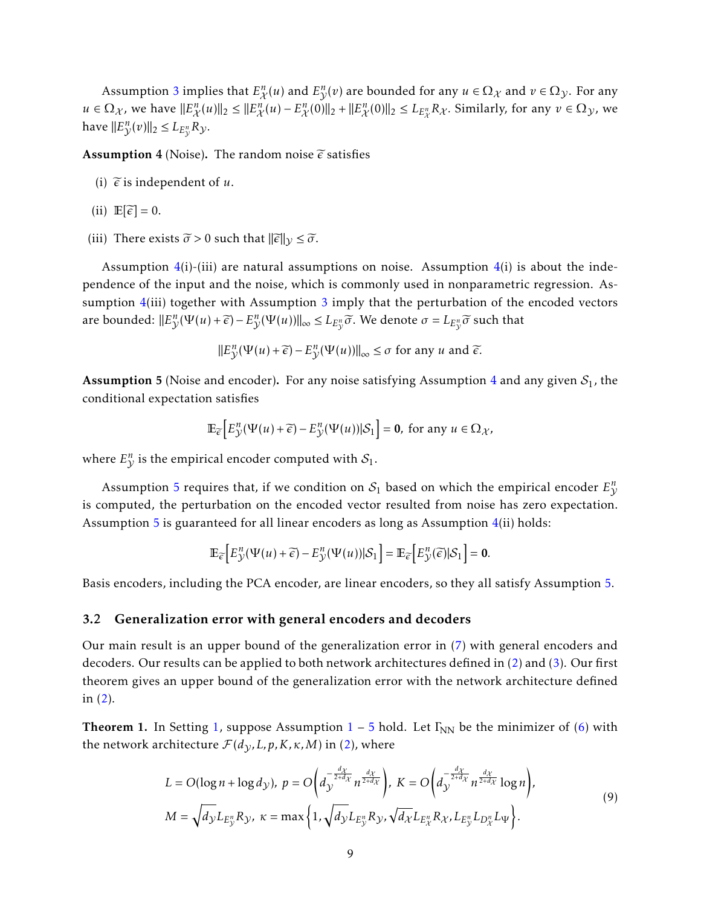Assumption 3 implies that $E^n_{\mathcal{X}}(u)$ and $E^n_{\mathcal{Y}}(v)$ are bounded for any $u \in \Omega_{\mathcal{X}}$ and $v \in \Omega_{\mathcal{Y}}$. For any $u \in \Omega_{\mathcal{X}}$, we have $\|E^n_{\mathcal{X}}(u)\|_2 \leq \|E^n_{\mathcal{X}}(u) - E^n_{\mathcal{X}}(0)\|_2 + \|E^n_{\mathcal{X}}(0)\|_2 \leq L_{E^n_{\mathcal{X}}} R_{\mathcal{X}}$. Similarly, for any $v \in \Omega_{\mathcal{Y}}$, we have $\|E^n_{\mathcal{Y}}(v)\|_2 \leq L_{E^n_{\mathcal{Y}}} R_{\mathcal{Y}}$.

**Assumption 4** (Noise)**.** The random noise $\widetilde{\epsilon}$ satisfies

(i) $\widetilde{\epsilon}$ is independent of $u$.

(ii) $\mathbb{E}[\widetilde{\epsilon}] = 0$.

(iii) There exists $\widetilde{\sigma} > 0$ such that $\|\widetilde{\epsilon}\|_{\mathcal{Y}} \leq \widetilde{\sigma}$.

Assumption 4(i)-(iii) are natural assumptions on noise. Assumption 4(i) is about the independence of the input and the noise, which is commonly used in nonparametric regression. Assumption 4(iii) together with Assumption 3 imply that the perturbation of the encoded vectors are bounded: $\|E^n_{\mathcal{Y}}(\Psi(u) + \widetilde{\epsilon}) - E^n_{\mathcal{Y}}(\Psi(u))\|_\infty \leq L_{E^n_{\mathcal{Y}}} \widetilde{\sigma}$. We denote $\sigma = L_{E^n_{\mathcal{Y}}} \widetilde{\sigma}$ such that

$$\|E^n_{\mathcal{Y}}(\Psi(u) + \widetilde{\epsilon}) - E^n_{\mathcal{Y}}(\Psi(u))\|_\infty \leq \sigma \text{ for any } u \text{ and } \widetilde{\epsilon}.$$

**Assumption 5** (Noise and encoder)**.** For any noise satisfying Assumption 4 and any given $\mathcal{S}_1$, the conditional expectation satisfies

$$\mathbb{E}_{\widetilde{\epsilon}}\Big[E^n_{\mathcal{Y}}(\Psi(u) + \widetilde{\epsilon}) - E^n_{\mathcal{Y}}(\Psi(u)) | \mathcal{S}_1\Big] = \mathbf{0}, \text{ for any } u \in \Omega_{\mathcal{X}},$$

where $E^n_{\mathcal{Y}}$ is the empirical encoder computed with $\mathcal{S}_1$.

Assumption 5 requires that, if we condition on $\mathcal{S}_1$ based on which the empirical encoder $E^n_{\mathcal{Y}}$ is computed, the perturbation on the encoded vector resulted from noise has zero expectation. Assumption 5 is guaranteed for all linear encoders as long as Assumption 4(ii) holds:

$$\mathbb{E}_{\widetilde{\epsilon}}\Big[E^n_{\mathcal{Y}}(\Psi(u) + \widetilde{\epsilon}) - E^n_{\mathcal{Y}}(\Psi(u)) | \mathcal{S}_1\Big] = \mathbb{E}_{\widetilde{\epsilon}}\Big[E^n_{\mathcal{Y}}(\widetilde{\epsilon}) | \mathcal{S}_1\Big] = \mathbf{0}.$$

Basis encoders, including the PCA encoder, are linear encoders, so they all satisfy Assumption 5.

### 3.2 Generalization error with general encoders and decoders

Our main result is an upper bound of the generalization error in (7) with general encoders and decoders. Our results can be applied to both network architectures defined in (2) and (3). Our first theorem gives an upper bound of the generalization error with the network architecture defined in (2).

**Theorem 1.** *In Setting 1, suppose Assumption 1 – 5 hold. Let $\Gamma_{\rm NN}$ be the minimizer of (6) with the network architecture $\mathcal{F}(d_{\mathcal{Y}}, L, p, K, \kappa, M)$ in (2), where*

$$\begin{aligned} &L = O(\log n + \log d_{\mathcal{Y}}),\ p = O\left(d_{\mathcal{Y}}^{-\frac{d_{\mathcal{X}}}{2+d_{\mathcal{X}}}} n^{\frac{d_{\mathcal{X}}}{2+d_{\mathcal{X}}}}\right),\ K = O\left(d_{\mathcal{Y}}^{-\frac{d_{\mathcal{X}}}{2+d_{\mathcal{X}}}} n^{\frac{d_{\mathcal{X}}}{2+d_{\mathcal{X}}}} \log n\right), \\ &M = \sqrt{d_{\mathcal{Y}}} L_{E^n_{\mathcal{Y}}} R_{\mathcal{Y}},\ \kappa = \max\left\{1, \sqrt{d_{\mathcal{Y}}} L_{E^n_{\mathcal{Y}}} R_{\mathcal{Y}}, \sqrt{d_{\mathcal{X}}} L_{E^n_{\mathcal{X}}} R_{\mathcal{X}}, L_{E^n_{\mathcal{Y}}} L_{D^n_{\mathcal{X}}} L_{\Psi}\right\}. \end{aligned} \tag{9}$$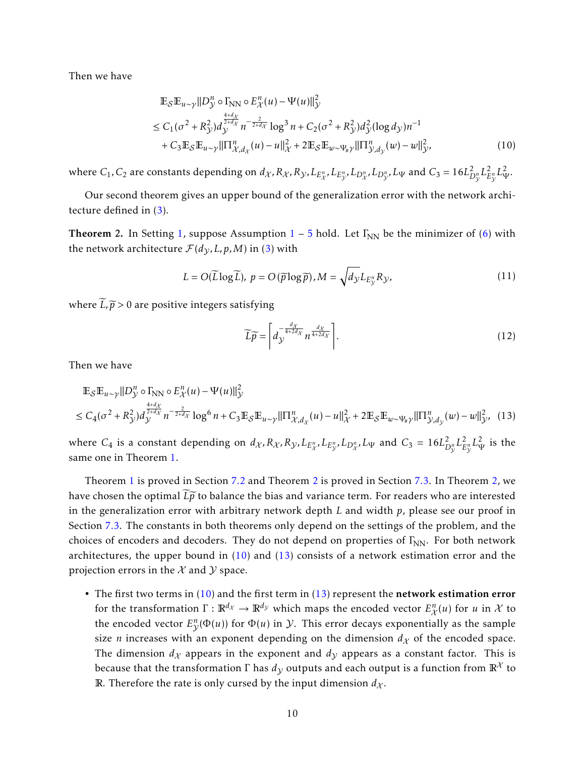Then we have

$$
\begin{aligned}
&\mathbb{E}_{\mathcal{S}}\mathbb{E}_{u\sim\gamma}\|D_{\mathcal{Y}}^n \circ \Gamma_{\rm NN} \circ E_{\mathcal{X}}^n(u) - \Psi(u)\|_{\mathcal{Y}}^2 \\
&\leq C_1(\sigma^2 + R_{\mathcal{Y}}^2) d_{\mathcal{Y}}^{\frac{4+d_{\mathcal{X}}}{2+d_{\mathcal{X}}}} n^{-\frac{2}{2+d_{\mathcal{X}}}} \log^3 n + C_2(\sigma^2 + R_{\mathcal{Y}}^2) d_{\mathcal{Y}}^2 (\log d_{\mathcal{Y}}) n^{-1} \\
&\quad + C_3 \mathbb{E}_{\mathcal{S}}\mathbb{E}_{u\sim\gamma}\|\Pi_{\mathcal{X},d_{\mathcal{X}}}^n(u) - u\|_{\mathcal{X}}^2 + 2\mathbb{E}_{\mathcal{S}}\mathbb{E}_{w\sim\Psi_{\#}\gamma}\|\Pi_{\mathcal{Y},d_{\mathcal{Y}}}^n(w) - w\|_{\mathcal{Y}}^2,
\end{aligned}
\tag{10}
$$

where $C_1, C_2$ are constants depending on $d_{\mathcal{X}}, R_{\mathcal{X}}, R_{\mathcal{Y}}, L_{E_{\mathcal{X}}^n}, L_{E_{\mathcal{Y}}^n}, L_{D_{\mathcal{X}}^n}, L_{D_{\mathcal{Y}}^n}, L_{\Psi}$ and $C_3 = 16L_{D_{\mathcal{Y}}^n}^2 L_{E_{\mathcal{Y}}^n}^2 L_{\Psi}^2$.

Our second theorem gives an upper bound of the generalization error with the network architecture defined in (3).

**Theorem 2.** In Setting 1, suppose Assumption 1 – 5 hold. Let $\Gamma_{\rm NN}$ be the minimizer of (6) with the network architecture $\mathcal{F}(d_{\mathcal{Y}}, L, p, M)$ in (3) with

$$
L = O(\widetilde{L}\log\widetilde{L}),\ p = O(\widetilde{p}\log\widetilde{p}), M = \sqrt{d_{\mathcal{Y}}} L_{E_{\mathcal{Y}}^n} R_{\mathcal{Y}},
\tag{11}
$$

where $\widetilde{L}, \widetilde{p} > 0$ are positive integers satisfying

$$
\widetilde{L}\widetilde{p} = \left\lceil d_{\mathcal{Y}}^{-\frac{d_{\mathcal{X}}}{4+2d_{\mathcal{X}}}} n^{\frac{d_{\mathcal{X}}}{4+2d_{\mathcal{X}}}} \right\rceil.
\tag{12}
$$

Then we have

$$
\begin{aligned}
&\mathbb{E}_{\mathcal{S}}\mathbb{E}_{u\sim\gamma}\|D_{\mathcal{Y}}^n \circ \Gamma_{\rm NN} \circ E_{\mathcal{X}}^n(u) - \Psi(u)\|_{\mathcal{Y}}^2 \\
&\leq C_4(\sigma^2 + R_{\mathcal{Y}}^2) d_{\mathcal{Y}}^{\frac{4+d_{\mathcal{X}}}{2+d_{\mathcal{X}}}} n^{-\frac{2}{2+d_{\mathcal{X}}}} \log^6 n + C_3 \mathbb{E}_{\mathcal{S}}\mathbb{E}_{u\sim\gamma}\|\Pi_{\mathcal{X},d_{\mathcal{X}}}^n(u) - u\|_{\mathcal{X}}^2 + 2\mathbb{E}_{\mathcal{S}}\mathbb{E}_{w\sim\Psi_{\#}\gamma}\|\Pi_{\mathcal{Y},d_{\mathcal{Y}}}^n(w) - w\|_{\mathcal{Y}}^2,
\end{aligned}
\tag{13}
$$

where $C_4$ is a constant depending on $d_{\mathcal{X}}, R_{\mathcal{X}}, R_{\mathcal{Y}}, L_{E_{\mathcal{X}}^n}, L_{E_{\mathcal{Y}}^n}, L_{D_{\mathcal{X}}^n}, L_{\Psi}$ and $C_3 = 16L_{D_{\mathcal{Y}}^n}^2 L_{E_{\mathcal{Y}}^n}^2 L_{\Psi}^2$ is the same one in Theorem 1.

Theorem 1 is proved in Section 7.2 and Theorem 2 is proved in Section 7.3. In Theorem 2, we have chosen the optimal $\widetilde{L}\widetilde{p}$ to balance the bias and variance term. For readers who are interested in the generalization error with arbitrary network depth $L$ and width $p$, please see our proof in Section 7.3. The constants in both theorems only depend on the settings of the problem, and the choices of encoders and decoders. They do not depend on properties of $\Gamma_{\rm NN}$. For both network architectures, the upper bound in (10) and (13) consists of a network estimation error and the projection errors in the $\mathcal{X}$ and $\mathcal{Y}$ space.

- The first two terms in (10) and the first term in (13) represent the **network estimation error** for the transformation $\Gamma : \mathbb{R}^{d_{\mathcal{X}}} \to \mathbb{R}^{d_{\mathcal{Y}}}$ which maps the encoded vector $E_{\mathcal{X}}^n(u)$ for $u$ in $\mathcal{X}$ to the encoded vector $E_{\mathcal{Y}}^n(\Phi(u))$ for $\Phi(u)$ in $\mathcal{Y}$. This error decays exponentially as the sample size $n$ increases with an exponent depending on the dimension $d_{\mathcal{X}}$ of the encoded space. The dimension $d_{\mathcal{X}}$ appears in the exponent and $d_{\mathcal{Y}}$ appears as a constant factor. This is because that the transformation $\Gamma$ has $d_{\mathcal{Y}}$ outputs and each output is a function from $\mathbb{R}^{\mathcal{X}}$ to $\mathbb{R}$. Therefore the rate is only cursed by the input dimension $d_{\mathcal{X}}$.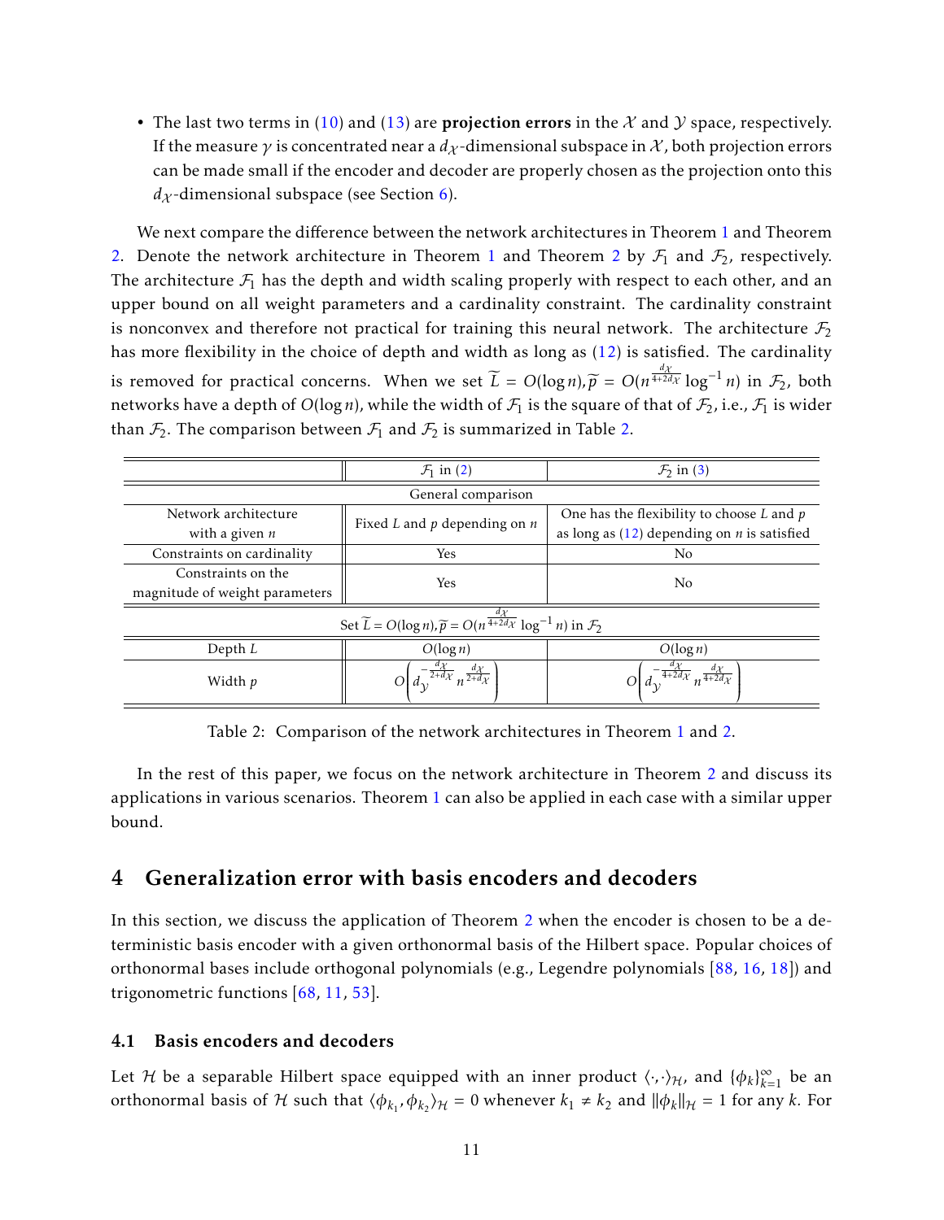- The last two terms in (10) and (13) are **projection errors** in the $\mathcal{X}$ and $\mathcal{Y}$ space, respectively. If the measure $\gamma$ is concentrated near a $d_{\mathcal{X}}$-dimensional subspace in $\mathcal{X}$, both projection errors can be made small if the encoder and decoder are properly chosen as the projection onto this $d_{\mathcal{X}}$-dimensional subspace (see Section 6).

We next compare the difference between the network architectures in Theorem 1 and Theorem 2. Denote the network architecture in Theorem 1 and Theorem 2 by $\mathcal{F}_1$ and $\mathcal{F}_2$, respectively. The architecture $\mathcal{F}_1$ has the depth and width scaling properly with respect to each other, and an upper bound on all weight parameters and a cardinality constraint. The cardinality constraint is nonconvex and therefore not practical for training this neural network. The architecture $\mathcal{F}_2$ has more flexibility in the choice of depth and width as long as (12) is satisfied. The cardinality is removed for practical concerns. When we set $\widetilde{L} = O(\log n), \widetilde{p} = O(n^{\frac{d_{\mathcal{X}}}{4+2d_{\mathcal{X}}}} \log^{-1} n)$ in $\mathcal{F}_2$, both networks have a depth of $O(\log n)$, while the width of $\mathcal{F}_1$ is the square of that of $\mathcal{F}_2$, i.e., $\mathcal{F}_1$ is wider than $\mathcal{F}_2$. The comparison between $\mathcal{F}_1$ and $\mathcal{F}_2$ is summarized in Table 2.

| | $\mathcal{F}_1$ in (2) | $\mathcal{F}_2$ in (3) |
|---|---|---|
| General comparison | | |
| Network architecture with a given $n$ | Fixed $L$ and $p$ depending on $n$ | One has the flexibility to choose $L$ and $p$ as long as (12) depending on $n$ is satisfied |
| Constraints on cardinality | Yes | No |
| Constraints on the magnitude of weight parameters | Yes | No |
| Set $\widetilde{L} = O(\log n), \widetilde{p} = O(n^{\frac{d_{\mathcal{X}}}{4+2d_{\mathcal{X}}}} \log^{-1} n)$ in $\mathcal{F}_2$ | | |
| Depth $L$ | $O(\log n)$ | $O(\log n)$ |
| Width $p$ | $O\left(d_{\mathcal{Y}}^{-\frac{d_{\mathcal{X}}}{2+d_{\mathcal{X}}}} n^{\frac{d_{\mathcal{X}}}{2+d_{\mathcal{X}}}}\right)$ | $O\left(d_{\mathcal{Y}}^{-\frac{d_{\mathcal{X}}}{4+2d_{\mathcal{X}}}} n^{\frac{d_{\mathcal{X}}}{4+2d_{\mathcal{X}}}}\right)$ |

Table 2: Comparison of the network architectures in Theorem 1 and 2.

In the rest of this paper, we focus on the network architecture in Theorem 2 and discuss its applications in various scenarios. Theorem 1 can also be applied in each case with a similar upper bound.

## 4 Generalization error with basis encoders and decoders

In this section, we discuss the application of Theorem 2 when the encoder is chosen to be a deterministic basis encoder with a given orthonormal basis of the Hilbert space. Popular choices of orthonormal bases include orthogonal polynomials (e.g., Legendre polynomials [88, 16, 18]) and trigonometric functions [68, 11, 53].

### 4.1 Basis encoders and decoders

Let $\mathcal{H}$ be a separable Hilbert space equipped with an inner product $\langle \cdot, \cdot \rangle_{\mathcal{H}}$, and $\{\phi_k\}_{k=1}^{\infty}$ be an orthonormal basis of $\mathcal{H}$ such that $\langle \phi_{k_1}, \phi_{k_2} \rangle_{\mathcal{H}} = 0$ whenever $k_1 \neq k_2$ and $\|\phi_k\|_{\mathcal{H}} = 1$ for any $k$. For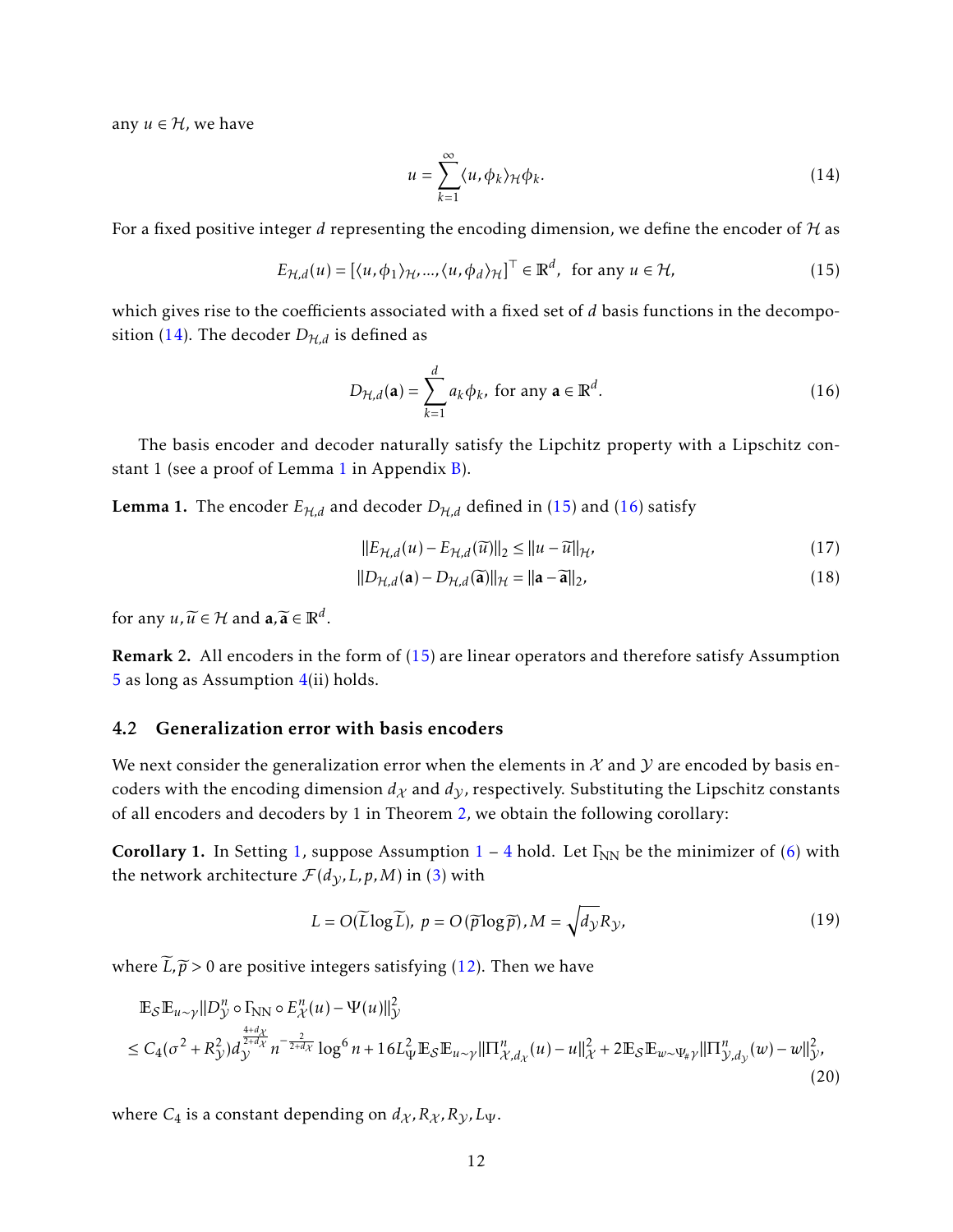any $u \in \mathcal{H}$, we have

$$u = \sum_{k=1}^{\infty} \langle u, \phi_k \rangle_{\mathcal{H}} \phi_k. \tag{14}$$

For a fixed positive integer $d$ representing the encoding dimension, we define the encoder of $\mathcal{H}$ as

$$E_{\mathcal{H},d}(u) = [\langle u, \phi_1 \rangle_{\mathcal{H}}, ..., \langle u, \phi_d \rangle_{\mathcal{H}}]^\top \in \mathbb{R}^d, \text{ for any } u \in \mathcal{H}, \tag{15}$$

which gives rise to the coefficients associated with a fixed set of $d$ basis functions in the decomposition (14). The decoder $D_{\mathcal{H},d}$ is defined as

$$D_{\mathcal{H},d}(\mathbf{a}) = \sum_{k=1}^{d} a_k \phi_k, \text{ for any } \mathbf{a} \in \mathbb{R}^d. \tag{16}$$

The basis encoder and decoder naturally satisfy the Lipchitz property with a Lipschitz constant 1 (see a proof of Lemma 1 in Appendix B).

**Lemma 1.** The encoder $E_{\mathcal{H},d}$ and decoder $D_{\mathcal{H},d}$ defined in (15) and (16) satisfy

$$\|E_{\mathcal{H},d}(u) - E_{\mathcal{H},d}(\widetilde{u})\|_2 \le \|u - \widetilde{u}\|_{\mathcal{H}}, \tag{17}$$

$$\|D_{\mathcal{H},d}(\mathbf{a}) - D_{\mathcal{H},d}(\widetilde{\mathbf{a}})\|_{\mathcal{H}} = \|\mathbf{a} - \widetilde{\mathbf{a}}\|_2, \tag{18}$$

for any $u, \widetilde{u} \in \mathcal{H}$ and $\mathbf{a}, \widetilde{\mathbf{a}} \in \mathbb{R}^d$.

**Remark 2.** All encoders in the form of (15) are linear operators and therefore satisfy Assumption 5 as long as Assumption 4(ii) holds.

### 4.2 Generalization error with basis encoders

We next consider the generalization error when the elements in $\mathcal{X}$ and $\mathcal{Y}$ are encoded by basis encoders with the encoding dimension $d_{\mathcal{X}}$ and $d_{\mathcal{Y}}$, respectively. Substituting the Lipschitz constants of all encoders and decoders by 1 in Theorem 2, we obtain the following corollary:

**Corollary 1.** In Setting 1, suppose Assumption 1 – 4 hold. Let $\Gamma_{\rm NN}$ be the minimizer of (6) with the network architecture $\mathcal{F}(d_{\mathcal{Y}}, L, p, M)$ in (3) with

$$L = O(\widetilde{L}\log\widetilde{L}),\ p = O(\widetilde{p}\log\widetilde{p}), M = \sqrt{d_{\mathcal{Y}}}R_{\mathcal{Y}}, \tag{19}$$

where $\widetilde{L}, \widetilde{p} > 0$ are positive integers satisfying (12). Then we have

$$\begin{aligned}
&\mathbb{E}_{\mathcal{S}}\mathbb{E}_{u\sim\gamma}\|D^n_{\mathcal{Y}} \circ \Gamma_{\rm NN} \circ E^n_{\mathcal{X}}(u) - \Psi(u)\|^2_{\mathcal{Y}} \\
&\le C_4(\sigma^2 + R^2_{\mathcal{Y}}) d_{\mathcal{Y}}^{\frac{4+d_{\mathcal{X}}}{2+d_{\mathcal{X}}}} n^{-\frac{2}{2+d_{\mathcal{X}}}} \log^6 n + 16L^2_{\Psi}\mathbb{E}_{\mathcal{S}}\mathbb{E}_{u\sim\gamma}\|\Pi^n_{\mathcal{X},d_{\mathcal{X}}}(u) - u\|^2_{\mathcal{X}} + 2\mathbb{E}_{\mathcal{S}}\mathbb{E}_{w\sim\Psi_{\#}\gamma}\|\Pi^n_{\mathcal{Y},d_{\mathcal{Y}}}(w) - w\|^2_{\mathcal{Y}},
\end{aligned} \tag{20}$$

where $C_4$ is a constant depending on $d_{\mathcal{X}}, R_{\mathcal{X}}, R_{\mathcal{Y}}, L_{\Psi}$.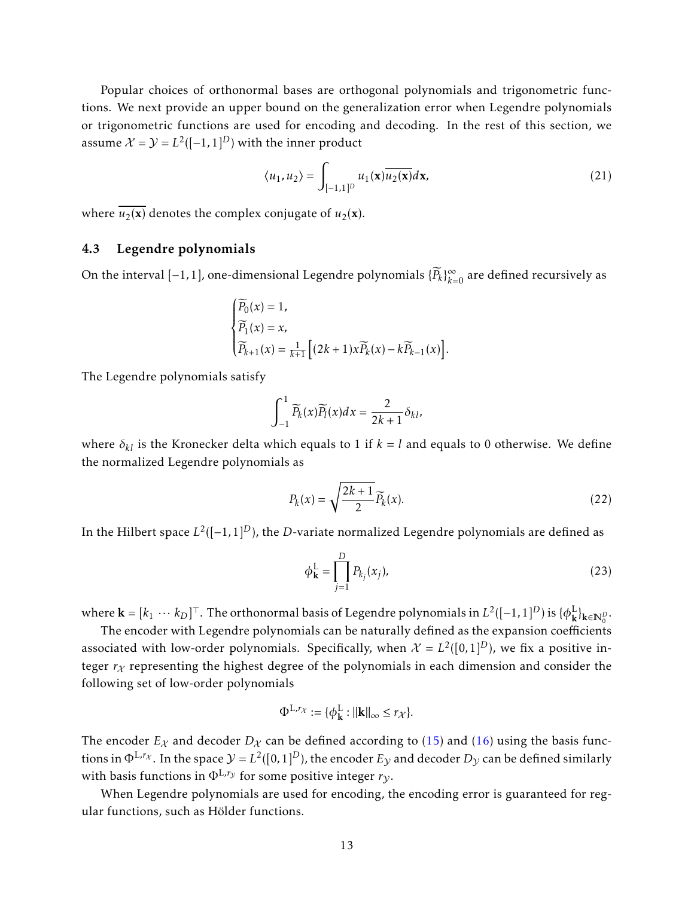Popular choices of orthonormal bases are orthogonal polynomials and trigonometric functions. We next provide an upper bound on the generalization error when Legendre polynomials or trigonometric functions are used for encoding and decoding. In the rest of this section, we assume $\mathcal{X} = \mathcal{Y} = L^2([-1,1]^D)$ with the inner product

$$\langle u_1, u_2 \rangle = \int_{[-1,1]^D} u_1(\mathbf{x})\overline{u_2(\mathbf{x})} d\mathbf{x}, \tag{21}$$

where $\overline{u_2(\mathbf{x})}$ denotes the complex conjugate of $u_2(\mathbf{x})$.

### 4.3 Legendre polynomials

On the interval $[-1,1]$, one-dimensional Legendre polynomials $\{\widetilde{P}_k\}_{k=0}^{\infty}$ are defined recursively as

$$\begin{cases} \widetilde{P}_0(x) = 1, \\ \widetilde{P}_1(x) = x, \\ \widetilde{P}_{k+1}(x) = \frac{1}{k+1}\left[(2k+1)x\widetilde{P}_k(x) - k\widetilde{P}_{k-1}(x)\right]. \end{cases}$$

The Legendre polynomials satisfy

$$\int_{-1}^{1} \widetilde{P}_k(x)\widetilde{P}_l(x)dx = \frac{2}{2k+1}\delta_{kl},$$

where $\delta_{kl}$ is the Kronecker delta which equals to 1 if $k = l$ and equals to 0 otherwise. We define the normalized Legendre polynomials as

$$P_k(x) = \sqrt{\frac{2k+1}{2}}\widetilde{P}_k(x). \tag{22}$$

In the Hilbert space $L^2([-1,1]^D)$, the $D$-variate normalized Legendre polynomials are defined as

$$\phi_{\mathbf{k}}^{\mathrm{L}} = \prod_{j=1}^{D} P_{k_j}(x_j), \tag{23}$$

where $\mathbf{k} = [k_1 \cdots k_D]^\top$. The orthonormal basis of Legendre polynomials in $L^2([-1,1]^D)$ is $\{\phi_{\mathbf{k}}^{\mathrm{L}}\}_{\mathbf{k}\in\mathbb{N}_0^D}$.

The encoder with Legendre polynomials can be naturally defined as the expansion coefficients associated with low-order polynomials. Specifically, when $\mathcal{X} = L^2([0,1]^D)$, we fix a positive integer $r_{\mathcal{X}}$ representing the highest degree of the polynomials in each dimension and consider the following set of low-order polynomials

$$\Phi^{\mathrm{L},r_{\mathcal{X}}} := \{\phi_{\mathbf{k}}^{\mathrm{L}} : \|\mathbf{k}\|_\infty \leq r_{\mathcal{X}}\}.$$

The encoder $E_{\mathcal{X}}$ and decoder $D_{\mathcal{X}}$ can be defined according to (15) and (16) using the basis functions in $\Phi^{\mathrm{L},r_{\mathcal{X}}}$. In the space $\mathcal{Y} = L^2([0,1]^D)$, the encoder $E_{\mathcal{Y}}$ and decoder $D_{\mathcal{Y}}$ can be defined similarly with basis functions in $\Phi^{\mathrm{L},r_{\mathcal{Y}}}$ for some positive integer $r_{\mathcal{Y}}$.

When Legendre polynomials are used for encoding, the encoding error is guaranteed for regular functions, such as Hölder functions.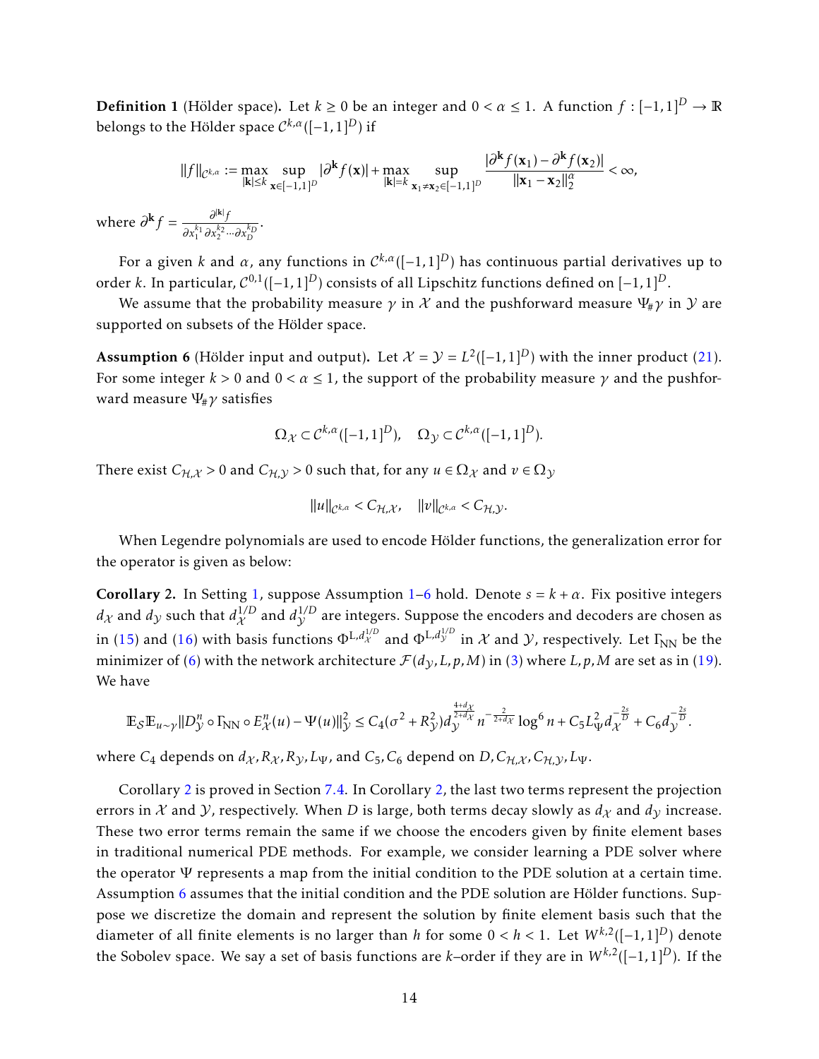**Definition 1** (Hölder space)**.** Let $k \geq 0$ be an integer and $0 < \alpha \leq 1$. A function $f : [-1,1]^D \to \mathbb{R}$ belongs to the Hölder space $\mathcal{C}^{k,\alpha}([-1,1]^D)$ if

$$\|f\|_{\mathcal{C}^{k,\alpha}} := \max_{|\mathbf{k}|\leq k} \sup_{\mathbf{x}\in[-1,1]^D} |\partial^{\mathbf{k}} f(\mathbf{x})| + \max_{|\mathbf{k}|=k} \sup_{\mathbf{x}_1\neq\mathbf{x}_2\in[-1,1]^D} \frac{|\partial^{\mathbf{k}} f(\mathbf{x}_1) - \partial^{\mathbf{k}} f(\mathbf{x}_2)|}{\|\mathbf{x}_1 - \mathbf{x}_2\|_2^\alpha} < \infty,$$

where $\partial^{\mathbf{k}} f = \frac{\partial^{|\mathbf{k}|} f}{\partial x_1^{k_1} \partial x_2^{k_2} \cdots \partial x_D^{k_D}}$.

For a given $k$ and $\alpha$, any functions in $\mathcal{C}^{k,\alpha}([-1,1]^D)$ has continuous partial derivatives up to order $k$. In particular, $\mathcal{C}^{0,1}([-1,1]^D)$ consists of all Lipschitz functions defined on $[-1,1]^D$.

We assume that the probability measure $\gamma$ in $\mathcal{X}$ and the pushforward measure $\Psi_\# \gamma$ in $\mathcal{Y}$ are supported on subsets of the Hölder space.

**Assumption 6** (Hölder input and output)**.** Let $\mathcal{X} = \mathcal{Y} = L^2([-1,1]^D)$ with the inner product (21). For some integer $k > 0$ and $0 < \alpha \leq 1$, the support of the probability measure $\gamma$ and the pushforward measure $\Psi_\# \gamma$ satisfies

$$\Omega_{\mathcal{X}} \subset \mathcal{C}^{k,\alpha}([-1,1]^D), \quad \Omega_{\mathcal{Y}} \subset \mathcal{C}^{k,\alpha}([-1,1]^D).$$

There exist $C_{\mathcal{H},\mathcal{X}} > 0$ and $C_{\mathcal{H},\mathcal{Y}} > 0$ such that, for any $u \in \Omega_{\mathcal{X}}$ and $v \in \Omega_{\mathcal{Y}}$

$$\|u\|_{\mathcal{C}^{k,\alpha}} < C_{\mathcal{H},\mathcal{X}}, \quad \|v\|_{\mathcal{C}^{k,\alpha}} < C_{\mathcal{H},\mathcal{Y}}.$$

When Legendre polynomials are used to encode Hölder functions, the generalization error for the operator is given as below:

**Corollary 2.** *In Setting 1, suppose Assumption 1–6 hold. Denote $s = k + \alpha$. Fix positive integers $d_{\mathcal{X}}$ and $d_{\mathcal{Y}}$ such that $d_{\mathcal{X}}^{1/D}$ and $d_{\mathcal{Y}}^{1/D}$ are integers. Suppose the encoders and decoders are chosen as in (15) and (16) with basis functions $\Phi^{\mathrm{L},d_{\mathcal{X}}^{1/D}}$ and $\Phi^{\mathrm{L},d_{\mathcal{Y}}^{1/D}}$ in $\mathcal{X}$ and $\mathcal{Y}$, respectively. Let $\Gamma_{\mathrm{NN}}$ be the minimizer of (6) with the network architecture $\mathcal{F}(d_{\mathcal{Y}}, L, p, M)$ in (3) where $L, p, M$ are set as in (19). We have*

$$\mathbb{E}_{\mathcal{S}} \mathbb{E}_{u\sim\gamma} \|D_{\mathcal{Y}}^n \circ \Gamma_{\mathrm{NN}} \circ E_{\mathcal{X}}^n(u) - \Psi(u)\|_{\mathcal{Y}}^2 \leq C_4(\sigma^2 + R_{\mathcal{Y}}^2) d_{\mathcal{Y}}^{\frac{4+d_{\mathcal{X}}}{2+d_{\mathcal{X}}}} n^{-\frac{2}{2+d_{\mathcal{X}}}} \log^6 n + C_5 L_\Psi^2 d_{\mathcal{X}}^{-\frac{2s}{D}} + C_6 d_{\mathcal{Y}}^{-\frac{2s}{D}}.$$

*where $C_4$ depends on $d_{\mathcal{X}}, R_{\mathcal{X}}, R_{\mathcal{Y}}, L_\Psi$, and $C_5, C_6$ depend on $D, C_{\mathcal{H},\mathcal{X}}, C_{\mathcal{H},\mathcal{Y}}, L_\Psi$.*

Corollary 2 is proved in Section 7.4. In Corollary 2, the last two terms represent the projection errors in $\mathcal{X}$ and $\mathcal{Y}$, respectively. When $D$ is large, both terms decay slowly as $d_{\mathcal{X}}$ and $d_{\mathcal{Y}}$ increase. These two error terms remain the same if we choose the encoders given by finite element bases in traditional numerical PDE methods. For example, we consider learning a PDE solver where the operator $\Psi$ represents a map from the initial condition to the PDE solution at a certain time. Assumption 6 assumes that the initial condition and the PDE solution are Hölder functions. Suppose we discretize the domain and represent the solution by finite element basis such that the diameter of all finite elements is no larger than $h$ for some $0 < h < 1$. Let $W^{k,2}([-1,1]^D)$ denote the Sobolev space. We say a set of basis functions are $k$–order if they are in $W^{k,2}([-1,1]^D)$. If the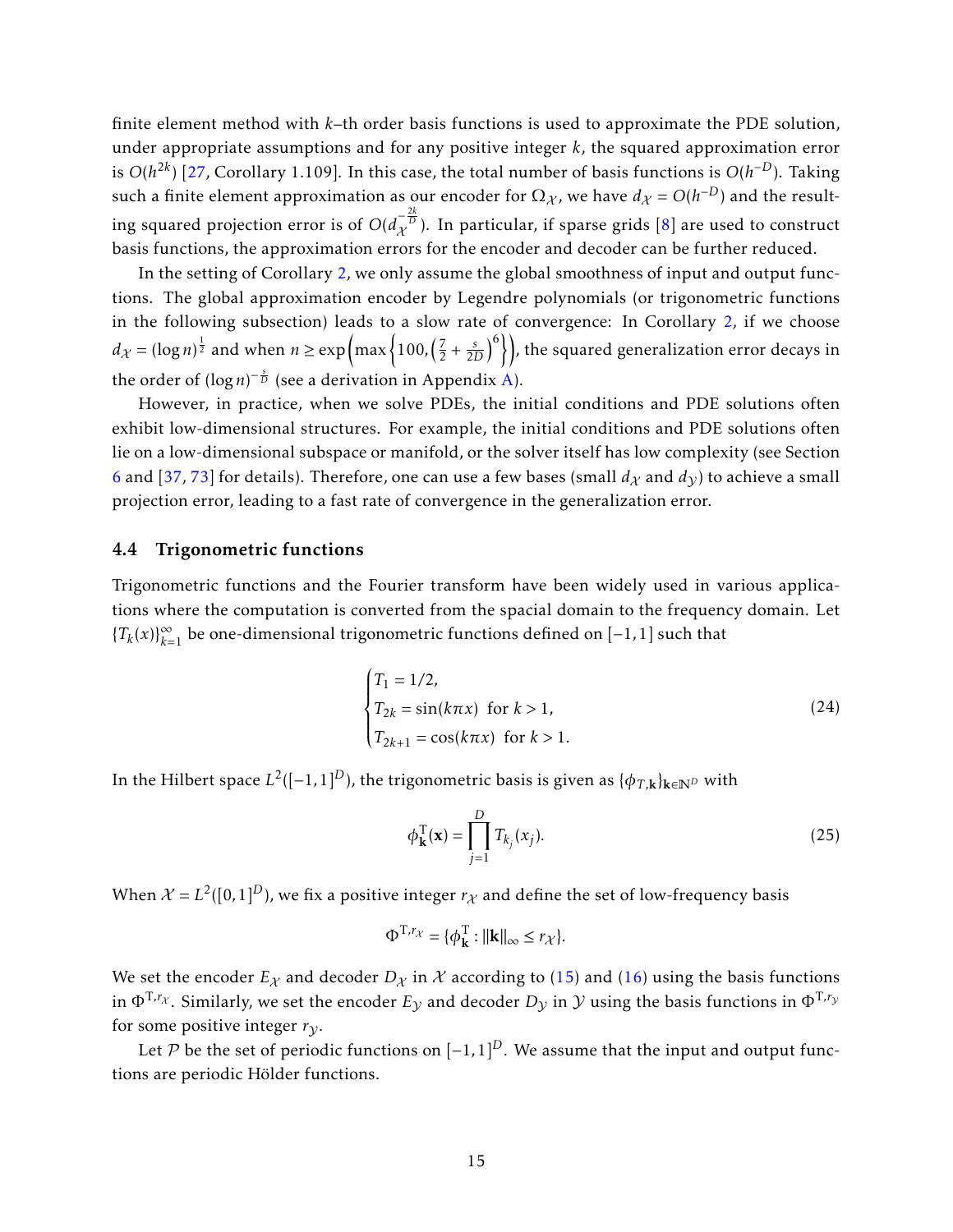finite element method with $k$–th order basis functions is used to approximate the PDE solution, under appropriate assumptions and for any positive integer $k$, the squared approximation error is $O(h^{2k})$ [27, Corollary 1.109]. In this case, the total number of basis functions is $O(h^{-D})$. Taking such a finite element approximation as our encoder for $\Omega_{\mathcal{X}}$, we have $d_{\mathcal{X}} = O(h^{-D})$ and the resulting squared projection error is of $O(d_{\mathcal{X}}^{-\frac{2k}{D}})$. In particular, if sparse grids [8] are used to construct basis functions, the approximation errors for the encoder and decoder can be further reduced.

In the setting of Corollary 2, we only assume the global smoothness of input and output functions. The global approximation encoder by Legendre polynomials (or trigonometric functions in the following subsection) leads to a slow rate of convergence: In Corollary 2, if we choose $d_{\mathcal{X}} = (\log n)^{\frac{1}{2}}$ and when $n \geq \exp\left(\max\left\{100, \left(\frac{7}{2} + \frac{s}{2D}\right)^6\right\}\right)$, the squared generalization error decays in the order of $(\log n)^{-\frac{s}{D}}$ (see a derivation in Appendix A).

However, in practice, when we solve PDEs, the initial conditions and PDE solutions often exhibit low-dimensional structures. For example, the initial conditions and PDE solutions often lie on a low-dimensional subspace or manifold, or the solver itself has low complexity (see Section 6 and [37, 73] for details). Therefore, one can use a few bases (small $d_{\mathcal{X}}$ and $d_{\mathcal{Y}}$) to achieve a small projection error, leading to a fast rate of convergence in the generalization error.

### 4.4 Trigonometric functions

Trigonometric functions and the Fourier transform have been widely used in various applications where the computation is converted from the spacial domain to the frequency domain. Let $\{T_k(x)\}_{k=1}^{\infty}$ be one-dimensional trigonometric functions defined on $[-1,1]$ such that

$$
\begin{cases}
T_1 = 1/2, \\
T_{2k} = \sin(k\pi x) \ \text{ for } k > 1, \\
T_{2k+1} = \cos(k\pi x) \ \text{ for } k > 1.
\end{cases}
\tag{24}
$$

In the Hilbert space $L^2([-1,1]^D)$, the trigonometric basis is given as $\{\phi_{T,\mathbf{k}}\}_{\mathbf{k}\in\mathbb{N}^D}$ with

$$
\phi_{\mathbf{k}}^{\mathrm{T}}(\mathbf{x}) = \prod_{j=1}^{D} T_{k_j}(x_j). \tag{25}
$$

When $\mathcal{X} = L^2([0,1]^D)$, we fix a positive integer $r_{\mathcal{X}}$ and define the set of low-frequency basis

$$
\Phi^{\mathrm{T},r_{\mathcal{X}}} = \{\phi_{\mathbf{k}}^{\mathrm{T}} : \|\mathbf{k}\|_{\infty} \leq r_{\mathcal{X}}\}.
$$

We set the encoder $E_{\mathcal{X}}$ and decoder $D_{\mathcal{X}}$ in $\mathcal{X}$ according to (15) and (16) using the basis functions in $\Phi^{\mathrm{T},r_{\mathcal{X}}}$. Similarly, we set the encoder $E_{\mathcal{Y}}$ and decoder $D_{\mathcal{Y}}$ in $\mathcal{Y}$ using the basis functions in $\Phi^{\mathrm{T},r_{\mathcal{Y}}}$ for some positive integer $r_{\mathcal{Y}}$.

Let $\mathcal{P}$ be the set of periodic functions on $[-1,1]^D$. We assume that the input and output functions are periodic Hölder functions.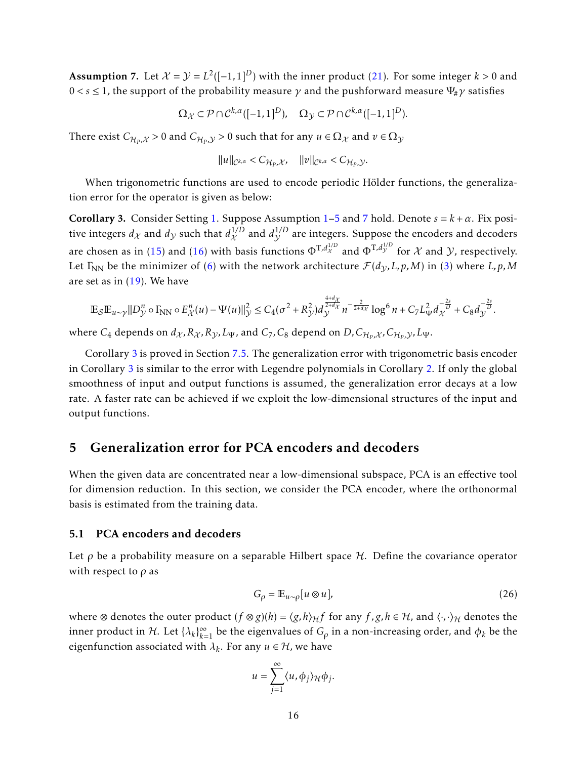**Assumption 7.** Let $\mathcal{X} = \mathcal{Y} = L^2([-1,1]^D)$ with the inner product (21). For some integer $k > 0$ and $0 < s \leq 1$, the support of the probability measure $\gamma$ and the pushforward measure $\Psi_\# \gamma$ satisfies

$$\Omega_{\mathcal{X}} \subset \mathcal{P} \cap \mathcal{C}^{k,\alpha}([-1,1]^D), \quad \Omega_{\mathcal{Y}} \subset \mathcal{P} \cap \mathcal{C}^{k,\alpha}([-1,1]^D).$$

There exist $C_{\mathcal{H}_p,\mathcal{X}} > 0$ and $C_{\mathcal{H}_p,\mathcal{Y}} > 0$ such that for any $u \in \Omega_{\mathcal{X}}$ and $v \in \Omega_{\mathcal{Y}}$

$$\|u\|_{\mathcal{C}^{k,\alpha}} < C_{\mathcal{H}_p,\mathcal{X}}, \quad \|v\|_{\mathcal{C}^{k,\alpha}} < C_{\mathcal{H}_p,\mathcal{Y}}.$$

When trigonometric functions are used to encode periodic Hölder functions, the generalization error for the operator is given as below:

**Corollary 3.** Consider Setting 1. Suppose Assumption 1–5 and 7 hold. Denote $s = k + \alpha$. Fix positive integers $d_{\mathcal{X}}$ and $d_{\mathcal{Y}}$ such that $d_{\mathcal{X}}^{1/D}$ and $d_{\mathcal{Y}}^{1/D}$ are integers. Suppose the encoders and decoders are chosen as in (15) and (16) with basis functions $\Phi^{\mathrm{T},d_{\mathcal{X}}^{1/D}}$ and $\Phi^{\mathrm{T},d_{\mathcal{Y}}^{1/D}}$ for $\mathcal{X}$ and $\mathcal{Y}$, respectively. Let $\Gamma_{\mathrm{NN}}$ be the minimizer of (6) with the network architecture $\mathcal{F}(d_{\mathcal{Y}}, L, p, M)$ in (3) where $L, p, M$ are set as in (19). We have

$$\mathbb{E}_{\mathcal{S}} \mathbb{E}_{u \sim \gamma} \|D_{\mathcal{Y}}^n \circ \Gamma_{\mathrm{NN}} \circ E_{\mathcal{X}}^n(u) - \Psi(u)\|_{\mathcal{Y}}^2 \leq C_4(\sigma^2 + R_{\mathcal{Y}}^2) d_{\mathcal{Y}}^{\frac{4+d_{\mathcal{X}}}{2+d_{\mathcal{X}}}} n^{-\frac{2}{2+d_{\mathcal{X}}}} \log^6 n + C_7 L_\Psi^2 d_{\mathcal{X}}^{-\frac{2s}{D}} + C_8 d_{\mathcal{Y}}^{-\frac{2s}{D}}.$$

where $C_4$ depends on $d_{\mathcal{X}}, R_{\mathcal{X}}, R_{\mathcal{Y}}, L_\Psi$, and $C_7, C_8$ depend on $D, C_{\mathcal{H}_p,\mathcal{X}}, C_{\mathcal{H}_p,\mathcal{Y}}, L_\Psi$.

Corollary 3 is proved in Section 7.5. The generalization error with trigonometric basis encoder in Corollary 3 is similar to the error with Legendre polynomials in Corollary 2. If only the global smoothness of input and output functions is assumed, the generalization error decays at a low rate. A faster rate can be achieved if we exploit the low-dimensional structures of the input and output functions.

## 5 Generalization error for PCA encoders and decoders

When the given data are concentrated near a low-dimensional subspace, PCA is an effective tool for dimension reduction. In this section, we consider the PCA encoder, where the orthonormal basis is estimated from the training data.

### 5.1 PCA encoders and decoders

Let $\rho$ be a probability measure on a separable Hilbert space $\mathcal{H}$. Define the covariance operator with respect to $\rho$ as

$$G_\rho = \mathbb{E}_{u \sim \rho}[u \otimes u], \tag{26}$$

where $\otimes$ denotes the outer product $(f \otimes g)(h) = \langle g, h \rangle_{\mathcal{H}} f$ for any $f, g, h \in \mathcal{H}$, and $\langle \cdot, \cdot \rangle_{\mathcal{H}}$ denotes the inner product in $\mathcal{H}$. Let $\{\lambda_k\}_{k=1}^\infty$ be the eigenvalues of $G_\rho$ in a non-increasing order, and $\phi_k$ be the eigenfunction associated with $\lambda_k$. For any $u \in \mathcal{H}$, we have

$$u = \sum_{j=1}^\infty \langle u, \phi_j \rangle_{\mathcal{H}} \phi_j.$$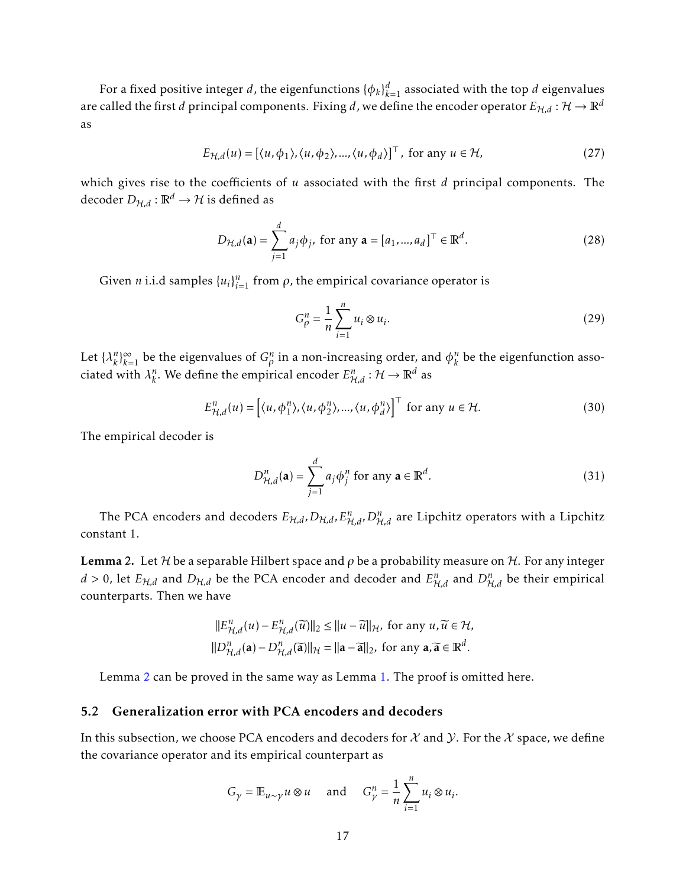For a fixed positive integer $d$, the eigenfunctions $\{\phi_k\}_{k=1}^d$ associated with the top $d$ eigenvalues are called the first $d$ principal components. Fixing $d$, we define the encoder operator $E_{\mathcal{H},d} : \mathcal{H} \to \mathbb{R}^d$ as

$$E_{\mathcal{H},d}(u) = [\langle u, \phi_1 \rangle, \langle u, \phi_2 \rangle, ..., \langle u, \phi_d \rangle]^\top, \text{ for any } u \in \mathcal{H}, \tag{27}$$

which gives rise to the coefficients of $u$ associated with the first $d$ principal components. The decoder $D_{\mathcal{H},d} : \mathbb{R}^d \to \mathcal{H}$ is defined as

$$D_{\mathcal{H},d}(\mathbf{a}) = \sum_{j=1}^{d} a_j \phi_j, \text{ for any } \mathbf{a} = [a_1, ..., a_d]^\top \in \mathbb{R}^d. \tag{28}$$

Given $n$ i.i.d samples $\{u_i\}_{i=1}^n$ from $\rho$, the empirical covariance operator is

$$G_\rho^n = \frac{1}{n} \sum_{i=1}^{n} u_i \otimes u_i. \tag{29}$$

Let $\{\lambda_k^n\}_{k=1}^\infty$ be the eigenvalues of $G_\rho^n$ in a non-increasing order, and $\phi_k^n$ be the eigenfunction associated with $\lambda_k^n$. We define the empirical encoder $E_{\mathcal{H},d}^n : \mathcal{H} \to \mathbb{R}^d$ as

$$E_{\mathcal{H},d}^n(u) = \left[\langle u, \phi_1^n \rangle, \langle u, \phi_2^n \rangle, ..., \langle u, \phi_d^n \rangle\right]^\top \text{ for any } u \in \mathcal{H}. \tag{30}$$

The empirical decoder is

$$D_{\mathcal{H},d}^n(\mathbf{a}) = \sum_{j=1}^{d} a_j \phi_j^n \text{ for any } \mathbf{a} \in \mathbb{R}^d. \tag{31}$$

The PCA encoders and decoders $E_{\mathcal{H},d}, D_{\mathcal{H},d}, E_{\mathcal{H},d}^n, D_{\mathcal{H},d}^n$ are Lipchitz operators with a Lipchitz constant 1.

**Lemma 2.** Let $\mathcal{H}$ be a separable Hilbert space and $\rho$ be a probability measure on $\mathcal{H}$. For any integer $d > 0$, let $E_{\mathcal{H},d}$ and $D_{\mathcal{H},d}$ be the PCA encoder and decoder and $E_{\mathcal{H},d}^n$ and $D_{\mathcal{H},d}^n$ be their empirical counterparts. Then we have

$$\|E_{\mathcal{H},d}^n(u) - E_{\mathcal{H},d}^n(\widetilde{u})\|_2 \leq \|u - \widetilde{u}\|_{\mathcal{H}}, \text{ for any } u, \widetilde{u} \in \mathcal{H},$$
$$\|D_{\mathcal{H},d}^n(\mathbf{a}) - D_{\mathcal{H},d}^n(\widetilde{\mathbf{a}})\|_{\mathcal{H}} = \|\mathbf{a} - \widetilde{\mathbf{a}}\|_2, \text{ for any } \mathbf{a}, \widetilde{\mathbf{a}} \in \mathbb{R}^d.$$

Lemma 2 can be proved in the same way as Lemma 1. The proof is omitted here.

### 5.2 Generalization error with PCA encoders and decoders

In this subsection, we choose PCA encoders and decoders for $\mathcal{X}$ and $\mathcal{Y}$. For the $\mathcal{X}$ space, we define the covariance operator and its empirical counterpart as

$$G_\gamma = \mathbb{E}_{u \sim \gamma} u \otimes u \quad \text{ and } \quad G_\gamma^n = \frac{1}{n} \sum_{i=1}^{n} u_i \otimes u_i.$$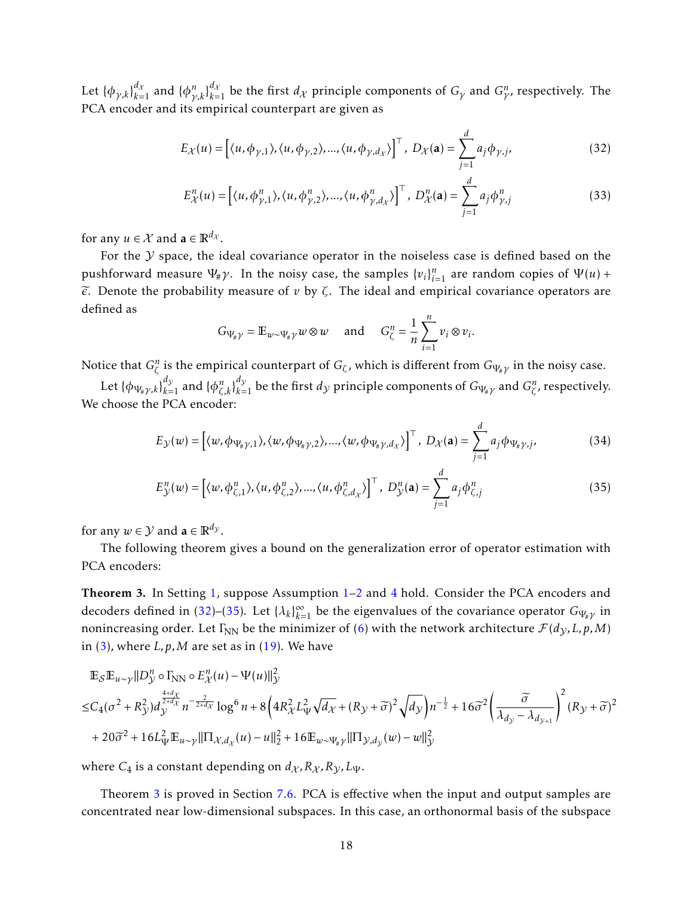Let $\{\phi_{\gamma,k}\}_{k=1}^{d_\mathcal{X}}$ and $\{\phi_{\gamma,k}^n\}_{k=1}^{d_\mathcal{X}}$ be the first $d_\mathcal{X}$ principle components of $G_\gamma$ and $G_\gamma^n$, respectively. The PCA encoder and its empirical counterpart are given as

$$E_\mathcal{X}(u) = \left[\langle u, \phi_{\gamma,1}\rangle, \langle u, \phi_{\gamma,2}\rangle, ..., \langle u, \phi_{\gamma,d_\mathcal{X}}\rangle\right]^\top, \; D_\mathcal{X}(\mathbf{a}) = \sum_{j=1}^{d} a_j \phi_{\gamma,j}, \tag{32}$$

$$E_\mathcal{X}^n(u) = \left[\langle u, \phi_{\gamma,1}^n\rangle, \langle u, \phi_{\gamma,2}^n\rangle, ..., \langle u, \phi_{\gamma,d_\mathcal{X}}^n\rangle\right]^\top, \; D_\mathcal{X}^n(\mathbf{a}) = \sum_{j=1}^{d} a_j \phi_{\gamma,j}^n \tag{33}$$

for any $u \in \mathcal{X}$ and $\mathbf{a} \in \mathbb{R}^{d_\mathcal{X}}$.

For the $\mathcal{Y}$ space, the ideal covariance operator in the noiseless case is defined based on the pushforward measure $\Psi_\# \gamma$. In the noisy case, the samples $\{v_i\}_{i=1}^n$ are random copies of $\Psi(u) + \widetilde{\epsilon}$. Denote the probability measure of $v$ by $\zeta$. The ideal and empirical covariance operators are defined as

$$G_{\Psi_\#\gamma} = \mathbb{E}_{w \sim \Psi_\#\gamma} w \otimes w \quad \text{ and } \quad G_\zeta^n = \frac{1}{n}\sum_{i=1}^n v_i \otimes v_i.$$

Notice that $G_\zeta^n$ is the empirical counterpart of $G_\zeta$, which is different from $G_{\Psi_\#\gamma}$ in the noisy case.

Let $\{\phi_{\Psi_\#\gamma,k}\}_{k=1}^{d_\mathcal{Y}}$ and $\{\phi_{\zeta,k}^n\}_{k=1}^{d_\mathcal{Y}}$ be the first $d_\mathcal{Y}$ principle components of $G_{\Psi_\#\gamma}$ and $G_\zeta^n$, respectively. We choose the PCA encoder:

$$E_\mathcal{Y}(w) = \left[\langle w, \phi_{\Psi_\#\gamma,1}\rangle, \langle w, \phi_{\Psi_\#\gamma,2}\rangle, ..., \langle w, \phi_{\Psi_\#\gamma,d_\mathcal{X}}\rangle\right]^\top, \; D_\mathcal{X}(\mathbf{a}) = \sum_{j=1}^{d} a_j \phi_{\Psi_\#\gamma,j}, \tag{34}$$

$$E_\mathcal{Y}^n(w) = \left[\langle w, \phi_{\zeta,1}^n\rangle, \langle u, \phi_{\zeta,2}^n\rangle, ..., \langle u, \phi_{\zeta,d_\mathcal{X}}^n\rangle\right]^\top, \; D_\mathcal{Y}^n(\mathbf{a}) = \sum_{j=1}^{d} a_j \phi_{\zeta,j}^n \tag{35}$$

for any $w \in \mathcal{Y}$ and $\mathbf{a} \in \mathbb{R}^{d_\mathcal{Y}}$.

The following theorem gives a bound on the generalization error of operator estimation with PCA encoders:

**Theorem 3.** In Setting 1, suppose Assumption 1–2 and 4 hold. Consider the PCA encoders and decoders defined in (32)–(35). Let $\{\lambda_k\}_{k=1}^\infty$ be the eigenvalues of the covariance operator $G_{\Psi_\#\gamma}$ in nonincreasing order. Let $\Gamma_{\rm NN}$ be the minimizer of (6) with the network architecture $\mathcal{F}(d_\mathcal{Y}, L, p, M)$ in (3), where $L, p, M$ are set as in (19). We have

$$\begin{aligned}
&\mathbb{E}_\mathcal{S}\mathbb{E}_{u\sim\gamma}\|D_\mathcal{Y}^n \circ \Gamma_{\rm NN} \circ E_\mathcal{X}^n(u) - \Psi(u)\|_\mathcal{Y}^2 \\
\leq& C_4(\sigma^2 + R_\mathcal{Y}^2) d_\mathcal{Y}^{\frac{4+d_\mathcal{X}}{2+d_\mathcal{X}}} n^{-\frac{2}{2+d_\mathcal{X}}} \log^6 n + 8\left(4R_\mathcal{X}^2 L_\Psi^2 \sqrt{d_\mathcal{X}} + (R_\mathcal{Y} + \widetilde{\sigma})^2\sqrt{d_\mathcal{Y}}\right) n^{-\frac{1}{2}} + 16\widetilde{\sigma}^2 \left(\frac{\widetilde{\sigma}}{\lambda_{d_\mathcal{Y}} - \lambda_{d_{\mathcal{Y}+1}}}\right)^2 (R_\mathcal{Y} + \widetilde{\sigma})^2 \\
&+ 20\widetilde{\sigma}^2 + 16 L_\Psi^2 \mathbb{E}_{u\sim\gamma}\|\Pi_{\mathcal{X},d_\mathcal{X}}(u) - u\|_2^2 + 16\mathbb{E}_{w\sim\Psi_\#\gamma}\|\Pi_{\mathcal{Y},d_\mathcal{Y}}(w) - w\|_\mathcal{Y}^2
\end{aligned}$$

where $C_4$ is a constant depending on $d_\mathcal{X}, R_\mathcal{X}, R_\mathcal{Y}, L_\Psi$.

Theorem 3 is proved in Section 7.6. PCA is effective when the input and output samples are concentrated near low-dimensional subspaces. In this case, an orthonormal basis of the subspace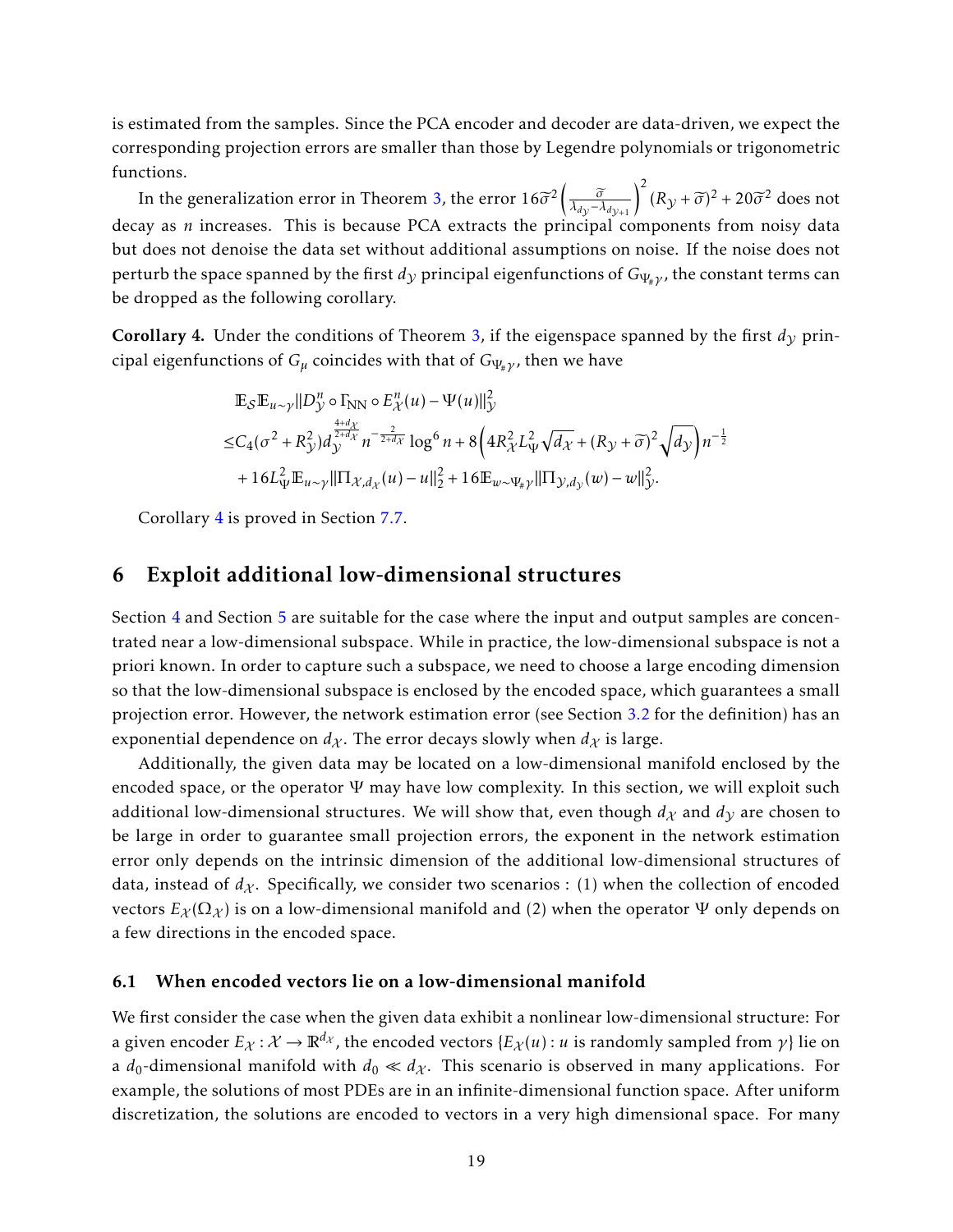is estimated from the samples. Since the PCA encoder and decoder are data-driven, we expect the corresponding projection errors are smaller than those by Legendre polynomials or trigonometric functions.

In the generalization error in Theorem 3, the error $16\widetilde{\sigma}^2\left(\frac{\widetilde{\sigma}}{\lambda_{d_\mathcal{Y}}-\lambda_{d_{\mathcal{Y}+1}}}\right)^2(R_\mathcal{Y}+\widetilde{\sigma})^2+20\widetilde{\sigma}^2$ does not decay as $n$ increases. This is because PCA extracts the principal components from noisy data but does not denoise the data set without additional assumptions on noise. If the noise does not perturb the space spanned by the first $d_\mathcal{Y}$ principal eigenfunctions of $G_{\Psi_\# \gamma}$, the constant terms can be dropped as the following corollary.

**Corollary 4.** Under the conditions of Theorem 3, if the eigenspace spanned by the first $d_\mathcal{Y}$ principal eigenfunctions of $G_\mu$ coincides with that of $G_{\Psi_\# \gamma}$, then we have

$$
\begin{aligned}
&\mathbb{E}_\mathcal{S}\mathbb{E}_{u\sim\gamma}\|D_\mathcal{Y}^n\circ\Gamma_{\rm NN}\circ E_\mathcal{X}^n(u)-\Psi(u)\|_\mathcal{Y}^2\\
\leq& C_4(\sigma^2+R_\mathcal{Y}^2)d_\mathcal{Y}^{\frac{4+d_\mathcal{X}}{2+d_\mathcal{X}}}n^{-\frac{2}{2+d_\mathcal{X}}}\log^6 n+8\left(4R_\mathcal{X}^2L_\Psi^2\sqrt{d_\mathcal{X}}+(R_\mathcal{Y}+\widetilde{\sigma})^2\sqrt{d_\mathcal{Y}}\right)n^{-\frac{1}{2}}\\
&+16L_\Psi^2\mathbb{E}_{u\sim\gamma}\|\Pi_{\mathcal{X},d_\mathcal{X}}(u)-u\|_2^2+16\mathbb{E}_{w\sim\Psi_\#\gamma}\|\Pi_{\mathcal{Y},d_\mathcal{Y}}(w)-w\|_\mathcal{Y}^2.
\end{aligned}
$$

Corollary 4 is proved in Section 7.7.

# 6 Exploit additional low-dimensional structures

Section 4 and Section 5 are suitable for the case where the input and output samples are concentrated near a low-dimensional subspace. While in practice, the low-dimensional subspace is not a priori known. In order to capture such a subspace, we need to choose a large encoding dimension so that the low-dimensional subspace is enclosed by the encoded space, which guarantees a small projection error. However, the network estimation error (see Section 3.2 for the definition) has an exponential dependence on $d_\mathcal{X}$. The error decays slowly when $d_\mathcal{X}$ is large.

Additionally, the given data may be located on a low-dimensional manifold enclosed by the encoded space, or the operator $\Psi$ may have low complexity. In this section, we will exploit such additional low-dimensional structures. We will show that, even though $d_\mathcal{X}$ and $d_\mathcal{Y}$ are chosen to be large in order to guarantee small projection errors, the exponent in the network estimation error only depends on the intrinsic dimension of the additional low-dimensional structures of data, instead of $d_\mathcal{X}$. Specifically, we consider two scenarios : (1) when the collection of encoded vectors $E_\mathcal{X}(\Omega_\mathcal{X})$ is on a low-dimensional manifold and (2) when the operator $\Psi$ only depends on a few directions in the encoded space.

## 6.1 When encoded vectors lie on a low-dimensional manifold

We first consider the case when the given data exhibit a nonlinear low-dimensional structure: For a given encoder $E_\mathcal{X}:\mathcal{X}\to\mathbb{R}^{d_\mathcal{X}}$, the encoded vectors $\{E_\mathcal{X}(u): u \text{ is randomly sampled from } \gamma\}$ lie on a $d_0$-dimensional manifold with $d_0 \ll d_\mathcal{X}$. This scenario is observed in many applications. For example, the solutions of most PDEs are in an infinite-dimensional function space. After uniform discretization, the solutions are encoded to vectors in a very high dimensional space. For many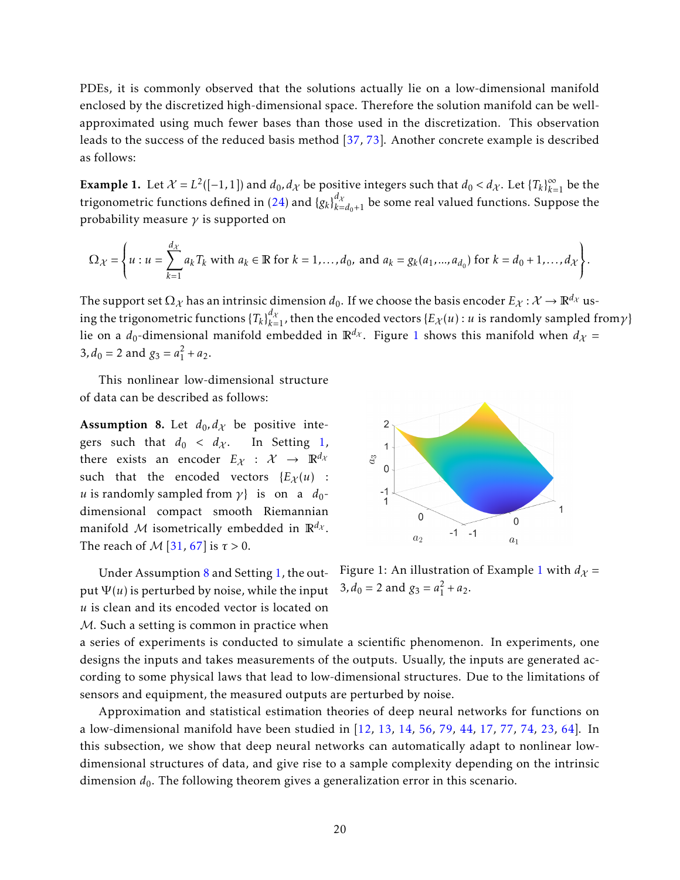PDEs, it is commonly observed that the solutions actually lie on a low-dimensional manifold enclosed by the discretized high-dimensional space. Therefore the solution manifold can be well-approximated using much fewer bases than those used in the discretization. This observation leads to the success of the reduced basis method [37, 73]. Another concrete example is described as follows:

**Example 1.** Let $\mathcal{X} = L^2([-1,1])$ and $d_0, d_{\mathcal{X}}$ be positive integers such that $d_0 < d_{\mathcal{X}}$. Let $\{T_k\}_{k=1}^{\infty}$ be the trigonometric functions defined in (24) and $\{g_k\}_{k=d_0+1}^{d_{\mathcal{X}}}$ be some real valued functions. Suppose the probability measure $\gamma$ is supported on

$$\Omega_{\mathcal{X}} = \left\{ u : u = \sum_{k=1}^{d_{\mathcal{X}}} a_k T_k \text{ with } a_k \in \mathbb{R} \text{ for } k = 1, \ldots, d_0, \text{ and } a_k = g_k(a_1, \ldots, a_{d_0}) \text{ for } k = d_0+1, \ldots, d_{\mathcal{X}} \right\}.$$

The support set $\Omega_{\mathcal{X}}$ has an intrinsic dimension $d_0$. If we choose the basis encoder $E_{\mathcal{X}} : \mathcal{X} \to \mathbb{R}^{d_{\mathcal{X}}}$ using the trigonometric functions $\{T_k\}_{k=1}^{d_{\mathcal{X}}}$, then the encoded vectors $\{E_{\mathcal{X}}(u) : u \text{ is randomly sampled from} \gamma\}$ lie on a $d_0$-dimensional manifold embedded in $\mathbb{R}^{d_{\mathcal{X}}}$. Figure 1 shows this manifold when $d_{\mathcal{X}} = 3, d_0 = 2$ and $g_3 = a_1^2 + a_2$.

This nonlinear low-dimensional structure of data can be described as follows:

**Assumption 8.** Let $d_0, d_{\mathcal{X}}$ be positive integers such that $d_0 < d_{\mathcal{X}}$. In Setting 1, there exists an encoder $E_{\mathcal{X}} : \mathcal{X} \to \mathbb{R}^{d_{\mathcal{X}}}$ such that the encoded vectors $\{E_{\mathcal{X}}(u) : u \text{ is randomly sampled from } \gamma\}$ is on a $d_0$-dimensional compact smooth Riemannian manifold $\mathcal{M}$ isometrically embedded in $\mathbb{R}^{d_{\mathcal{X}}}$. The reach of $\mathcal{M}$ [31, 67] is $\tau > 0$.

Figure 1: An illustration of Example 1 with $d_{\mathcal{X}} = 3, d_0 = 2$ and $g_3 = a_1^2 + a_2$.

Under Assumption 8 and Setting 1, the output $\Psi(u)$ is perturbed by noise, while the input $u$ is clean and its encoded vector is located on $\mathcal{M}$. Such a setting is common in practice when a series of experiments is conducted to simulate a scientific phenomenon. In experiments, one designs the inputs and takes measurements of the outputs. Usually, the inputs are generated according to some physical laws that lead to low-dimensional structures. Due to the limitations of sensors and equipment, the measured outputs are perturbed by noise.

Approximation and statistical estimation theories of deep neural networks for functions on a low-dimensional manifold have been studied in [12, 13, 14, 56, 79, 44, 17, 77, 74, 23, 64]. In this subsection, we show that deep neural networks can automatically adapt to nonlinear low-dimensional structures of data, and give rise to a sample complexity depending on the intrinsic dimension $d_0$. The following theorem gives a generalization error in this scenario.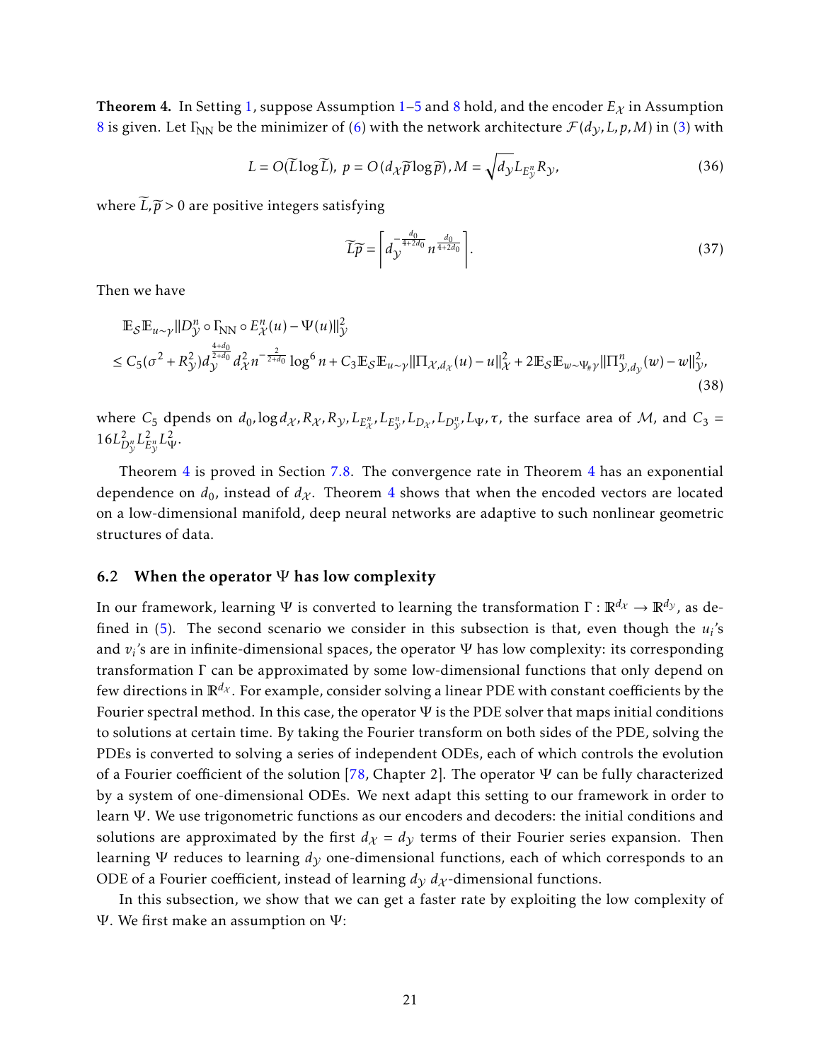**Theorem 4.** In Setting 1, suppose Assumption 1–5 and 8 hold, and the encoder $E_{\mathcal{X}}$ in Assumption 8 is given. Let $\Gamma_{\rm NN}$ be the minimizer of (6) with the network architecture $\mathcal{F}(d_{\mathcal{Y}}, L, p, M)$ in (3) with

$$L = O(\widetilde{L}\log\widetilde{L}),\ p = O(d_{\mathcal{X}}\widetilde{p}\log\widetilde{p}), M = \sqrt{d_{\mathcal{Y}}}L_{E_{\mathcal{Y}}^n}R_{\mathcal{Y}}, \tag{36}$$

where $\widetilde{L}, \widetilde{p} > 0$ are positive integers satisfying

$$\widetilde{L}\widetilde{p} = \left\lceil d_{\mathcal{Y}}^{-\frac{d_0}{4+2d_0}} n^{\frac{d_0}{4+2d_0}} \right\rceil. \tag{37}$$

Then we have

$$\begin{aligned}
&\mathbb{E}_{\mathcal{S}}\mathbb{E}_{u\sim\gamma}\|D_{\mathcal{Y}}^n \circ \Gamma_{\rm NN} \circ E_{\mathcal{X}}^n(u) - \Psi(u)\|_{\mathcal{Y}}^2 \\
&\leq C_5(\sigma^2 + R_{\mathcal{Y}}^2) d_{\mathcal{Y}}^{\frac{4+d_0}{2+d_0}} d_{\mathcal{X}}^2 n^{-\frac{2}{2+d_0}} \log^6 n + C_3 \mathbb{E}_{\mathcal{S}}\mathbb{E}_{u\sim\gamma}\|\Pi_{\mathcal{X},d_{\mathcal{X}}}(u) - u\|_{\mathcal{X}}^2 + 2\mathbb{E}_{\mathcal{S}}\mathbb{E}_{w\sim\Psi_{\#}\gamma}\|\Pi_{\mathcal{Y},d_{\mathcal{Y}}}^n(w) - w\|_{\mathcal{Y}}^2,
\end{aligned} \tag{38}$$

where $C_5$ dpends on $d_0, \log d_{\mathcal{X}}, R_{\mathcal{X}}, R_{\mathcal{Y}}, L_{E_{\mathcal{X}}^n}, L_{E_{\mathcal{Y}}^n}, L_{D_{\mathcal{X}}}, L_{D_{\mathcal{Y}}^n}, L_{\Psi}, \tau$, the surface area of $\mathcal{M}$, and $C_3 = 16L_{D_{\mathcal{Y}}^n}^2 L_{E_{\mathcal{Y}}^n}^2 L_{\Psi}^2$.

Theorem 4 is proved in Section 7.8. The convergence rate in Theorem 4 has an exponential dependence on $d_0$, instead of $d_{\mathcal{X}}$. Theorem 4 shows that when the encoded vectors are located on a low-dimensional manifold, deep neural networks are adaptive to such nonlinear geometric structures of data.

### 6.2 When the operator $\Psi$ has low complexity

In our framework, learning $\Psi$ is converted to learning the transformation $\Gamma : \mathbb{R}^{d_{\mathcal{X}}} \to \mathbb{R}^{d_{\mathcal{Y}}}$, as defined in (5). The second scenario we consider in this subsection is that, even though the $u_i$'s and $v_i$'s are in infinite-dimensional spaces, the operator $\Psi$ has low complexity: its corresponding transformation $\Gamma$ can be approximated by some low-dimensional functions that only depend on few directions in $\mathbb{R}^{d_{\mathcal{X}}}$. For example, consider solving a linear PDE with constant coefficients by the Fourier spectral method. In this case, the operator $\Psi$ is the PDE solver that maps initial conditions to solutions at certain time. By taking the Fourier transform on both sides of the PDE, solving the PDEs is converted to solving a series of independent ODEs, each of which controls the evolution of a Fourier coefficient of the solution [78, Chapter 2]. The operator $\Psi$ can be fully characterized by a system of one-dimensional ODEs. We next adapt this setting to our framework in order to learn $\Psi$. We use trigonometric functions as our encoders and decoders: the initial conditions and solutions are approximated by the first $d_{\mathcal{X}} = d_{\mathcal{Y}}$ terms of their Fourier series expansion. Then learning $\Psi$ reduces to learning $d_{\mathcal{Y}}$ one-dimensional functions, each of which corresponds to an ODE of a Fourier coefficient, instead of learning $d_{\mathcal{Y}}$ $d_{\mathcal{X}}$-dimensional functions.

In this subsection, we show that we can get a faster rate by exploiting the low complexity of $\Psi$. We first make an assumption on $\Psi$: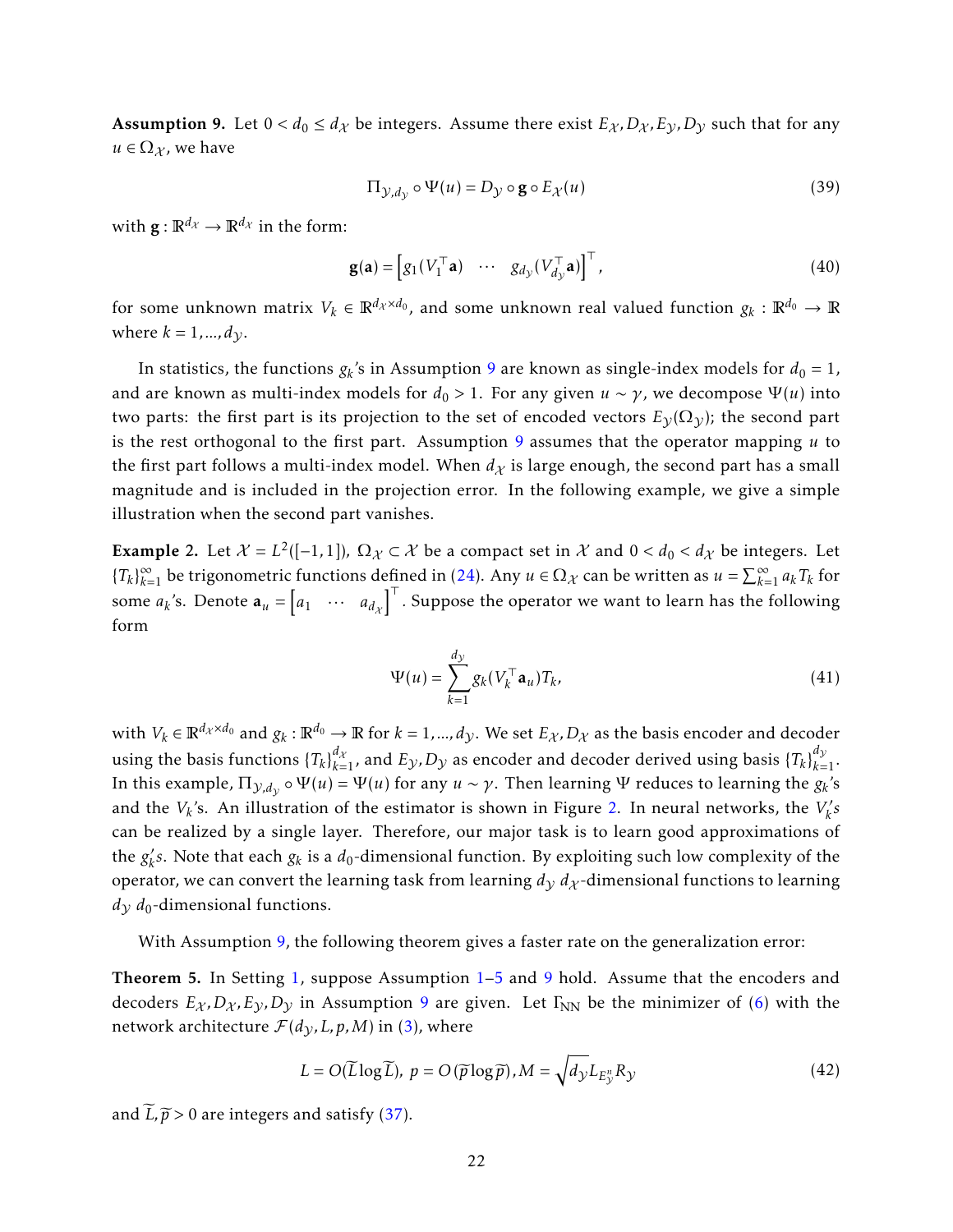**Assumption 9.** Let $0 < d_0 \le d_{\mathcal{X}}$ be integers. Assume there exist $E_{\mathcal{X}}, D_{\mathcal{X}}, E_{\mathcal{Y}}, D_{\mathcal{Y}}$ such that for any $u \in \Omega_{\mathcal{X}}$, we have

$$\Pi_{\mathcal{Y},d_{\mathcal{Y}}} \circ \Psi(u) = D_{\mathcal{Y}} \circ \mathbf{g} \circ E_{\mathcal{X}}(u) \tag{39}$$

with $\mathbf{g} : \mathbb{R}^{d_{\mathcal{X}}} \to \mathbb{R}^{d_{\mathcal{X}}}$ in the form:

$$\mathbf{g}(\mathbf{a}) = \begin{bmatrix} g_1(V_1^\top \mathbf{a}) & \cdots & g_{d_{\mathcal{Y}}}(V_{d_{\mathcal{Y}}}^\top \mathbf{a}) \end{bmatrix}^\top, \tag{40}$$

for some unknown matrix $V_k \in \mathbb{R}^{d_{\mathcal{X}} \times d_0}$, and some unknown real valued function $g_k : \mathbb{R}^{d_0} \to \mathbb{R}$ where $k = 1, ..., d_{\mathcal{Y}}$.

In statistics, the functions $g_k$'s in Assumption 9 are known as single-index models for $d_0 = 1$, and are known as multi-index models for $d_0 > 1$. For any given $u \sim \gamma$, we decompose $\Psi(u)$ into two parts: the first part is its projection to the set of encoded vectors $E_{\mathcal{Y}}(\Omega_{\mathcal{Y}})$; the second part is the rest orthogonal to the first part. Assumption 9 assumes that the operator mapping $u$ to the first part follows a multi-index model. When $d_{\mathcal{X}}$ is large enough, the second part has a small magnitude and is included in the projection error. In the following example, we give a simple illustration when the second part vanishes.

**Example 2.** Let $\mathcal{X} = L^2([-1,1])$, $\Omega_{\mathcal{X}} \subset \mathcal{X}$ be a compact set in $\mathcal{X}$ and $0 < d_0 < d_{\mathcal{X}}$ be integers. Let $\{T_k\}_{k=1}^\infty$ be trigonometric functions defined in (24). Any $u \in \Omega_{\mathcal{X}}$ can be written as $u = \sum_{k=1}^\infty a_k T_k$ for some $a_k$'s. Denote $\mathbf{a}_u = \begin{bmatrix} a_1 & \cdots & a_{d_{\mathcal{X}}} \end{bmatrix}^\top$. Suppose the operator we want to learn has the following form

$$\Psi(u) = \sum_{k=1}^{d_{\mathcal{Y}}} g_k(V_k^\top \mathbf{a}_u) T_k, \tag{41}$$

with $V_k \in \mathbb{R}^{d_{\mathcal{X}} \times d_0}$ and $g_k : \mathbb{R}^{d_0} \to \mathbb{R}$ for $k = 1, ..., d_{\mathcal{Y}}$. We set $E_{\mathcal{X}}, D_{\mathcal{X}}$ as the basis encoder and decoder using the basis functions $\{T_k\}_{k=1}^{d_{\mathcal{X}}}$, and $E_{\mathcal{Y}}, D_{\mathcal{Y}}$ as encoder and decoder derived using basis $\{T_k\}_{k=1}^{d_{\mathcal{Y}}}$. In this example, $\Pi_{\mathcal{Y},d_{\mathcal{Y}}} \circ \Psi(u) = \Psi(u)$ for any $u \sim \gamma$. Then learning $\Psi$ reduces to learning the $g_k$'s and the $V_k$'s. An illustration of the estimator is shown in Figure 2. In neural networks, the $V_k's$ can be realized by a single layer. Therefore, our major task is to learn good approximations of the $g_k's$. Note that each $g_k$ is a $d_0$-dimensional function. By exploiting such low complexity of the operator, we can convert the learning task from learning $d_{\mathcal{Y}}$ $d_{\mathcal{X}}$-dimensional functions to learning $d_{\mathcal{Y}}$ $d_0$-dimensional functions.

With Assumption 9, the following theorem gives a faster rate on the generalization error:

**Theorem 5.** In Setting 1, suppose Assumption 1–5 and 9 hold. Assume that the encoders and decoders $E_{\mathcal{X}}, D_{\mathcal{X}}, E_{\mathcal{Y}}, D_{\mathcal{Y}}$ in Assumption 9 are given. Let $\Gamma_{\mathrm{NN}}$ be the minimizer of (6) with the network architecture $\mathcal{F}(d_{\mathcal{Y}}, L, p, M)$ in (3), where

$$L = O(\widetilde{L} \log \widetilde{L}),\ p = O(\widetilde{p} \log \widetilde{p}), M = \sqrt{d_{\mathcal{Y}}} L_{E_{\mathcal{Y}}^n} R_{\mathcal{Y}} \tag{42}$$

and $\widetilde{L}, \widetilde{p} > 0$ are integers and satisfy (37).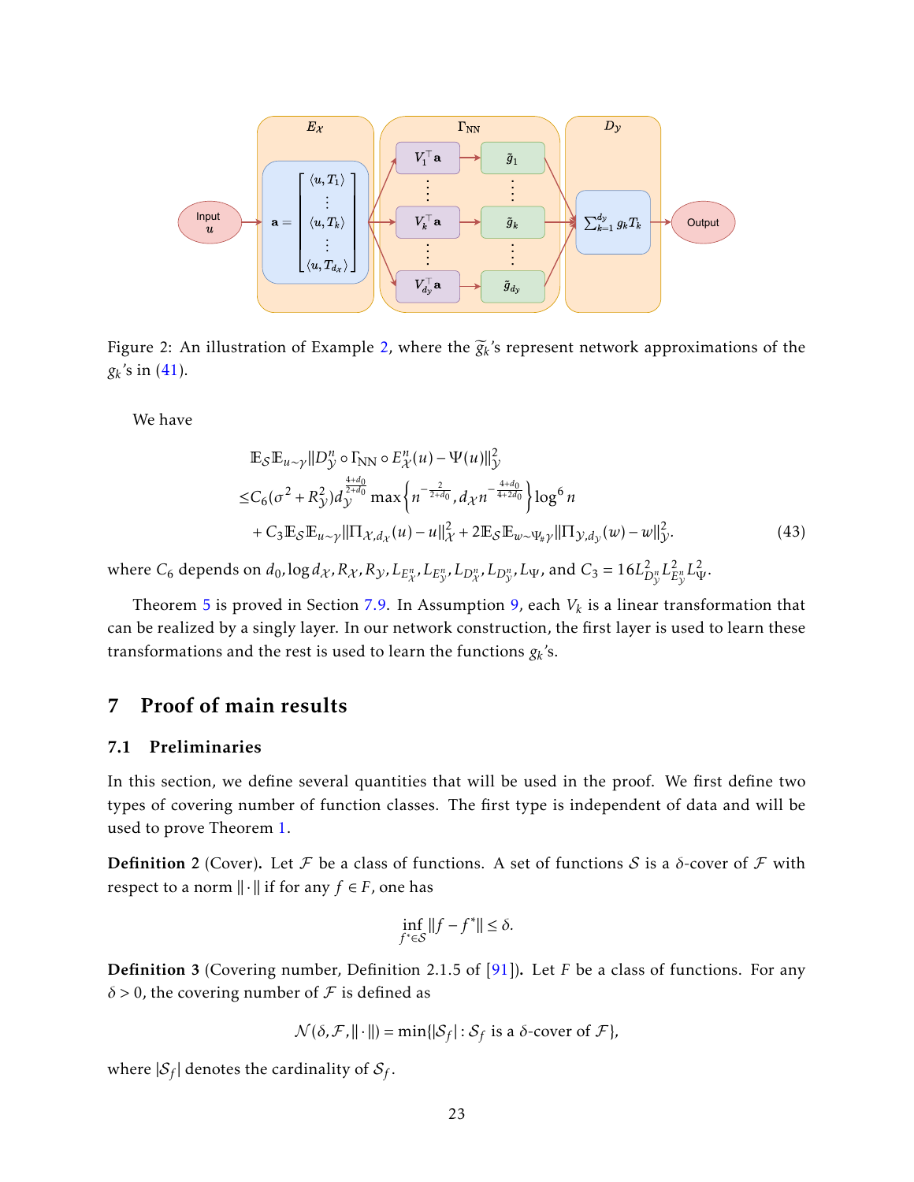Figure 2: An illustration of Example 2, where the $\widetilde{g}_k$'s represent network approximations of the $g_k$'s in (41).

We have

$$
\begin{aligned}
&\mathbb{E}_{\mathcal{S}}\mathbb{E}_{u\sim\gamma}\|D_{\mathcal{Y}}^n \circ \Gamma_{\rm NN} \circ E_{\mathcal{X}}^n(u) - \Psi(u)\|_{\mathcal{Y}}^2 \\
\leq & C_6(\sigma^2 + R_{\mathcal{Y}}^2) d_{\mathcal{Y}}^{\frac{4+d_0}{2+d_0}} \max\left\{ n^{-\frac{2}{2+d_0}}, d_{\mathcal{X}} n^{-\frac{4+d_0}{4+2d_0}} \right\} \log^6 n \\
&+ C_3 \mathbb{E}_{\mathcal{S}}\mathbb{E}_{u\sim\gamma}\|\Pi_{\mathcal{X},d_{\mathcal{X}}}(u) - u\|_{\mathcal{X}}^2 + 2\mathbb{E}_{\mathcal{S}}\mathbb{E}_{w\sim\Psi_\#\gamma}\|\Pi_{\mathcal{Y},d_{\mathcal{Y}}}(w) - w\|_{\mathcal{Y}}^2.
\end{aligned} \tag{43}
$$

where $C_6$ depends on $d_0, \log d_{\mathcal{X}}, R_{\mathcal{X}}, R_{\mathcal{Y}}, L_{E_{\mathcal{X}}^n}, L_{E_{\mathcal{Y}}^n}, L_{D_{\mathcal{X}}^n}, L_{D_{\mathcal{Y}}^n}, L_{\Psi}$, and $C_3 = 16 L_{D_{\mathcal{Y}}^n}^2 L_{E_{\mathcal{Y}}^n}^2 L_{\Psi}^2$.

Theorem 5 is proved in Section 7.9. In Assumption 9, each $V_k$ is a linear transformation that can be realized by a singly layer. In our network construction, the first layer is used to learn these transformations and the rest is used to learn the functions $g_k$'s.

# 7 Proof of main results

## 7.1 Preliminaries

In this section, we define several quantities that will be used in the proof. We first define two types of covering number of function classes. The first type is independent of data and will be used to prove Theorem 1.

**Definition 2** (Cover)**.** Let $\mathcal{F}$ be a class of functions. A set of functions $\mathcal{S}$ is a $\delta$-cover of $\mathcal{F}$ with respect to a norm $\|\cdot\|$ if for any $f \in F$, one has

$$
\inf_{f^* \in \mathcal{S}} \|f - f^*\| \leq \delta.
$$

**Definition 3** (Covering number, Definition 2.1.5 of [91])**.** Let $F$ be a class of functions. For any $\delta > 0$, the covering number of $\mathcal{F}$ is defined as

$$
\mathcal{N}(\delta, \mathcal{F}, \|\cdot\|) = \min\{|\mathcal{S}_f| : \mathcal{S}_f \text{ is a } \delta\text{-cover of } \mathcal{F}\},
$$

where $|\mathcal{S}_f|$ denotes the cardinality of $\mathcal{S}_f$.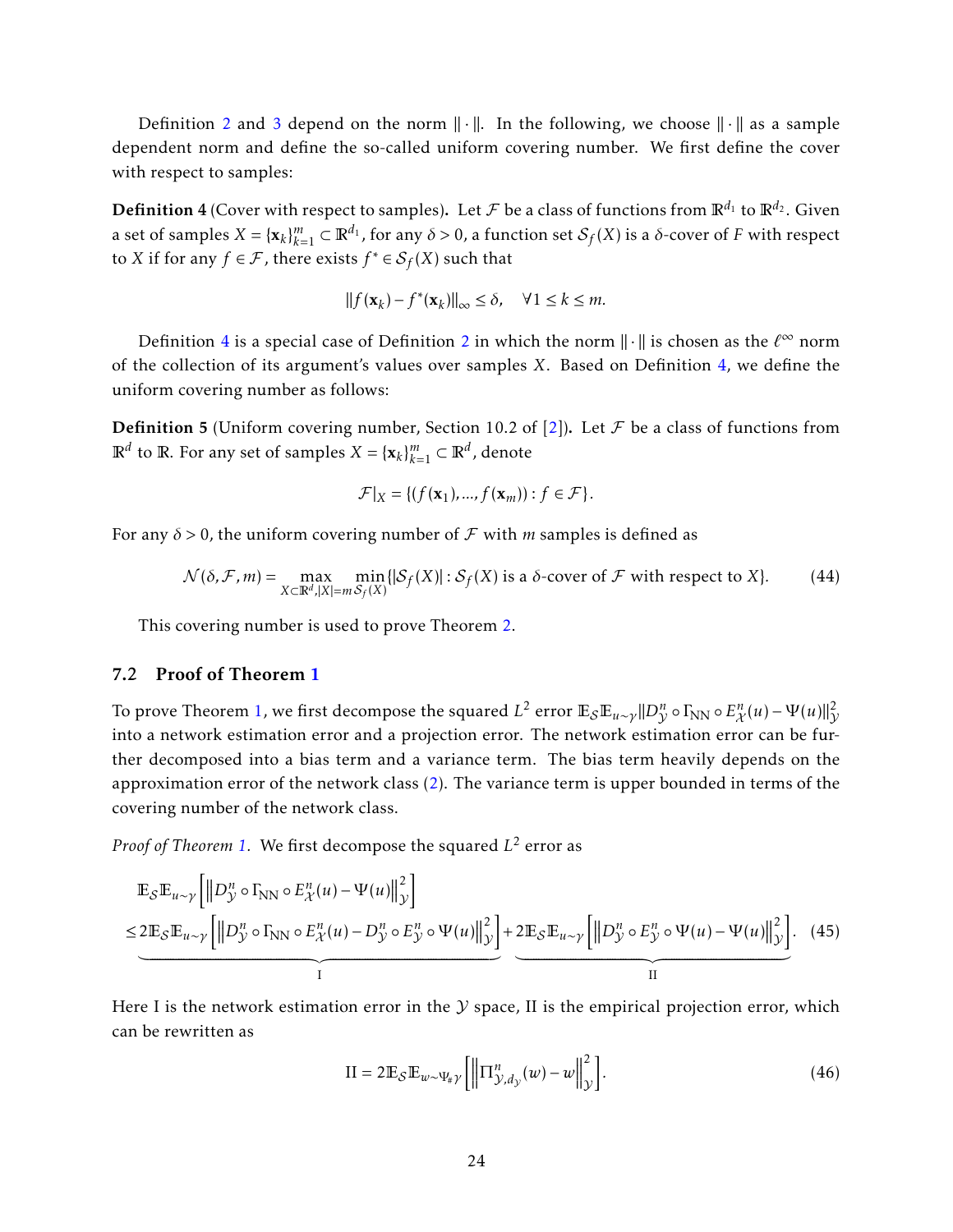Definition 2 and 3 depend on the norm $\|\cdot\|$. In the following, we choose $\|\cdot\|$ as a sample dependent norm and define the so-called uniform covering number. We first define the cover with respect to samples:

**Definition 4** (Cover with respect to samples)**.** Let $\mathcal{F}$ be a class of functions from $\mathbb{R}^{d_1}$ to $\mathbb{R}^{d_2}$. Given a set of samples $X = \{\mathbf{x}_k\}_{k=1}^m \subset \mathbb{R}^{d_1}$, for any $\delta > 0$, a function set $\mathcal{S}_f(X)$ is a $\delta$-cover of $F$ with respect to $X$ if for any $f \in \mathcal{F}$, there exists $f^* \in \mathcal{S}_f(X)$ such that

$$\|f(\mathbf{x}_k) - f^*(\mathbf{x}_k)\|_\infty \leq \delta, \quad \forall 1 \leq k \leq m.$$

Definition 4 is a special case of Definition 2 in which the norm $\|\cdot\|$ is chosen as the $\ell^\infty$ norm of the collection of its argument's values over samples $X$. Based on Definition 4, we define the uniform covering number as follows:

**Definition 5** (Uniform covering number, Section 10.2 of [2])**.** Let $\mathcal{F}$ be a class of functions from $\mathbb{R}^d$ to $\mathbb{R}$. For any set of samples $X = \{\mathbf{x}_k\}_{k=1}^m \subset \mathbb{R}^d$, denote

$$\mathcal{F}|_X = \{(f(\mathbf{x}_1), ..., f(\mathbf{x}_m)) : f \in \mathcal{F}\}.$$

For any $\delta > 0$, the uniform covering number of $\mathcal{F}$ with $m$ samples is defined as

$$\mathcal{N}(\delta, \mathcal{F}, m) = \max_{X \subset \mathbb{R}^d, |X| = m} \min_{\mathcal{S}_f(X)} \{|\mathcal{S}_f(X)| : \mathcal{S}_f(X) \text{ is a } \delta\text{-cover of } \mathcal{F} \text{ with respect to } X\}. \tag{44}$$

This covering number is used to prove Theorem 2.

## 7.2 Proof of Theorem 1

To prove Theorem 1, we first decompose the squared $L^2$ error $\mathbb{E}_\mathcal{S}\mathbb{E}_{u\sim\gamma}\|D_\mathcal{Y}^n \circ \Gamma_{\rm NN} \circ E_\mathcal{X}^n(u) - \Psi(u)\|_\mathcal{Y}^2$ into a network estimation error and a projection error. The network estimation error can be further decomposed into a bias term and a variance term. The bias term heavily depends on the approximation error of the network class (2). The variance term is upper bounded in terms of the covering number of the network class.

*Proof of Theorem 1.* We first decompose the squared $L^2$ error as

$$\begin{aligned}
&\mathbb{E}_\mathcal{S}\mathbb{E}_{u\sim\gamma}\left[\left\|D_\mathcal{Y}^n \circ \Gamma_{\rm NN} \circ E_\mathcal{X}^n(u) - \Psi(u)\right\|_\mathcal{Y}^2\right] \\
\leq& \underbrace{2\mathbb{E}_\mathcal{S}\mathbb{E}_{u\sim\gamma}\left[\left\|D_\mathcal{Y}^n \circ \Gamma_{\rm NN} \circ E_\mathcal{X}^n(u) - D_\mathcal{Y}^n \circ E_\mathcal{Y}^n \circ \Psi(u)\right\|_\mathcal{Y}^2\right]}_{\rm I} + \underbrace{2\mathbb{E}_\mathcal{S}\mathbb{E}_{u\sim\gamma}\left[\left\|D_\mathcal{Y}^n \circ E_\mathcal{Y}^n \circ \Psi(u) - \Psi(u)\right\|_\mathcal{Y}^2\right]}_{\rm II}.
\end{aligned} \tag{45}$$

Here I is the network estimation error in the $\mathcal{Y}$ space, II is the empirical projection error, which can be rewritten as

$$\mathrm{II} = 2\mathbb{E}_\mathcal{S}\mathbb{E}_{w\sim\Psi_\#\gamma}\left[\left\|\Pi_{\mathcal{Y},d_\mathcal{Y}}^n(w) - w\right\|_\mathcal{Y}^2\right]. \tag{46}$$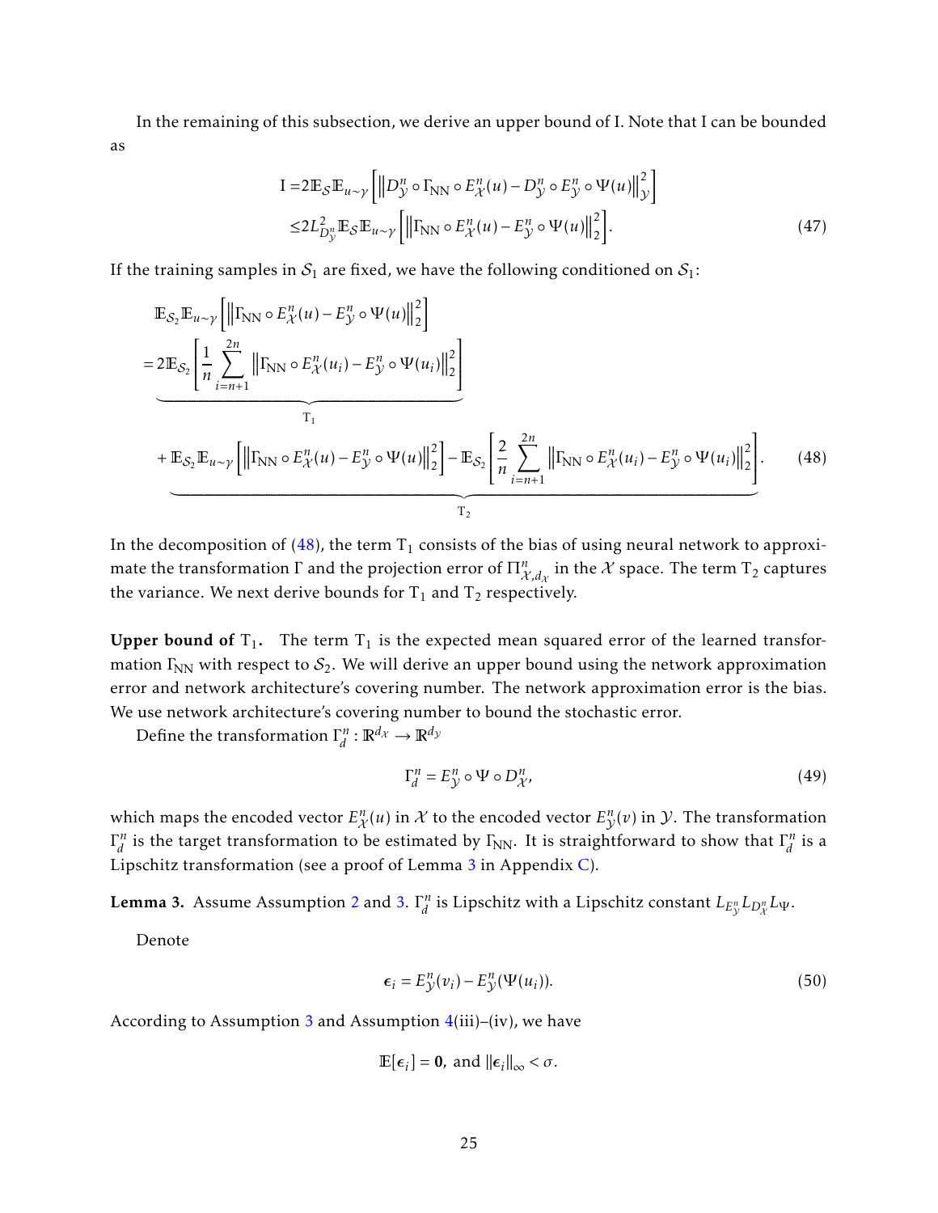In the remaining of this subsection, we derive an upper bound of I. Note that I can be bounded as

$$
\begin{aligned}
\mathrm{I} =& 2\mathbb{E}_{\mathcal{S}}\mathbb{E}_{u\sim\gamma}\left[\left\|D_{\mathcal{Y}}^n \circ \Gamma_{\mathrm{NN}} \circ E_{\mathcal{X}}^n(u) - D_{\mathcal{Y}}^n \circ E_{\mathcal{Y}}^n \circ \Psi(u)\right\|_{\mathcal{Y}}^2\right] \\
\leq& 2L_{D_{\mathcal{Y}}^n}^2 \mathbb{E}_{\mathcal{S}}\mathbb{E}_{u\sim\gamma}\left[\left\|\Gamma_{\mathrm{NN}} \circ E_{\mathcal{X}}^n(u) - E_{\mathcal{Y}}^n \circ \Psi(u)\right\|_2^2\right].
\end{aligned} \tag{47}
$$

If the training samples in $\mathcal{S}_1$ are fixed, we have the following conditioned on $\mathcal{S}_1$:

$$
\begin{aligned}
&\mathbb{E}_{\mathcal{S}_2}\mathbb{E}_{u\sim\gamma}\left[\left\|\Gamma_{\mathrm{NN}} \circ E_{\mathcal{X}}^n(u) - E_{\mathcal{Y}}^n \circ \Psi(u)\right\|_2^2\right] \\
=& \underbrace{2\mathbb{E}_{\mathcal{S}_2}\left[\frac{1}{n}\sum_{i=n+1}^{2n}\left\|\Gamma_{\mathrm{NN}} \circ E_{\mathcal{X}}^n(u_i) - E_{\mathcal{Y}}^n \circ \Psi(u_i)\right\|_2^2\right]}_{\mathrm{T}_1} \\
&+ \underbrace{\mathbb{E}_{\mathcal{S}_2}\mathbb{E}_{u\sim\gamma}\left[\left\|\Gamma_{\mathrm{NN}} \circ E_{\mathcal{X}}^n(u) - E_{\mathcal{Y}}^n \circ \Psi(u)\right\|_2^2\right] - \mathbb{E}_{\mathcal{S}_2}\left[\frac{2}{n}\sum_{i=n+1}^{2n}\left\|\Gamma_{\mathrm{NN}} \circ E_{\mathcal{X}}^n(u_i) - E_{\mathcal{Y}}^n \circ \Psi(u_i)\right\|_2^2\right]}_{\mathrm{T}_2}.
\end{aligned} \tag{48}
$$

In the decomposition of (48), the term $\mathrm{T}_1$ consists of the bias of using neural network to approximate the transformation $\Gamma$ and the projection error of $\Pi_{\mathcal{X},d_{\mathcal{X}}}^n$ in the $\mathcal{X}$ space. The term $\mathrm{T}_2$ captures the variance. We next derive bounds for $\mathrm{T}_1$ and $\mathrm{T}_2$ respectively.

**Upper bound of $\mathrm{T}_1$.** The term $\mathrm{T}_1$ is the expected mean squared error of the learned transformation $\Gamma_{\mathrm{NN}}$ with respect to $\mathcal{S}_2$. We will derive an upper bound using the network approximation error and network architecture's covering number. The network approximation error is the bias. We use network architecture's covering number to bound the stochastic error.

Define the transformation $\Gamma_d^n : \mathbb{R}^{d_{\mathcal{X}}} \to \mathbb{R}^{d_{\mathcal{Y}}}$

$$
\Gamma_d^n = E_{\mathcal{Y}}^n \circ \Psi \circ D_{\mathcal{X}}^n, \tag{49}
$$

which maps the encoded vector $E_{\mathcal{X}}^n(u)$ in $\mathcal{X}$ to the encoded vector $E_{\mathcal{Y}}^n(v)$ in $\mathcal{Y}$. The transformation $\Gamma_d^n$ is the target transformation to be estimated by $\Gamma_{\mathrm{NN}}$. It is straightforward to show that $\Gamma_d^n$ is a Lipschitz transformation (see a proof of Lemma 3 in Appendix C).

**Lemma 3.** Assume Assumption 2 and 3. $\Gamma_d^n$ is Lipschitz with a Lipschitz constant $L_{E_{\mathcal{Y}}^n} L_{D_{\mathcal{X}}^n} L_{\Psi}$.

Denote

$$
\boldsymbol{\epsilon}_i = E_{\mathcal{Y}}^n(v_i) - E_{\mathcal{Y}}^n(\Psi(u_i)). \tag{50}
$$

According to Assumption 3 and Assumption 4(iii)–(iv), we have

$$
\mathbb{E}[\boldsymbol{\epsilon}_i] = \mathbf{0}, \text{ and } \|\boldsymbol{\epsilon}_i\|_\infty < \sigma.
$$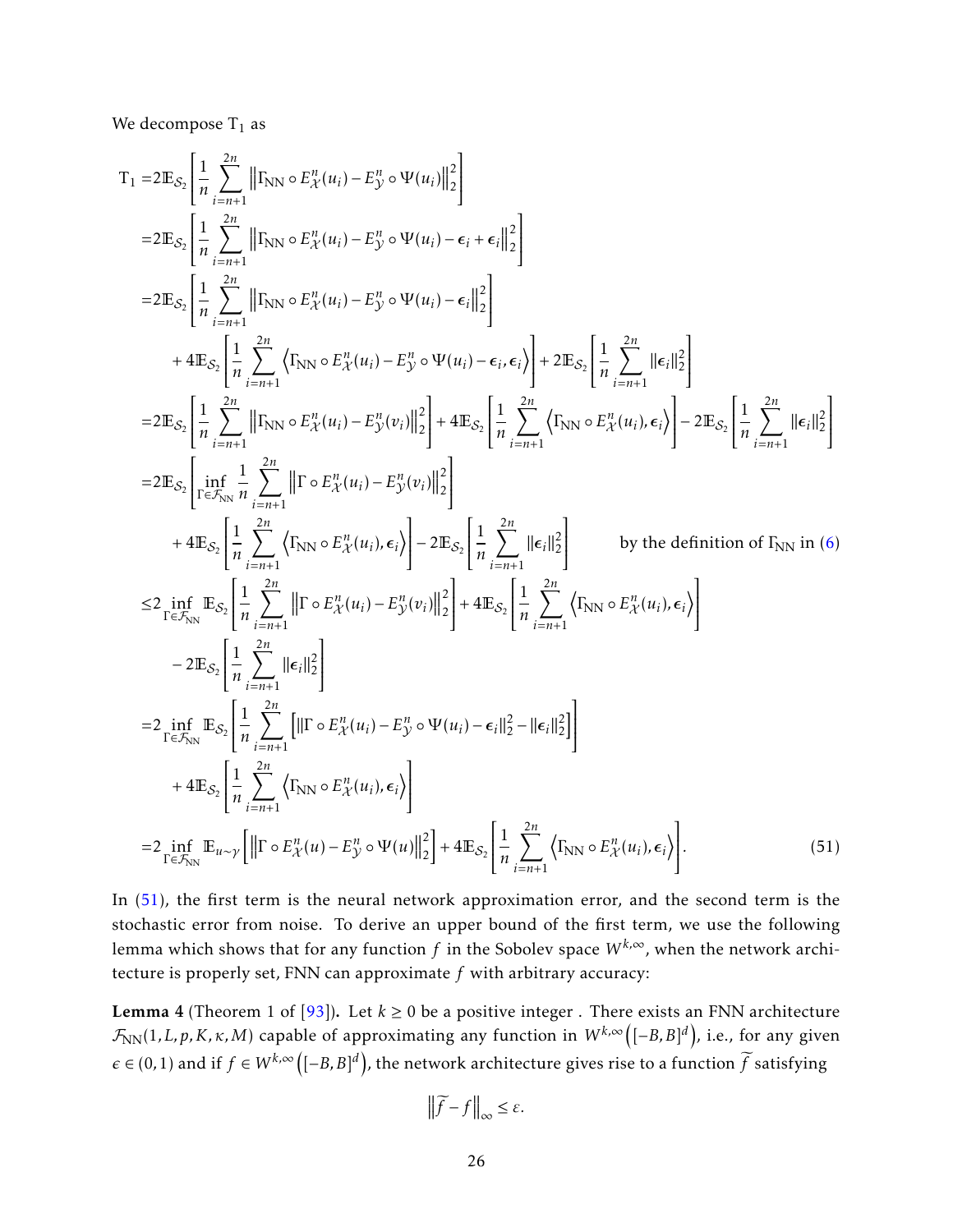We decompose $\mathrm{T}_1$ as

$$
\begin{aligned}
\mathrm{T}_1 =& 2\mathbb{E}_{\mathcal{S}_2}\left[\frac{1}{n}\sum_{i=n+1}^{2n}\left\|\Gamma_{\mathrm{NN}}\circ E_{\mathcal{X}}^n(u_i) - E_{\mathcal{Y}}^n\circ\Psi(u_i)\right\|_2^2\right]\\
=& 2\mathbb{E}_{\mathcal{S}_2}\left[\frac{1}{n}\sum_{i=n+1}^{2n}\left\|\Gamma_{\mathrm{NN}}\circ E_{\mathcal{X}}^n(u_i) - E_{\mathcal{Y}}^n\circ\Psi(u_i) - \epsilon_i + \epsilon_i\right\|_2^2\right]\\
=& 2\mathbb{E}_{\mathcal{S}_2}\left[\frac{1}{n}\sum_{i=n+1}^{2n}\left\|\Gamma_{\mathrm{NN}}\circ E_{\mathcal{X}}^n(u_i) - E_{\mathcal{Y}}^n\circ\Psi(u_i) - \epsilon_i\right\|_2^2\right]\\
&+ 4\mathbb{E}_{\mathcal{S}_2}\left[\frac{1}{n}\sum_{i=n+1}^{2n}\left\langle\Gamma_{\mathrm{NN}}\circ E_{\mathcal{X}}^n(u_i) - E_{\mathcal{Y}}^n\circ\Psi(u_i) - \epsilon_i, \epsilon_i\right\rangle\right] + 2\mathbb{E}_{\mathcal{S}_2}\left[\frac{1}{n}\sum_{i=n+1}^{2n}\|\epsilon_i\|_2^2\right]\\
=& 2\mathbb{E}_{\mathcal{S}_2}\left[\frac{1}{n}\sum_{i=n+1}^{2n}\left\|\Gamma_{\mathrm{NN}}\circ E_{\mathcal{X}}^n(u_i) - E_{\mathcal{Y}}^n(v_i)\right\|_2^2\right] + 4\mathbb{E}_{\mathcal{S}_2}\left[\frac{1}{n}\sum_{i=n+1}^{2n}\left\langle\Gamma_{\mathrm{NN}}\circ E_{\mathcal{X}}^n(u_i), \epsilon_i\right\rangle\right] - 2\mathbb{E}_{\mathcal{S}_2}\left[\frac{1}{n}\sum_{i=n+1}^{2n}\|\epsilon_i\|_2^2\right]\\
=& 2\mathbb{E}_{\mathcal{S}_2}\left[\inf_{\Gamma\in\mathcal{F}_{\mathrm{NN}}}\frac{1}{n}\sum_{i=n+1}^{2n}\left\|\Gamma\circ E_{\mathcal{X}}^n(u_i) - E_{\mathcal{Y}}^n(v_i)\right\|_2^2\right]\\
&+ 4\mathbb{E}_{\mathcal{S}_2}\left[\frac{1}{n}\sum_{i=n+1}^{2n}\left\langle\Gamma_{\mathrm{NN}}\circ E_{\mathcal{X}}^n(u_i), \epsilon_i\right\rangle\right] - 2\mathbb{E}_{\mathcal{S}_2}\left[\frac{1}{n}\sum_{i=n+1}^{2n}\|\epsilon_i\|_2^2\right] \qquad \text{by the definition of } \Gamma_{\mathrm{NN}} \text{ in (6)}\\
\leq& 2\inf_{\Gamma\in\mathcal{F}_{\mathrm{NN}}}\mathbb{E}_{\mathcal{S}_2}\left[\frac{1}{n}\sum_{i=n+1}^{2n}\left\|\Gamma\circ E_{\mathcal{X}}^n(u_i) - E_{\mathcal{Y}}^n(v_i)\right\|_2^2\right] + 4\mathbb{E}_{\mathcal{S}_2}\left[\frac{1}{n}\sum_{i=n+1}^{2n}\left\langle\Gamma_{\mathrm{NN}}\circ E_{\mathcal{X}}^n(u_i), \epsilon_i\right\rangle\right]\\
&- 2\mathbb{E}_{\mathcal{S}_2}\left[\frac{1}{n}\sum_{i=n+1}^{2n}\|\epsilon_i\|_2^2\right]\\
=& 2\inf_{\Gamma\in\mathcal{F}_{\mathrm{NN}}}\mathbb{E}_{\mathcal{S}_2}\left[\frac{1}{n}\sum_{i=n+1}^{2n}\left[\|\Gamma\circ E_{\mathcal{X}}^n(u_i) - E_{\mathcal{Y}}^n\circ\Psi(u_i) - \epsilon_i\|_2^2 - \|\epsilon_i\|_2^2\right]\right]\\
&+ 4\mathbb{E}_{\mathcal{S}_2}\left[\frac{1}{n}\sum_{i=n+1}^{2n}\left\langle\Gamma_{\mathrm{NN}}\circ E_{\mathcal{X}}^n(u_i), \epsilon_i\right\rangle\right]\\
=& 2\inf_{\Gamma\in\mathcal{F}_{\mathrm{NN}}}\mathbb{E}_{u\sim\gamma}\left[\left\|\Gamma\circ E_{\mathcal{X}}^n(u) - E_{\mathcal{Y}}^n\circ\Psi(u)\right\|_2^2\right] + 4\mathbb{E}_{\mathcal{S}_2}\left[\frac{1}{n}\sum_{i=n+1}^{2n}\left\langle\Gamma_{\mathrm{NN}}\circ E_{\mathcal{X}}^n(u_i), \epsilon_i\right\rangle\right].
\end{aligned}
\tag{51}
$$

In (51), the first term is the neural network approximation error, and the second term is the stochastic error from noise. To derive an upper bound of the first term, we use the following lemma which shows that for any function $f$ in the Sobolev space $W^{k,\infty}$, when the network architecture is properly set, FNN can approximate $f$ with arbitrary accuracy:

**Lemma 4** (Theorem 1 of [93])**.** Let $k \geq 0$ be a positive integer . There exists an FNN architecture $\mathcal{F}_{\mathrm{NN}}(1, L, p, K, \kappa, M)$ capable of approximating any function in $W^{k,\infty}\left([-B,B]^d\right)$, i.e., for any given $\epsilon \in (0,1)$ and if $f \in W^{k,\infty}\left([-B,B]^d\right)$, the network architecture gives rise to a function $\widetilde{f}$ satisfying

$$
\left\|\widetilde{f} - f\right\|_\infty \leq \varepsilon.
$$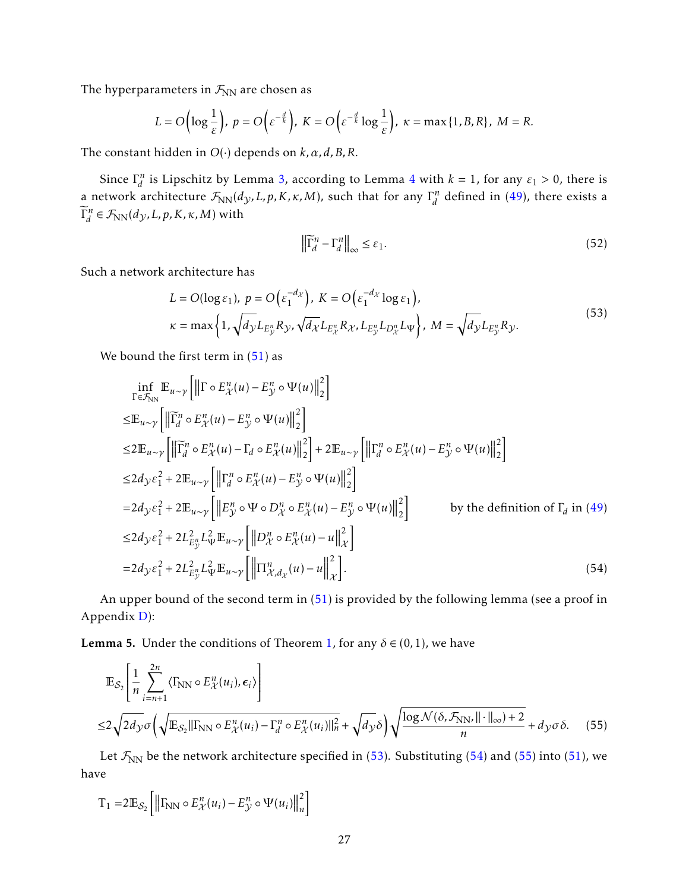The hyperparameters in $\mathcal{F}_{\mathrm{NN}}$ are chosen as

$$L = O\left(\log \frac{1}{\varepsilon}\right),\ p = O\left(\varepsilon^{-\frac{d}{k}}\right),\ K = O\left(\varepsilon^{-\frac{d}{k}} \log \frac{1}{\varepsilon}\right),\ \kappa = \max\{1, B, R\},\ M = R.$$

The constant hidden in $O(\cdot)$ depends on $k, \alpha, d, B, R$.

Since $\Gamma_d^n$ is Lipschitz by Lemma 3, according to Lemma 4 with $k = 1$, for any $\varepsilon_1 > 0$, there is a network architecture $\mathcal{F}_{\mathrm{NN}}(d_{\mathcal{Y}}, L, p, K, \kappa, M)$, such that for any $\Gamma_d^n$ defined in (49), there exists a $\widetilde{\Gamma}_d^n \in \mathcal{F}_{\mathrm{NN}}(d_{\mathcal{Y}}, L, p, K, \kappa, M)$ with

$$\left\|\widetilde{\Gamma}_d^n - \Gamma_d^n\right\|_\infty \leq \varepsilon_1. \tag{52}$$

Such a network architecture has

$$\begin{aligned} &L = O(\log \varepsilon_1),\ p = O\left(\varepsilon_1^{-d_{\mathcal{X}}}\right),\ K = O\left(\varepsilon_1^{-d_{\mathcal{X}}} \log \varepsilon_1\right), \\ &\kappa = \max\left\{1, \sqrt{d_{\mathcal{Y}}} L_{E_{\mathcal{Y}}^n} R_{\mathcal{Y}}, \sqrt{d_{\mathcal{X}}} L_{E_{\mathcal{X}}^n} R_{\mathcal{X}}, L_{E_{\mathcal{Y}}^n} L_{D_{\mathcal{X}}^n} L_{\Psi}\right\},\ M = \sqrt{d_{\mathcal{Y}}} L_{E_{\mathcal{Y}}^n} R_{\mathcal{Y}}. \end{aligned} \tag{53}$$

We bound the first term in (51) as

$$\begin{aligned} &\inf_{\Gamma \in \mathcal{F}_{\mathrm{NN}}} \mathbb{E}_{u\sim\gamma}\left[\left\|\Gamma \circ E_{\mathcal{X}}^n(u) - E_{\mathcal{Y}}^n \circ \Psi(u)\right\|_2^2\right] \\ \leq& \mathbb{E}_{u\sim\gamma}\left[\left\|\widetilde{\Gamma}_d^n \circ E_{\mathcal{X}}^n(u) - E_{\mathcal{Y}}^n \circ \Psi(u)\right\|_2^2\right] \\ \leq& 2\mathbb{E}_{u\sim\gamma}\left[\left\|\widetilde{\Gamma}_d^n \circ E_{\mathcal{X}}^n(u) - \Gamma_d \circ E_{\mathcal{X}}^n(u)\right\|_2^2\right] + 2\mathbb{E}_{u\sim\gamma}\left[\left\|\Gamma_d^n \circ E_{\mathcal{X}}^n(u) - E_{\mathcal{Y}}^n \circ \Psi(u)\right\|_2^2\right] \\ \leq& 2d_{\mathcal{Y}}\varepsilon_1^2 + 2\mathbb{E}_{u\sim\gamma}\left[\left\|\Gamma_d^n \circ E_{\mathcal{X}}^n(u) - E_{\mathcal{Y}}^n \circ \Psi(u)\right\|_2^2\right] \\ =& 2d_{\mathcal{Y}}\varepsilon_1^2 + 2\mathbb{E}_{u\sim\gamma}\left[\left\|E_{\mathcal{Y}}^n \circ \Psi \circ D_{\mathcal{X}}^n \circ E_{\mathcal{X}}^n(u) - E_{\mathcal{Y}}^n \circ \Psi(u)\right\|_2^2\right] \qquad \text{by the definition of } \Gamma_d \text{ in (49)} \\ \leq& 2d_{\mathcal{Y}}\varepsilon_1^2 + 2L_{E_{\mathcal{Y}}^n}^2 L_{\Psi}^2 \mathbb{E}_{u\sim\gamma}\left[\left\|D_{\mathcal{X}}^n \circ E_{\mathcal{X}}^n(u) - u\right\|_{\mathcal{X}}^2\right] \\ =& 2d_{\mathcal{Y}}\varepsilon_1^2 + 2L_{E_{\mathcal{Y}}^n}^2 L_{\Psi}^2 \mathbb{E}_{u\sim\gamma}\left[\left\|\Pi_{\mathcal{X},d_{\mathcal{X}}}^n(u) - u\right\|_{\mathcal{X}}^2\right]. \end{aligned} \tag{54}$$

An upper bound of the second term in (51) is provided by the following lemma (see a proof in Appendix D):

**Lemma 5.** Under the conditions of Theorem 1, for any $\delta \in (0,1)$, we have

$$\begin{aligned} &\mathbb{E}_{\mathcal{S}_2}\left[\frac{1}{n}\sum_{i=n+1}^{2n} \langle \Gamma_{\mathrm{NN}} \circ E_{\mathcal{X}}^n(u_i), \boldsymbol{\epsilon}_i\rangle\right] \\ \leq& 2\sqrt{2d_{\mathcal{Y}}}\sigma\left(\sqrt{\mathbb{E}_{\mathcal{S}_2}\|\Gamma_{\mathrm{NN}} \circ E_{\mathcal{X}}^n(u_i) - \Gamma_d^n \circ E_{\mathcal{X}}^n(u_i)\|_n^2} + \sqrt{d_{\mathcal{Y}}}\delta\right)\sqrt{\frac{\log \mathcal{N}(\delta, \mathcal{F}_{\mathrm{NN}}, \|\cdot\|_\infty) + 2}{n}} + d_{\mathcal{Y}}\sigma\delta. \end{aligned} \tag{55}$$

Let $\mathcal{F}_{\mathrm{NN}}$ be the network architecture specified in (53). Substituting (54) and (55) into (51), we have

$$\mathrm{T}_1 = 2\mathbb{E}_{\mathcal{S}_2}\left[\left\|\Gamma_{\mathrm{NN}} \circ E_{\mathcal{X}}^n(u_i) - E_{\mathcal{Y}}^n \circ \Psi(u_i)\right\|_n^2\right]$$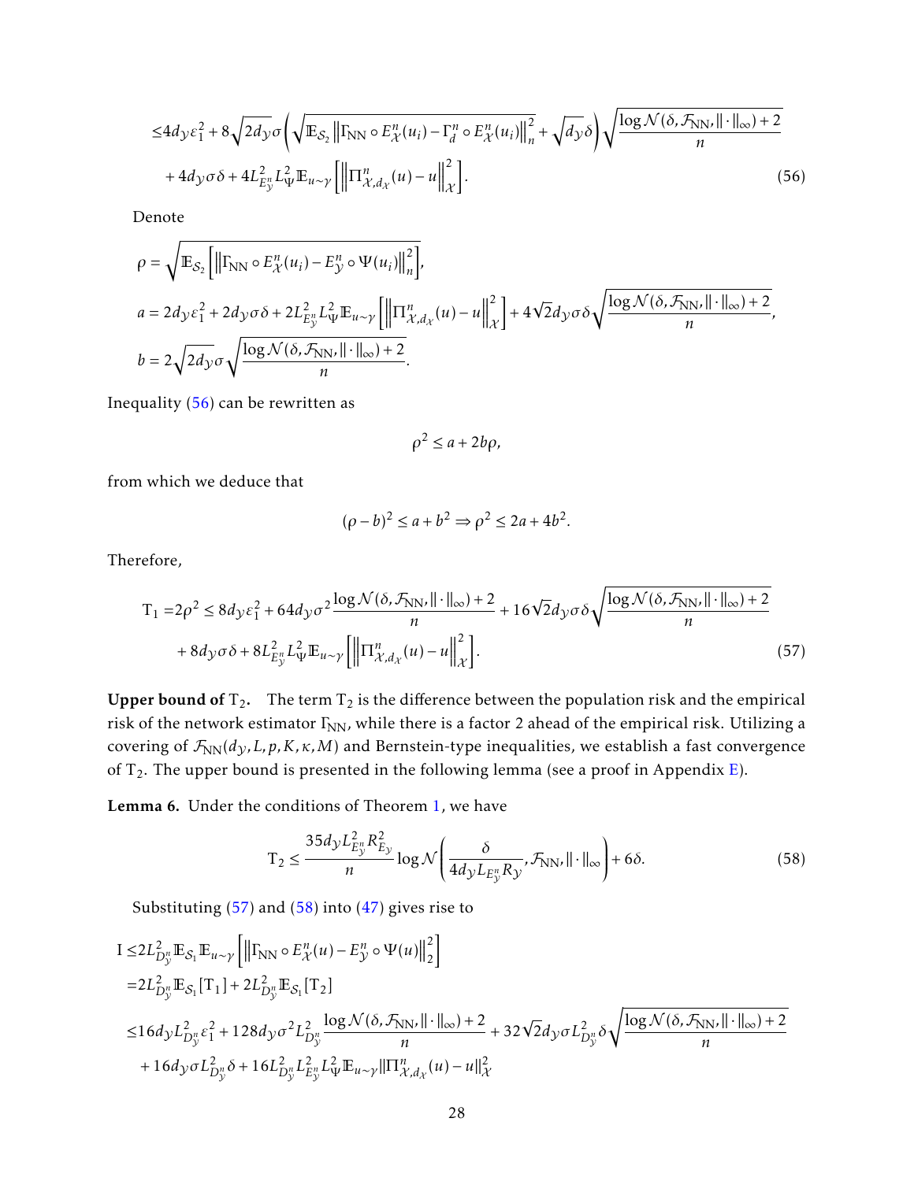$$
\begin{aligned}
&\leq 4d_{\mathcal{Y}}\varepsilon_1^2 + 8\sqrt{2d_{\mathcal{Y}}}\sigma\left(\sqrt{\mathbb{E}_{\mathcal{S}_2}\left\|\Gamma_{\mathrm{NN}}\circ E_{\mathcal{X}}^n(u_i) - \Gamma_d^n\circ E_{\mathcal{X}}^n(u_i)\right\|_n^2} + \sqrt{d_{\mathcal{Y}}}\delta\right)\sqrt{\frac{\log\mathcal{N}(\delta,\mathcal{F}_{\mathrm{NN}},\|\cdot\|_\infty)+2}{n}} \\
&\quad + 4d_{\mathcal{Y}}\sigma\delta + 4L_{E_{\mathcal{Y}}^n}^2 L_\Psi^2 \mathbb{E}_{u\sim\gamma}\left[\left\|\Pi_{\mathcal{X},d_{\mathcal{X}}}^n(u) - u\right\|_{\mathcal{X}}^2\right]. \qquad (56)
\end{aligned}
$$

Denote

$$
\begin{aligned}
\rho &= \sqrt{\mathbb{E}_{\mathcal{S}_2}\left[\left\|\Gamma_{\mathrm{NN}}\circ E_{\mathcal{X}}^n(u_i) - E_{\mathcal{Y}}^n\circ\Psi(u_i)\right\|_n^2\right]}, \\
a &= 2d_{\mathcal{Y}}\varepsilon_1^2 + 2d_{\mathcal{Y}}\sigma\delta + 2L_{E_{\mathcal{Y}}^n}^2 L_\Psi^2\mathbb{E}_{u\sim\gamma}\left[\left\|\Pi_{\mathcal{X},d_{\mathcal{X}}}^n(u) - u\right\|_{\mathcal{X}}^2\right] + 4\sqrt{2}d_{\mathcal{Y}}\sigma\delta\sqrt{\frac{\log\mathcal{N}(\delta,\mathcal{F}_{\mathrm{NN}},\|\cdot\|_\infty)+2}{n}}, \\
b &= 2\sqrt{2d_{\mathcal{Y}}}\sigma\sqrt{\frac{\log\mathcal{N}(\delta,\mathcal{F}_{\mathrm{NN}},\|\cdot\|_\infty)+2}{n}}.
\end{aligned}
$$

Inequality (56) can be rewritten as

$$
\rho^2 \leq a + 2b\rho,
$$

from which we deduce that

$$
(\rho - b)^2 \leq a + b^2 \Rightarrow \rho^2 \leq 2a + 4b^2.
$$

Therefore,

$$
\begin{aligned}
\mathrm{T}_1 = 2\rho^2 &\leq 8d_{\mathcal{Y}}\varepsilon_1^2 + 64d_{\mathcal{Y}}\sigma^2\frac{\log\mathcal{N}(\delta,\mathcal{F}_{\mathrm{NN}},\|\cdot\|_\infty)+2}{n} + 16\sqrt{2}d_{\mathcal{Y}}\sigma\delta\sqrt{\frac{\log\mathcal{N}(\delta,\mathcal{F}_{\mathrm{NN}},\|\cdot\|_\infty)+2}{n}} \\
&\quad + 8d_{\mathcal{Y}}\sigma\delta + 8L_{E_{\mathcal{Y}}^n}^2 L_\Psi^2\mathbb{E}_{u\sim\gamma}\left[\left\|\Pi_{\mathcal{X},d_{\mathcal{X}}}^n(u) - u\right\|_{\mathcal{X}}^2\right]. \qquad (57)
\end{aligned}
$$

**Upper bound of $\mathrm{T}_2$.** The term $\mathrm{T}_2$ is the difference between the population risk and the empirical risk of the network estimator $\Gamma_{\mathrm{NN}}$, while there is a factor 2 ahead of the empirical risk. Utilizing a covering of $\mathcal{F}_{\mathrm{NN}}(d_{\mathcal{Y}}, L, p, K, \kappa, M)$ and Bernstein-type inequalities, we establish a fast convergence of $\mathrm{T}_2$. The upper bound is presented in the following lemma (see a proof in Appendix E).

**Lemma 6.** Under the conditions of Theorem 1, we have

$$
\mathrm{T}_2 \leq \frac{35d_{\mathcal{Y}}L_{E_{\mathcal{Y}}^n}^2 R_{E_{\mathcal{Y}}}^2}{n}\log\mathcal{N}\left(\frac{\delta}{4d_{\mathcal{Y}}L_{E_{\mathcal{Y}}^n}R_{\mathcal{Y}}},\mathcal{F}_{\mathrm{NN}},\|\cdot\|_\infty\right) + 6\delta. \qquad (58)
$$

Substituting (57) and (58) into (47) gives rise to

$$
\begin{aligned}
\mathrm{I} &\leq 2L_{D_{\mathcal{Y}}^n}^2\mathbb{E}_{\mathcal{S}_1}\mathbb{E}_{u\sim\gamma}\left[\left\|\Gamma_{\mathrm{NN}}\circ E_{\mathcal{X}}^n(u) - E_{\mathcal{Y}}^n\circ\Psi(u)\right\|_2^2\right] \\
&= 2L_{D_{\mathcal{Y}}^n}^2\mathbb{E}_{\mathcal{S}_1}[\mathrm{T}_1] + 2L_{D_{\mathcal{Y}}^n}^2\mathbb{E}_{\mathcal{S}_1}[\mathrm{T}_2] \\
&\leq 16d_{\mathcal{Y}}L_{D_{\mathcal{Y}}^n}^2\varepsilon_1^2 + 128d_{\mathcal{Y}}\sigma^2L_{D_{\mathcal{Y}}^n}^2\frac{\log\mathcal{N}(\delta,\mathcal{F}_{\mathrm{NN}},\|\cdot\|_\infty)+2}{n} + 32\sqrt{2}d_{\mathcal{Y}}\sigma L_{D_{\mathcal{Y}}^n}^2\delta\sqrt{\frac{\log\mathcal{N}(\delta,\mathcal{F}_{\mathrm{NN}},\|\cdot\|_\infty)+2}{n}} \\
&\quad + 16d_{\mathcal{Y}}\sigma L_{D_{\mathcal{Y}}^n}^2\delta + 16L_{D_{\mathcal{Y}}^n}^2 L_{E_{\mathcal{Y}}^n}^2 L_\Psi^2\mathbb{E}_{u\sim\gamma}\|\Pi_{\mathcal{X},d_{\mathcal{X}}}^n(u) - u\|_{\mathcal{X}}^2
\end{aligned}
$$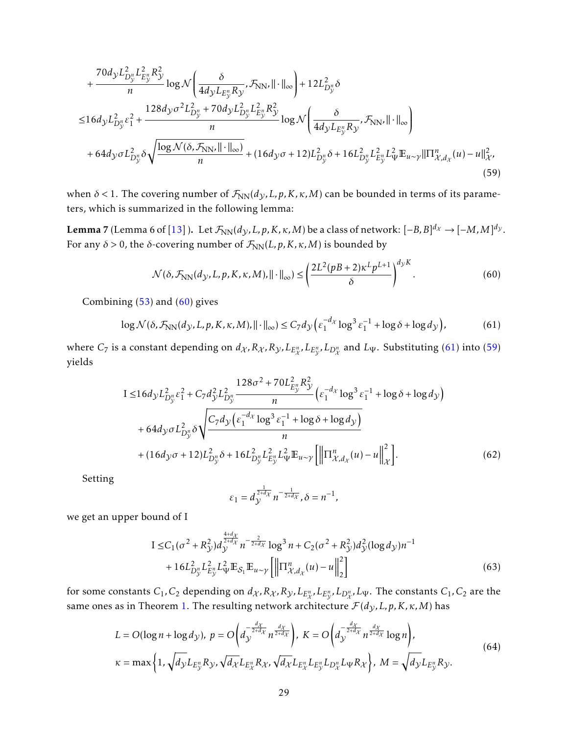$$
\begin{aligned}
&+\frac{70d_{\mathcal{Y}}L^2_{D^n_{\mathcal{Y}}}L^2_{E^n_{\mathcal{Y}}}R^2_{\mathcal{Y}}}{n}\log\mathcal{N}\left(\frac{\delta}{4d_{\mathcal{Y}}L_{E^n_{\mathcal{Y}}}R_{\mathcal{Y}}},\mathcal{F}_{\rm NN},\|\cdot\|_\infty\right)+12L^2_{D^n_{\mathcal{Y}}}\delta\\
\leq&16d_{\mathcal{Y}}L^2_{D^n_{\mathcal{Y}}}\varepsilon_1^2+\frac{128d_{\mathcal{Y}}\sigma^2L^2_{D^n_{\mathcal{Y}}}+70d_{\mathcal{Y}}L^2_{D^n_{\mathcal{Y}}}L^2_{E^n_{\mathcal{Y}}}R^2_{\mathcal{Y}}}{n}\log\mathcal{N}\left(\frac{\delta}{4d_{\mathcal{Y}}L_{E^n_{\mathcal{Y}}}R_{\mathcal{Y}}},\mathcal{F}_{\rm NN},\|\cdot\|_\infty\right)\\
&+64d_{\mathcal{Y}}\sigma L^2_{D^n_{\mathcal{Y}}}\delta\sqrt{\frac{\log\mathcal{N}(\delta,\mathcal{F}_{\rm NN},\|\cdot\|_\infty)}{n}}+(16d_{\mathcal{Y}}\sigma+12)L^2_{D^n_{\mathcal{Y}}}\delta+16L^2_{D^n_{\mathcal{Y}}}L^2_{E^n_{\mathcal{Y}}}L^2_\Psi\mathbb{E}_{u\sim\gamma}\|\Pi^n_{\mathcal{X},d_{\mathcal{X}}}(u)-u\|^2_{\mathcal{X}},
\end{aligned}
\tag{59}
$$

when $\delta<1$. The covering number of $\mathcal{F}_{\rm NN}(d_{\mathcal{Y}},L,p,K,\kappa,M)$ can be bounded in terms of its parameters, which is summarized in the following lemma:

**Lemma 7** (Lemma 6 of [13]). Let $\mathcal{F}_{\rm NN}(d_{\mathcal{Y}},L,p,K,\kappa,M)$ be a class of network: $[-B,B]^{d_{\mathcal{X}}}\to[-M,M]^{d_{\mathcal{Y}}}$. For any $\delta>0$, the $\delta$-covering number of $\mathcal{F}_{\rm NN}(L,p,K,\kappa,M)$ is bounded by

$$
\mathcal{N}(\delta,\mathcal{F}_{\rm NN}(d_{\mathcal{Y}},L,p,K,\kappa,M),\|\cdot\|_\infty)\leq\left(\frac{2L^2(pB+2)\kappa^Lp^{L+1}}{\delta}\right)^{d_{\mathcal{Y}}K}. \tag{60}
$$

Combining (53) and (60) gives

$$
\log\mathcal{N}(\delta,\mathcal{F}_{\rm NN}(d_{\mathcal{Y}},L,p,K,\kappa,M),\|\cdot\|_\infty)\leq C_7d_{\mathcal{Y}}\left(\varepsilon_1^{-d_{\mathcal{X}}}\log^3\varepsilon_1^{-1}+\log\delta+\log d_{\mathcal{Y}}\right), \tag{61}
$$

where $C_7$ is a constant depending on $d_{\mathcal{X}},R_{\mathcal{X}},R_{\mathcal{Y}},L_{E^n_{\mathcal{X}}},L_{E^n_{\mathcal{Y}}},L_{D^n_{\mathcal{X}}}$ and $L_\Psi$. Substituting (61) into (59) yields

$$
\begin{aligned}
{\rm I}\leq&16d_{\mathcal{Y}}L^2_{D^n_{\mathcal{Y}}}\varepsilon_1^2+C_7d^2_{\mathcal{Y}}L^2_{D^n_{\mathcal{Y}}}\frac{128\sigma^2+70L^2_{E^n_{\mathcal{Y}}}R^2_{\mathcal{Y}}}{n}\left(\varepsilon_1^{-d_{\mathcal{X}}}\log^3\varepsilon_1^{-1}+\log\delta+\log d_{\mathcal{Y}}\right)\\
&+64d_{\mathcal{Y}}\sigma L^2_{D^n_{\mathcal{Y}}}\delta\sqrt{\frac{C_7d_{\mathcal{Y}}\left(\varepsilon_1^{-d_{\mathcal{X}}}\log^3\varepsilon_1^{-1}+\log\delta+\log d_{\mathcal{Y}}\right)}{n}}\\
&+(16d_{\mathcal{Y}}\sigma+12)L^2_{D^n_{\mathcal{Y}}}\delta+16L^2_{D^n_{\mathcal{Y}}}L^2_{E^n_{\mathcal{Y}}}L^2_\Psi\mathbb{E}_{u\sim\gamma}\left[\left\|\Pi^n_{\mathcal{X},d_{\mathcal{X}}}(u)-u\right\|^2_{\mathcal{X}}\right].
\end{aligned}
\tag{62}
$$

Setting

$$
\varepsilon_1=d_{\mathcal{Y}}^{\frac{1}{2+d_{\mathcal{X}}}}n^{-\frac{1}{2+d_{\mathcal{X}}}},\delta=n^{-1},
$$

we get an upper bound of I

$$
\begin{aligned}
{\rm I}\leq&C_1(\sigma^2+R^2_{\mathcal{Y}})d_{\mathcal{Y}}^{\frac{4+d_{\mathcal{X}}}{2+d_{\mathcal{X}}}}n^{-\frac{2}{2+d_{\mathcal{X}}}}\log^3n+C_2(\sigma^2+R^2_{\mathcal{Y}})d^2_{\mathcal{Y}}(\log d_{\mathcal{Y}})n^{-1}\\
&+16L^2_{D^n_{\mathcal{Y}}}L^2_{E^n_{\mathcal{Y}}}L^2_\Psi\mathbb{E}_{\mathcal{S}_1}\mathbb{E}_{u\sim\gamma}\left[\left\|\Pi^n_{\mathcal{X},d_{\mathcal{X}}}(u)-u\right\|^2_2\right]
\end{aligned}
\tag{63}
$$

for some constants $C_1,C_2$ depending on $d_{\mathcal{X}},R_{\mathcal{X}},R_{\mathcal{Y}},L_{E^n_{\mathcal{X}}},L_{E^n_{\mathcal{Y}}},L_{D^n_{\mathcal{X}}},L_\Psi$. The constants $C_1,C_2$ are the same ones as in Theorem 1. The resulting network architecture $\mathcal{F}(d_{\mathcal{Y}},L,p,K,\kappa,M)$ has

$$
\begin{aligned}
&L=O(\log n+\log d_{\mathcal{Y}}),\ p=O\left(d_{\mathcal{Y}}^{-\frac{d_{\mathcal{X}}}{2+d_{\mathcal{X}}}}n^{\frac{d_{\mathcal{X}}}{2+d_{\mathcal{X}}}}\right),\ K=O\left(d_{\mathcal{Y}}^{-\frac{d_{\mathcal{X}}}{2+d_{\mathcal{X}}}}n^{\frac{d_{\mathcal{X}}}{2+d_{\mathcal{X}}}}\log n\right),\\
&\kappa=\max\left\{1,\sqrt{d_{\mathcal{Y}}}L_{E^n_{\mathcal{Y}}}R_{\mathcal{Y}},\sqrt{d_{\mathcal{X}}}L_{E^n_{\mathcal{X}}}R_{\mathcal{X}},\sqrt{d_{\mathcal{X}}}L_{E^n_{\mathcal{X}}}L_{E^n_{\mathcal{Y}}}L_{D^n_{\mathcal{X}}}L_\Psi R_{\mathcal{X}}\right\},\ M=\sqrt{d_{\mathcal{Y}}}L_{E^n_{\mathcal{Y}}}R_{\mathcal{Y}}.
\end{aligned}
\tag{64}
$$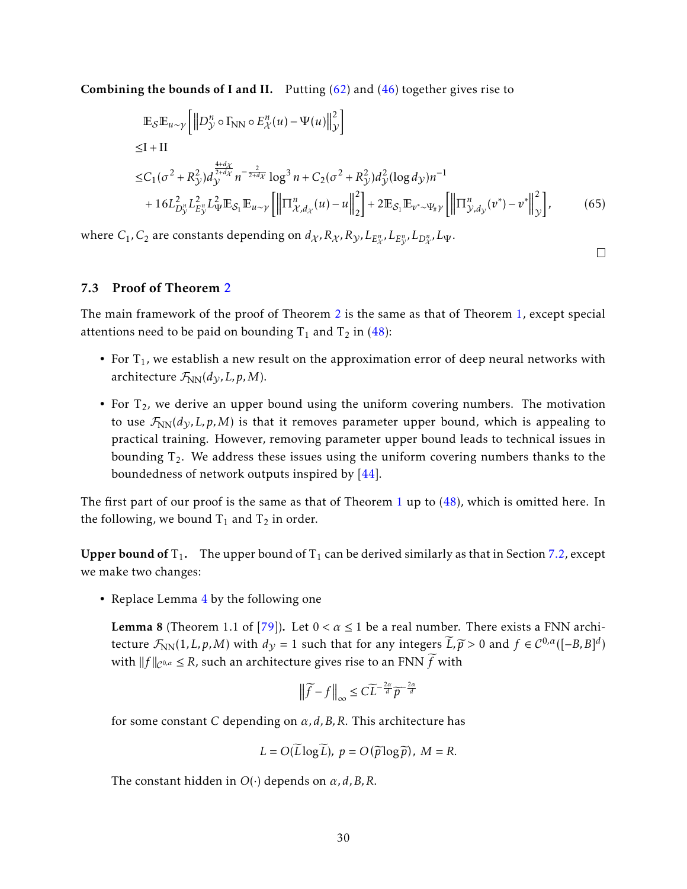**Combining the bounds of I and II.** Putting (62) and (46) together gives rise to

$$
\begin{aligned}
&\mathbb{E}_{\mathcal{S}}\mathbb{E}_{u\sim\gamma}\left[\left\|D_{\mathcal{Y}}^{n}\circ\Gamma_{\mathrm{NN}}\circ E_{\mathcal{X}}^{n}(u)-\Psi(u)\right\|_{\mathcal{Y}}^{2}\right]\\
\leq&\mathrm{I}+\mathrm{II}\\
\leq&C_1(\sigma^2+R_{\mathcal{Y}}^2)d_{\mathcal{Y}}^{\frac{4+d_{\mathcal{X}}}{2+d_{\mathcal{X}}}}n^{-\frac{2}{2+d_{\mathcal{X}}}}\log^3 n+C_2(\sigma^2+R_{\mathcal{Y}}^2)d_{\mathcal{Y}}^2(\log d_{\mathcal{Y}})n^{-1}\\
&+16L_{D_{\mathcal{Y}}^n}^2L_{E_{\mathcal{Y}}^n}^2L_{\Psi}^2\mathbb{E}_{\mathcal{S}_1}\mathbb{E}_{u\sim\gamma}\left[\left\|\Pi_{\mathcal{X},d_{\mathcal{X}}}^{n}(u)-u\right\|_2^2\right]+2\mathbb{E}_{\mathcal{S}_1}\mathbb{E}_{v^*\sim\Psi_{\#}\gamma}\left[\left\|\Pi_{\mathcal{Y},d_{\mathcal{Y}}}^{n}(v^*)-v^*\right\|_{\mathcal{Y}}^2\right],
\end{aligned}
\tag{65}
$$

where $C_1, C_2$ are constants depending on $d_{\mathcal{X}}, R_{\mathcal{X}}, R_{\mathcal{Y}}, L_{E_{\mathcal{X}}^n}, L_{E_{\mathcal{Y}}^n}, L_{D_{\mathcal{X}}^n}, L_{\Psi}$.

□

### 7.3 Proof of Theorem 2

The main framework of the proof of Theorem 2 is the same as that of Theorem 1, except special attentions need to be paid on bounding $\mathrm{T}_1$ and $\mathrm{T}_2$ in (48):

- For $\mathrm{T}_1$, we establish a new result on the approximation error of deep neural networks with architecture $\mathcal{F}_{\mathrm{NN}}(d_{\mathcal{Y}}, L, p, M)$.
- For $\mathrm{T}_2$, we derive an upper bound using the uniform covering numbers. The motivation to use $\mathcal{F}_{\mathrm{NN}}(d_{\mathcal{Y}}, L, p, M)$ is that it removes parameter upper bound, which is appealing to practical training. However, removing parameter upper bound leads to technical issues in bounding $\mathrm{T}_2$. We address these issues using the uniform covering numbers thanks to the boundedness of network outputs inspired by [44].

The first part of our proof is the same as that of Theorem 1 up to (48), which is omitted here. In the following, we bound $\mathrm{T}_1$ and $\mathrm{T}_2$ in order.

**Upper bound of $\mathrm{T}_1$.** The upper bound of $\mathrm{T}_1$ can be derived similarly as that in Section 7.2, except we make two changes:

- Replace Lemma 4 by the following one

  **Lemma 8** (Theorem 1.1 of [79])**.** Let $0 < \alpha \leq 1$ be a real number. There exists a FNN architecture $\mathcal{F}_{\mathrm{NN}}(1, L, p, M)$ with $d_{\mathcal{Y}} = 1$ such that for any integers $\widetilde{L}, \widetilde{p} > 0$ and $f \in \mathcal{C}^{0,\alpha}([-B, B]^d)$ with $\|f\|_{\mathcal{C}^{0,\alpha}} \leq R$, such an architecture gives rise to an FNN $\widetilde{f}$ with

  $$\left\|\widetilde{f} - f\right\|_{\infty} \leq C\widetilde{L}^{-\frac{2\alpha}{d}}\widetilde{p}^{-\frac{2\alpha}{d}}$$

  for some constant $C$ depending on $\alpha, d, B, R$. This architecture has

  $$L = O(\widetilde{L}\log\widetilde{L}),\ p = O(\widetilde{p}\log\widetilde{p}),\ M = R.$$

  The constant hidden in $O(\cdot)$ depends on $\alpha, d, B, R$.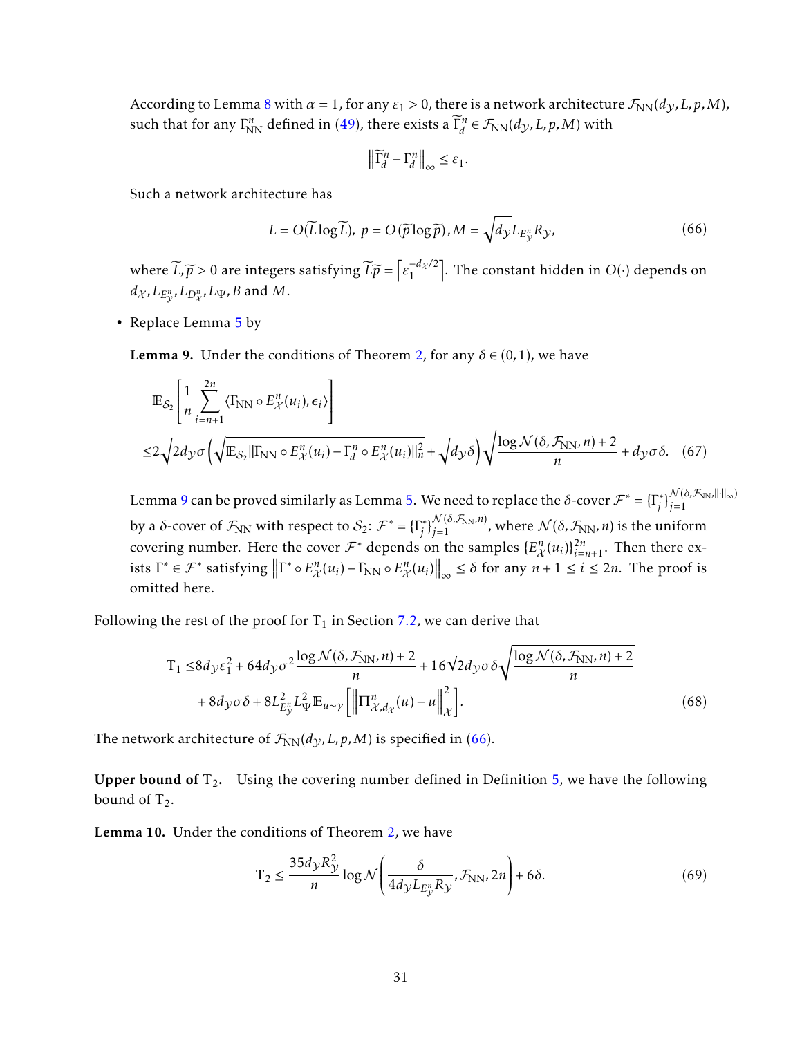According to Lemma 8 with $\alpha = 1$, for any $\varepsilon_1 > 0$, there is a network architecture $\mathcal{F}_{\rm NN}(d_{\mathcal{Y}}, L, p, M)$, such that for any $\Gamma_{\rm NN}^n$ defined in (49), there exists a $\widetilde{\Gamma}_d^n \in \mathcal{F}_{\rm NN}(d_{\mathcal{Y}}, L, p, M)$ with

$$\left\|\widetilde{\Gamma}_d^n - \Gamma_d^n\right\|_\infty \leq \varepsilon_1.$$

Such a network architecture has

$$L = O(\widetilde{L}\log \widetilde{L}),\ p = O(\widetilde{p}\log \widetilde{p}), M = \sqrt{d_{\mathcal{Y}}} L_{E_{\mathcal{Y}}^n} R_{\mathcal{Y}}, \tag{66}$$

where $\widetilde{L}, \widetilde{p} > 0$ are integers satisfying $\widetilde{L}\widetilde{p} = \left\lceil \varepsilon_1^{-d_{\mathcal{X}}/2} \right\rceil$. The constant hidden in $O(\cdot)$ depends on $d_{\mathcal{X}}, L_{E_{\mathcal{Y}}^n}, L_{D_{\mathcal{X}}^n}, L_{\Psi}, B$ and $M$.

- Replace Lemma 5 by

**Lemma 9.** Under the conditions of Theorem 2, for any $\delta \in (0,1)$, we have

$$\begin{aligned}
&\mathbb{E}_{\mathcal{S}_2}\left[\frac{1}{n}\sum_{i=n+1}^{2n} \langle \Gamma_{\rm NN} \circ E_{\mathcal{X}}^n(u_i), \boldsymbol{\epsilon}_i\rangle\right] \\
\leq & 2\sqrt{2d_{\mathcal{Y}}}\sigma\left(\sqrt{\mathbb{E}_{\mathcal{S}_2}\|\Gamma_{\rm NN} \circ E_{\mathcal{X}}^n(u_i) - \Gamma_d^n \circ E_{\mathcal{X}}^n(u_i)\|_n^2} + \sqrt{d_{\mathcal{Y}}}\delta\right)\sqrt{\frac{\log \mathcal{N}(\delta, \mathcal{F}_{\rm NN}, n) + 2}{n}} + d_{\mathcal{Y}}\sigma\delta. \quad (67)
\end{aligned}$$

Lemma 9 can be proved similarly as Lemma 5. We need to replace the $\delta$-cover $\mathcal{F}^* = \{\Gamma_j^*\}_{j=1}^{\mathcal{N}(\delta, \mathcal{F}_{\rm NN}, \|\cdot\|_\infty)}$ by a $\delta$-cover of $\mathcal{F}_{\rm NN}$ with respect to $\mathcal{S}_2$: $\mathcal{F}^* = \{\Gamma_j^*\}_{j=1}^{\mathcal{N}(\delta, \mathcal{F}_{\rm NN}, n)}$, where $\mathcal{N}(\delta, \mathcal{F}_{\rm NN}, n)$ is the uniform covering number. Here the cover $\mathcal{F}^*$ depends on the samples $\{E_{\mathcal{X}}^n(u_i)\}_{i=n+1}^{2n}$. Then there exists $\Gamma^* \in \mathcal{F}^*$ satisfying $\left\|\Gamma^* \circ E_{\mathcal{X}}^n(u_i) - \Gamma_{\rm NN} \circ E_{\mathcal{X}}^n(u_i)\right\|_\infty \leq \delta$ for any $n+1 \leq i \leq 2n$. The proof is omitted here.

Following the rest of the proof for $\mathrm{T}_1$ in Section 7.2, we can derive that

$$\begin{aligned}
\mathrm{T}_1 \leq & 8d_{\mathcal{Y}}\varepsilon_1^2 + 64 d_{\mathcal{Y}}\sigma^2 \frac{\log \mathcal{N}(\delta, \mathcal{F}_{\rm NN}, n) + 2}{n} + 16\sqrt{2}d_{\mathcal{Y}}\sigma\delta\sqrt{\frac{\log \mathcal{N}(\delta, \mathcal{F}_{\rm NN}, n) + 2}{n}} \\
& + 8d_{\mathcal{Y}}\sigma\delta + 8L_{E_{\mathcal{Y}}^n}^2 L_{\Psi}^2 \mathbb{E}_{u\sim\gamma}\left[\left\|\Pi_{\mathcal{X},d_{\mathcal{X}}}^n(u) - u\right\|_{\mathcal{X}}^2\right]. \quad (68)
\end{aligned}$$

The network architecture of $\mathcal{F}_{\rm NN}(d_{\mathcal{Y}}, L, p, M)$ is specified in (66).

**Upper bound of $\mathrm{T}_2$.** Using the covering number defined in Definition 5, we have the following bound of $\mathrm{T}_2$.

**Lemma 10.** Under the conditions of Theorem 2, we have

$$\mathrm{T}_2 \leq \frac{35 d_{\mathcal{Y}} R_{\mathcal{Y}}^2}{n}\log \mathcal{N}\left(\frac{\delta}{4d_{\mathcal{Y}}L_{E_{\mathcal{Y}}^n}R_{\mathcal{Y}}}, \mathcal{F}_{\rm NN}, 2n\right) + 6\delta. \tag{69}$$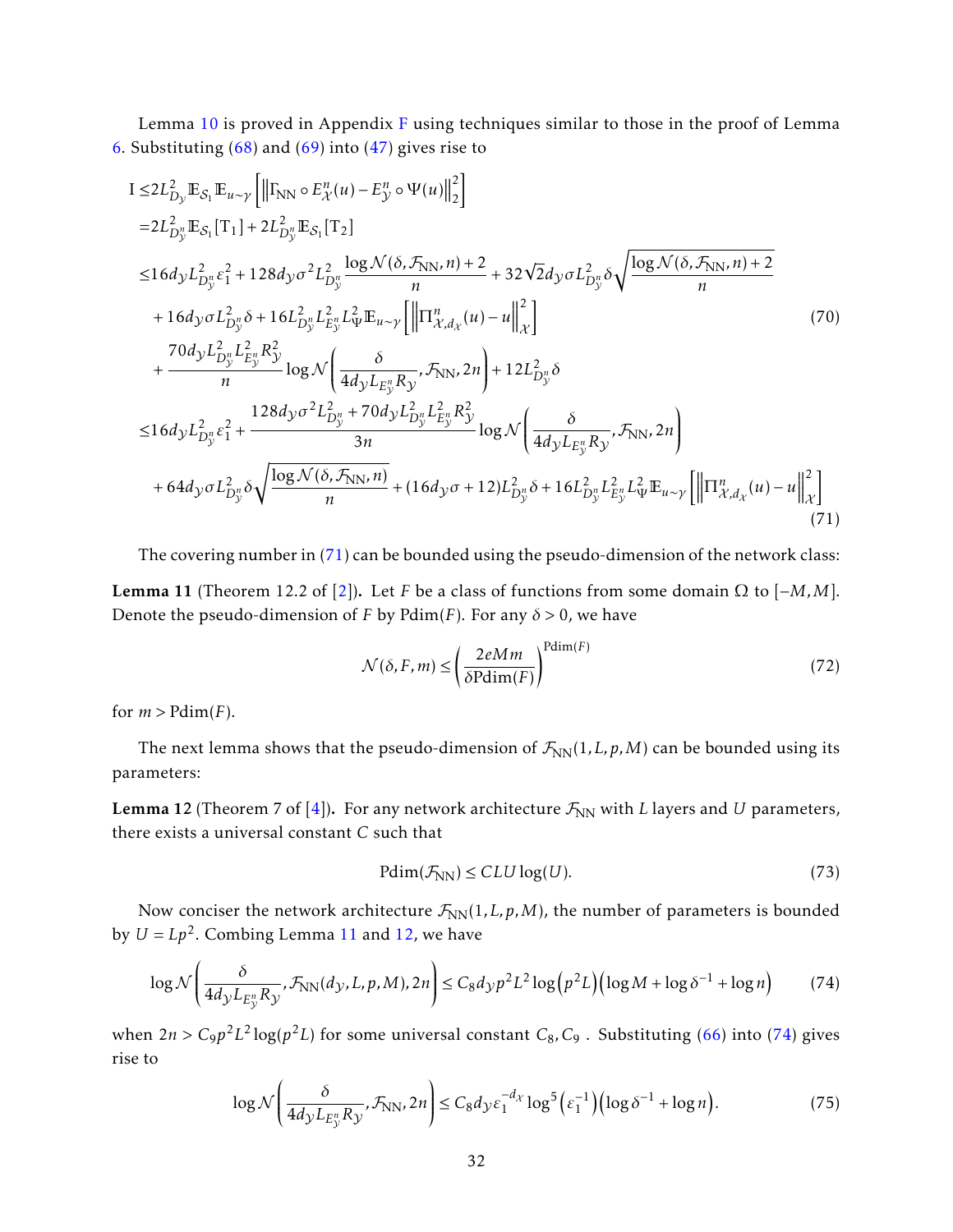Lemma 10 is proved in Appendix F using techniques similar to those in the proof of Lemma 6. Substituting (68) and (69) into (47) gives rise to

$$
\begin{aligned}
\mathrm{I} \leq& 2L_{D_\mathcal{Y}}^2 \mathbb{E}_{\mathcal{S}_1} \mathbb{E}_{u\sim\gamma}\left[\left\|\Gamma_{\mathrm{NN}} \circ E_\mathcal{X}^n(u) - E_\mathcal{Y}^n \circ \Psi(u)\right\|_2^2\right] \\
=& 2L_{D_\mathcal{Y}^n}^2 \mathbb{E}_{\mathcal{S}_1}[\mathrm{T}_1] + 2L_{D_\mathcal{Y}^n}^2 \mathbb{E}_{\mathcal{S}_1}[\mathrm{T}_2] \\
\leq& 16 d_\mathcal{Y} L_{D_\mathcal{Y}^n}^2 \varepsilon_1^2 + 128 d_\mathcal{Y} \sigma^2 L_{D_\mathcal{Y}^n}^2 \frac{\log \mathcal{N}(\delta, \mathcal{F}_{\mathrm{NN}}, n) + 2}{n} + 32\sqrt{2} d_\mathcal{Y} \sigma L_{D_\mathcal{Y}^n}^2 \delta \sqrt{\frac{\log \mathcal{N}(\delta, \mathcal{F}_{\mathrm{NN}}, n) + 2}{n}} \\
&+ 16 d_\mathcal{Y} \sigma L_{D_\mathcal{Y}^n}^2 \delta + 16 L_{D_\mathcal{Y}^n}^2 L_{E_\mathcal{Y}^n}^2 L_\Psi^2 \mathbb{E}_{u\sim\gamma}\left[\left\|\Pi_{\mathcal{X},d_\mathcal{X}}^n(u) - u\right\|_\mathcal{X}^2\right] \\
&+ \frac{70 d_\mathcal{Y} L_{D_\mathcal{Y}^n}^2 L_{E_\mathcal{Y}^n}^2 R_\mathcal{Y}^2}{n} \log \mathcal{N}\left(\frac{\delta}{4 d_\mathcal{Y} L_{E_\mathcal{Y}^n} R_\mathcal{Y}}, \mathcal{F}_{\mathrm{NN}}, 2n\right) + 12 L_{D_\mathcal{Y}^n}^2 \delta \qquad (70) \\
\leq& 16 d_\mathcal{Y} L_{D_\mathcal{Y}^n}^2 \varepsilon_1^2 + \frac{128 d_\mathcal{Y} \sigma^2 L_{D_\mathcal{Y}^n}^2 + 70 d_\mathcal{Y} L_{D_\mathcal{Y}^n}^2 L_{E_\mathcal{Y}^n}^2 R_\mathcal{Y}^2}{3n} \log \mathcal{N}\left(\frac{\delta}{4 d_\mathcal{Y} L_{E_\mathcal{Y}^n} R_\mathcal{Y}}, \mathcal{F}_{\mathrm{NN}}, 2n\right) \\
&+ 64 d_\mathcal{Y} \sigma L_{D_\mathcal{Y}^n}^2 \delta \sqrt{\frac{\log \mathcal{N}(\delta, \mathcal{F}_{\mathrm{NN}}, n)}{n}} + (16 d_\mathcal{Y} \sigma + 12) L_{D_\mathcal{Y}^n}^2 \delta + 16 L_{D_\mathcal{Y}^n}^2 L_{E_\mathcal{Y}^n}^2 L_\Psi^2 \mathbb{E}_{u\sim\gamma}\left[\left\|\Pi_{\mathcal{X},d_\mathcal{X}}^n(u) - u\right\|_\mathcal{X}^2\right]
\end{aligned}
\tag{71}
$$

The covering number in (71) can be bounded using the pseudo-dimension of the network class:

**Lemma 11** (Theorem 12.2 of [2])**.** Let $F$ be a class of functions from some domain $\Omega$ to $[-M, M]$. Denote the pseudo-dimension of $F$ by $\mathrm{Pdim}(F)$. For any $\delta > 0$, we have

$$
\mathcal{N}(\delta, F, m) \leq \left(\frac{2eMm}{\delta \mathrm{Pdim}(F)}\right)^{\mathrm{Pdim}(F)} \tag{72}
$$

for $m > \mathrm{Pdim}(F)$.

The next lemma shows that the pseudo-dimension of $\mathcal{F}_{\mathrm{NN}}(1, L, p, M)$ can be bounded using its parameters:

**Lemma 12** (Theorem 7 of [4])**.** For any network architecture $\mathcal{F}_{\mathrm{NN}}$ with $L$ layers and $U$ parameters, there exists a universal constant $C$ such that

$$
\mathrm{Pdim}(\mathcal{F}_{\mathrm{NN}}) \leq CLU \log(U). \tag{73}
$$

Now conciser the network architecture $\mathcal{F}_{\mathrm{NN}}(1, L, p, M)$, the number of parameters is bounded by $U = Lp^2$. Combing Lemma 11 and 12, we have

$$
\log \mathcal{N}\left(\frac{\delta}{4 d_\mathcal{Y} L_{E_\mathcal{Y}^n} R_\mathcal{Y}}, \mathcal{F}_{\mathrm{NN}}(d_\mathcal{Y}, L, p, M), 2n\right) \leq C_8 d_\mathcal{Y} p^2 L^2 \log\left(p^2 L\right)\left(\log M + \log \delta^{-1} + \log n\right) \tag{74}
$$

when $2n > C_9 p^2 L^2 \log(p^2 L)$ for some universal constant $C_8, C_9$ . Substituting (66) into (74) gives rise to

$$
\log \mathcal{N}\left(\frac{\delta}{4 d_\mathcal{Y} L_{E_\mathcal{Y}^n} R_\mathcal{Y}}, \mathcal{F}_{\mathrm{NN}}, 2n\right) \leq C_8 d_\mathcal{Y} \varepsilon_1^{-d_\mathcal{X}} \log^5\left(\varepsilon_1^{-1}\right)\left(\log \delta^{-1} + \log n\right). \tag{75}
$$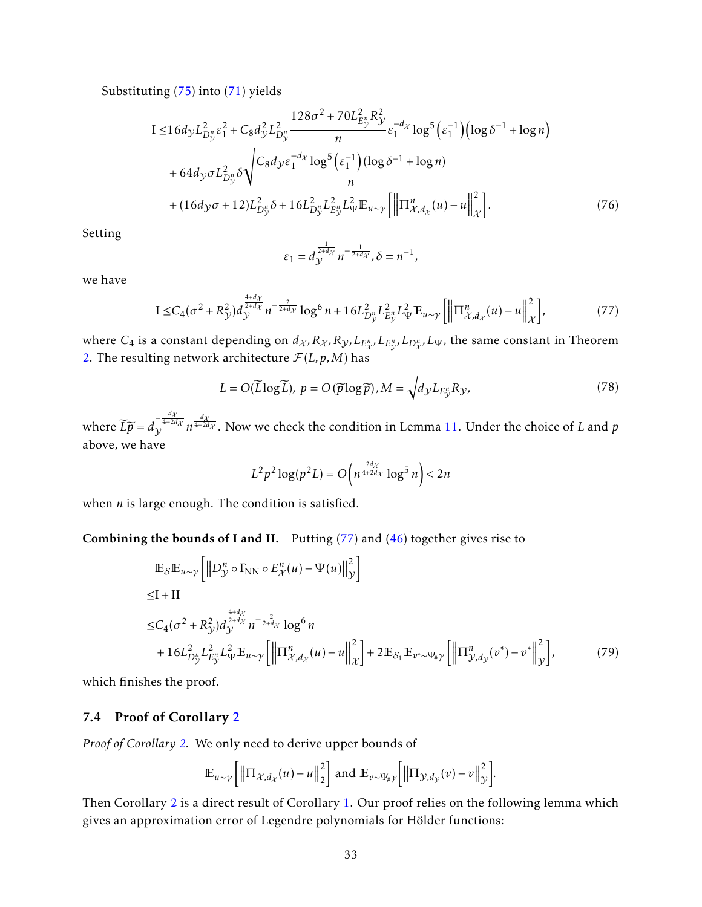Substituting (75) into (71) yields

$$
\begin{aligned}
\mathrm{I} \leq & 16 d_{\mathcal{Y}} L_{D_{\mathcal{Y}}^n}^2 \varepsilon_1^2 + C_8 d_{\mathcal{Y}}^2 L_{D_{\mathcal{Y}}^n}^2 \frac{128\sigma^2 + 70 L_{E_{\mathcal{Y}}^n}^2 R_{\mathcal{Y}}^2}{n} \varepsilon_1^{-d_{\mathcal{X}}} \log^5\left(\varepsilon_1^{-1}\right)\left(\log \delta^{-1} + \log n\right) \\
& + 64 d_{\mathcal{Y}} \sigma L_{D_{\mathcal{Y}}^n}^2 \delta \sqrt{\frac{C_8 d_{\mathcal{Y}} \varepsilon_1^{-d_{\mathcal{X}}} \log^5\left(\varepsilon_1^{-1}\right)(\log \delta^{-1} + \log n)}{n}} \\
& + (16 d_{\mathcal{Y}} \sigma + 12) L_{D_{\mathcal{Y}}^n}^2 \delta + 16 L_{D_{\mathcal{Y}}^n}^2 L_{E_{\mathcal{Y}}^n}^2 L_{\Psi}^2 \mathbb{E}_{u \sim \gamma}\left[\left\|\Pi_{\mathcal{X}, d_{\mathcal{X}}}^n(u) - u\right\|_{\mathcal{X}}^2\right].
\end{aligned} \tag{76}
$$

Setting

$$
\varepsilon_1 = d_{\mathcal{Y}}^{\frac{1}{2+d_{\mathcal{X}}}} n^{-\frac{1}{2+d_{\mathcal{X}}}}, \delta = n^{-1},
$$

we have

$$
\mathrm{I} \leq C_4(\sigma^2 + R_{\mathcal{Y}}^2) d_{\mathcal{Y}}^{\frac{4+d_{\mathcal{X}}}{2+d_{\mathcal{X}}}} n^{-\frac{2}{2+d_{\mathcal{X}}}} \log^6 n + 16 L_{D_{\mathcal{Y}}^n}^2 L_{E_{\mathcal{Y}}^n}^2 L_{\Psi}^2 \mathbb{E}_{u \sim \gamma}\left[\left\|\Pi_{\mathcal{X}, d_{\mathcal{X}}}^n(u) - u\right\|_{\mathcal{X}}^2\right], \tag{77}
$$

where $C_4$ is a constant depending on $d_{\mathcal{X}}, R_{\mathcal{X}}, R_{\mathcal{Y}}, L_{E_{\mathcal{X}}^n}, L_{E_{\mathcal{Y}}^n}, L_{D_{\mathcal{X}}^n}, L_{\Psi}$, the same constant in Theorem 2. The resulting network architecture $\mathcal{F}(L, p, M)$ has

$$
L = O(\widetilde{L} \log \widetilde{L}),\ p = O(\widetilde{p} \log \widetilde{p}), M = \sqrt{d_{\mathcal{Y}}} L_{E_{\mathcal{Y}}^n} R_{\mathcal{Y}}, \tag{78}
$$

where $\widetilde{L}\widetilde{p} = d_{\mathcal{Y}}^{-\frac{d_{\mathcal{X}}}{4+2d_{\mathcal{X}}}} n^{\frac{d_{\mathcal{X}}}{4+2d_{\mathcal{X}}}}$. Now we check the condition in Lemma 11. Under the choice of $L$ and $p$ above, we have

$$
L^2 p^2 \log(p^2 L) = O\left(n^{\frac{2d_{\mathcal{X}}}{4+2d_{\mathcal{X}}}} \log^5 n\right) < 2n
$$

when $n$ is large enough. The condition is satisfied.

**Combining the bounds of I and II.** Putting (77) and (46) together gives rise to

$$
\begin{aligned}
& \mathbb{E}_{\mathcal{S}} \mathbb{E}_{u \sim \gamma}\left[\left\|D_{\mathcal{Y}}^n \circ \Gamma_{\mathrm{NN}} \circ E_{\mathcal{X}}^n(u) - \Psi(u)\right\|_{\mathcal{Y}}^2\right] \\
\leq & \mathrm{I} + \mathrm{II} \\
\leq & C_4(\sigma^2 + R_{\mathcal{Y}}^2) d_{\mathcal{Y}}^{\frac{4+d_{\mathcal{X}}}{2+d_{\mathcal{X}}}} n^{-\frac{2}{2+d_{\mathcal{X}}}} \log^6 n \\
& + 16 L_{D_{\mathcal{Y}}^n}^2 L_{E_{\mathcal{Y}}^n}^2 L_{\Psi}^2 \mathbb{E}_{u \sim \gamma}\left[\left\|\Pi_{\mathcal{X}, d_{\mathcal{X}}}^n(u) - u\right\|_{\mathcal{X}}^2\right] + 2\mathbb{E}_{\mathcal{S}_1} \mathbb{E}_{v^* \sim \Psi_{\#}\gamma}\left[\left\|\Pi_{\mathcal{Y}, d_{\mathcal{Y}}}^n(v^*) - v^*\right\|_{\mathcal{Y}}^2\right],
\end{aligned} \tag{79}
$$

which finishes the proof.

### 7.4 Proof of Corollary 2

*Proof of Corollary 2.* We only need to derive upper bounds of

$$
\mathbb{E}_{u \sim \gamma}\left[\left\|\Pi_{\mathcal{X}, d_{\mathcal{X}}}(u) - u\right\|_2^2\right] \text{ and } \mathbb{E}_{v \sim \Psi_{\#}\gamma}\left[\left\|\Pi_{\mathcal{Y}, d_{\mathcal{Y}}}(v) - v\right\|_{\mathcal{Y}}^2\right].
$$

Then Corollary 2 is a direct result of Corollary 1. Our proof relies on the following lemma which gives an approximation error of Legendre polynomials for Hölder functions: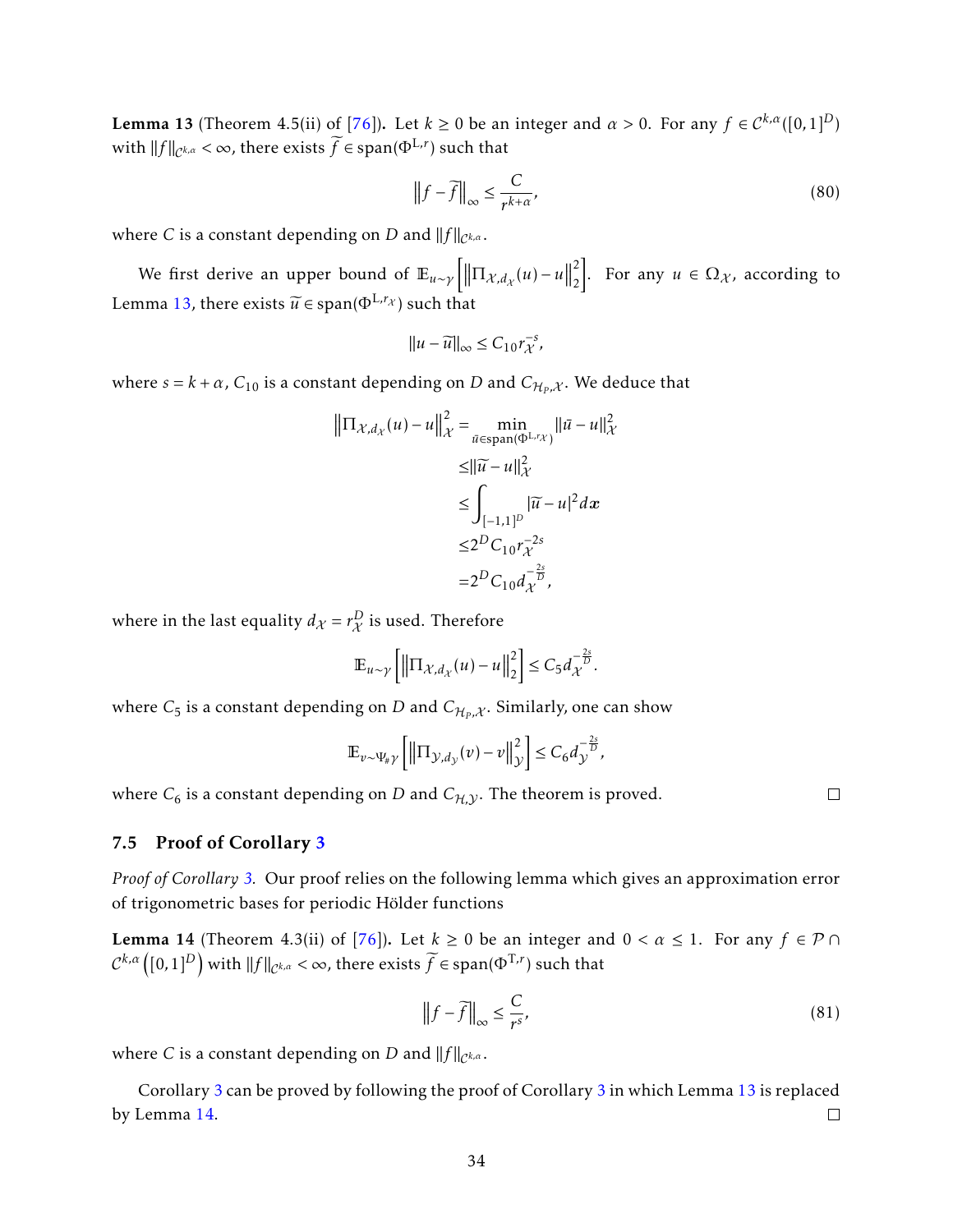**Lemma 13** (Theorem 4.5(ii) of [76])**.** Let $k \geq 0$ be an integer and $\alpha > 0$. For any $f \in \mathcal{C}^{k,\alpha}([0,1]^D)$ with $\|f\|_{\mathcal{C}^{k,\alpha}} < \infty$, there exists $\widetilde{f} \in \mathrm{span}(\Phi^{\mathrm{L},r})$ such that

$$\left\|f - \widetilde{f}\right\|_{\infty} \leq \frac{C}{r^{k+\alpha}}, \tag{80}$$

where $C$ is a constant depending on $D$ and $\|f\|_{\mathcal{C}^{k,\alpha}}$.

We first derive an upper bound of $\mathbb{E}_{u\sim\gamma}\left[\left\|\Pi_{\mathcal{X},d_{\mathcal{X}}}(u) - u\right\|_2^2\right]$. For any $u \in \Omega_{\mathcal{X}}$, according to Lemma 13, there exists $\widetilde{u} \in \mathrm{span}(\Phi^{\mathrm{L},r_{\mathcal{X}}})$ such that

$$\|u - \widetilde{u}\|_{\infty} \leq C_{10} r_{\mathcal{X}}^{-s},$$

where $s = k + \alpha$, $C_{10}$ is a constant depending on $D$ and $C_{\mathcal{H}_p,\mathcal{X}}$. We deduce that

$$\begin{aligned}
\left\|\Pi_{\mathcal{X},d_{\mathcal{X}}}(u) - u\right\|_{\mathcal{X}}^2 &= \min_{\bar{u}\in\mathrm{span}(\Phi^{\mathrm{L},r_{\mathcal{X}}})} \|\bar{u} - u\|_{\mathcal{X}}^2 \\
&\leq \|\widetilde{u} - u\|_{\mathcal{X}}^2 \\
&\leq \int_{[-1,1]^D} |\widetilde{u} - u|^2 d\boldsymbol{x} \\
&\leq 2^D C_{10} r_{\mathcal{X}}^{-2s} \\
&= 2^D C_{10} d_{\mathcal{X}}^{-\frac{2s}{D}},
\end{aligned}$$

where in the last equality $d_{\mathcal{X}} = r_{\mathcal{X}}^D$ is used. Therefore

$$\mathbb{E}_{u\sim\gamma}\left[\left\|\Pi_{\mathcal{X},d_{\mathcal{X}}}(u) - u\right\|_2^2\right] \leq C_5 d_{\mathcal{X}}^{-\frac{2s}{D}}.$$

where $C_5$ is a constant depending on $D$ and $C_{\mathcal{H}_p,\mathcal{X}}$. Similarly, one can show

$$\mathbb{E}_{v\sim\Psi_{\#}\gamma}\left[\left\|\Pi_{\mathcal{Y},d_{\mathcal{Y}}}(v) - v\right\|_{\mathcal{Y}}^2\right] \leq C_6 d_{\mathcal{Y}}^{-\frac{2s}{D}},$$

where $C_6$ is a constant depending on $D$ and $C_{\mathcal{H},\mathcal{Y}}$. The theorem is proved. □

## 7.5 Proof of Corollary 3

*Proof of Corollary 3.* Our proof relies on the following lemma which gives an approximation error of trigonometric bases for periodic Hölder functions

**Lemma 14** (Theorem 4.3(ii) of [76])**.** Let $k \geq 0$ be an integer and $0 < \alpha \leq 1$. For any $f \in \mathcal{P} \cap \mathcal{C}^{k,\alpha}\left([0,1]^D\right)$ with $\|f\|_{\mathcal{C}^{k,\alpha}} < \infty$, there exists $\widetilde{f} \in \mathrm{span}(\Phi^{\mathrm{T},r})$ such that

$$\left\|f - \widetilde{f}\right\|_{\infty} \leq \frac{C}{r^s}, \tag{81}$$

where $C$ is a constant depending on $D$ and $\|f\|_{\mathcal{C}^{k,\alpha}}$.

Corollary 3 can be proved by following the proof of Corollary 3 in which Lemma 13 is replaced by Lemma 14. □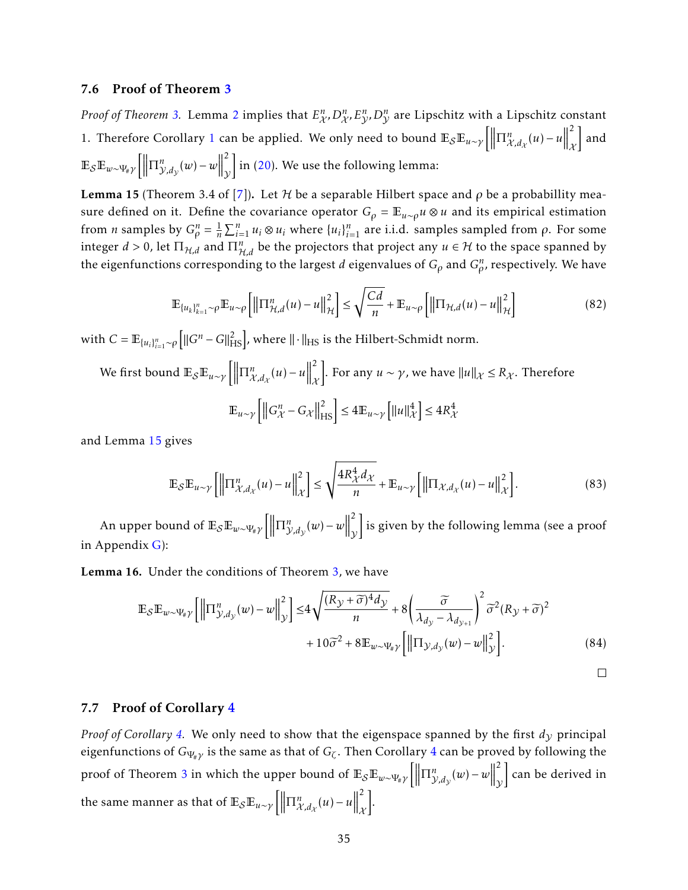### 7.6 Proof of Theorem 3

*Proof of Theorem 3.* Lemma 2 implies that $E^n_{\mathcal{X}}, D^n_{\mathcal{X}}, E^n_{\mathcal{Y}}, D^n_{\mathcal{Y}}$ are Lipschitz with a Lipschitz constant 1. Therefore Corollary 1 can be applied. We only need to bound $\mathbb{E}_{\mathcal{S}}\mathbb{E}_{u\sim\gamma}\left[\left\|\Pi^n_{\mathcal{X},d_{\mathcal{X}}}(u)-u\right\|^2_{\mathcal{X}}\right]$ and $\mathbb{E}_{\mathcal{S}}\mathbb{E}_{w\sim\Psi_{\#}\gamma}\left[\left\|\Pi^n_{\mathcal{Y},d_{\mathcal{Y}}}(w)-w\right\|^2_{\mathcal{Y}}\right]$ in (20). We use the following lemma:

**Lemma 15** (Theorem 3.4 of [7])**.** Let $\mathcal{H}$ be a separable Hilbert space and $\rho$ be a probabillity measure defined on it. Define the covariance operator $G_\rho = \mathbb{E}_{u\sim\rho} u\otimes u$ and its empirical estimation from $n$ samples by $G^n_\rho = \frac{1}{n}\sum_{i=1}^n u_i\otimes u_i$ where $\{u_i\}_{i=1}^n$ are i.i.d. samples sampled from $\rho$. For some integer $d>0$, let $\Pi_{\mathcal{H},d}$ and $\Pi^n_{\mathcal{H},d}$ be the projectors that project any $u\in\mathcal{H}$ to the space spanned by the eigenfunctions corresponding to the largest $d$ eigenvalues of $G_\rho$ and $G^n_\rho$, respectively. We have

$$\mathbb{E}_{\{u_k\}_{k=1}^n\sim\rho}\mathbb{E}_{u\sim\rho}\left[\left\|\Pi^n_{\mathcal{H},d}(u)-u\right\|^2_{\mathcal{H}}\right]\le\sqrt{\frac{Cd}{n}}+\mathbb{E}_{u\sim\rho}\left[\left\|\Pi_{\mathcal{H},d}(u)-u\right\|^2_{\mathcal{H}}\right] \tag{82}$$

with $C=\mathbb{E}_{\{u_i\}_{i=1}^n\sim\rho}\left[\|G^n-G\|^2_{\mathrm{HS}}\right]$, where $\|\cdot\|_{\mathrm{HS}}$ is the Hilbert-Schmidt norm.

We first bound $\mathbb{E}_{\mathcal{S}}\mathbb{E}_{u\sim\gamma}\left[\left\|\Pi^n_{\mathcal{X},d_{\mathcal{X}}}(u)-u\right\|^2_{\mathcal{X}}\right]$. For any $u\sim\gamma$, we have $\|u\|_{\mathcal{X}}\le R_{\mathcal{X}}$. Therefore

$$\mathbb{E}_{u\sim\gamma}\left[\left\|G^n_{\mathcal{X}}-G_{\mathcal{X}}\right\|^2_{\mathrm{HS}}\right]\le 4\mathbb{E}_{u\sim\gamma}\left[\|u\|^4_{\mathcal{X}}\right]\le 4R^4_{\mathcal{X}}$$

and Lemma 15 gives

$$\mathbb{E}_{\mathcal{S}}\mathbb{E}_{u\sim\gamma}\left[\left\|\Pi^n_{\mathcal{X},d_{\mathcal{X}}}(u)-u\right\|^2_{\mathcal{X}}\right]\le\sqrt{\frac{4R^4_{\mathcal{X}}d_{\mathcal{X}}}{n}}+\mathbb{E}_{u\sim\gamma}\left[\left\|\Pi_{\mathcal{X},d_{\mathcal{X}}}(u)-u\right\|^2_{\mathcal{X}}\right]. \tag{83}$$

An upper bound of $\mathbb{E}_{\mathcal{S}}\mathbb{E}_{w\sim\Psi_{\#}\gamma}\left[\left\|\Pi^n_{\mathcal{Y},d_{\mathcal{Y}}}(w)-w\right\|^2_{\mathcal{Y}}\right]$ is given by the following lemma (see a proof in Appendix G):

**Lemma 16.** Under the conditions of Theorem 3, we have

$$\begin{aligned}\mathbb{E}_{\mathcal{S}}\mathbb{E}_{w\sim\Psi_{\#}\gamma}\left[\left\|\Pi^n_{\mathcal{Y},d_{\mathcal{Y}}}(w)-w\right\|^2_{\mathcal{Y}}\right]\le& 4\sqrt{\frac{(R_{\mathcal{Y}}+\widetilde{\sigma})^4d_{\mathcal{Y}}}{n}}+8\left(\frac{\widetilde{\sigma}}{\lambda_{d_{\mathcal{Y}}}-\lambda_{d_{\mathcal{Y}+1}}}\right)^2\widetilde{\sigma}^2(R_{\mathcal{Y}}+\widetilde{\sigma})^2\\&+10\widetilde{\sigma}^2+8\mathbb{E}_{w\sim\Psi_{\#}\gamma}\left[\left\|\Pi_{\mathcal{Y},d_{\mathcal{Y}}}(w)-w\right\|^2_{\mathcal{Y}}\right].\end{aligned} \tag{84}$$

□

### 7.7 Proof of Corollary 4

*Proof of Corollary 4.* We only need to show that the eigenspace spanned by the first $d_{\mathcal{Y}}$ principal eigenfunctions of $G_{\Psi_{\#}\gamma}$ is the same as that of $G_\zeta$. Then Corollary 4 can be proved by following the proof of Theorem 3 in which the upper bound of $\mathbb{E}_{\mathcal{S}}\mathbb{E}_{w\sim\Psi_{\#}\gamma}\left[\left\|\Pi^n_{\mathcal{Y},d_{\mathcal{Y}}}(w)-w\right\|^2_{\mathcal{Y}}\right]$ can be derived in the same manner as that of $\mathbb{E}_{\mathcal{S}}\mathbb{E}_{u\sim\gamma}\left[\left\|\Pi^n_{\mathcal{X},d_{\mathcal{X}}}(u)-u\right\|^2_{\mathcal{X}}\right]$.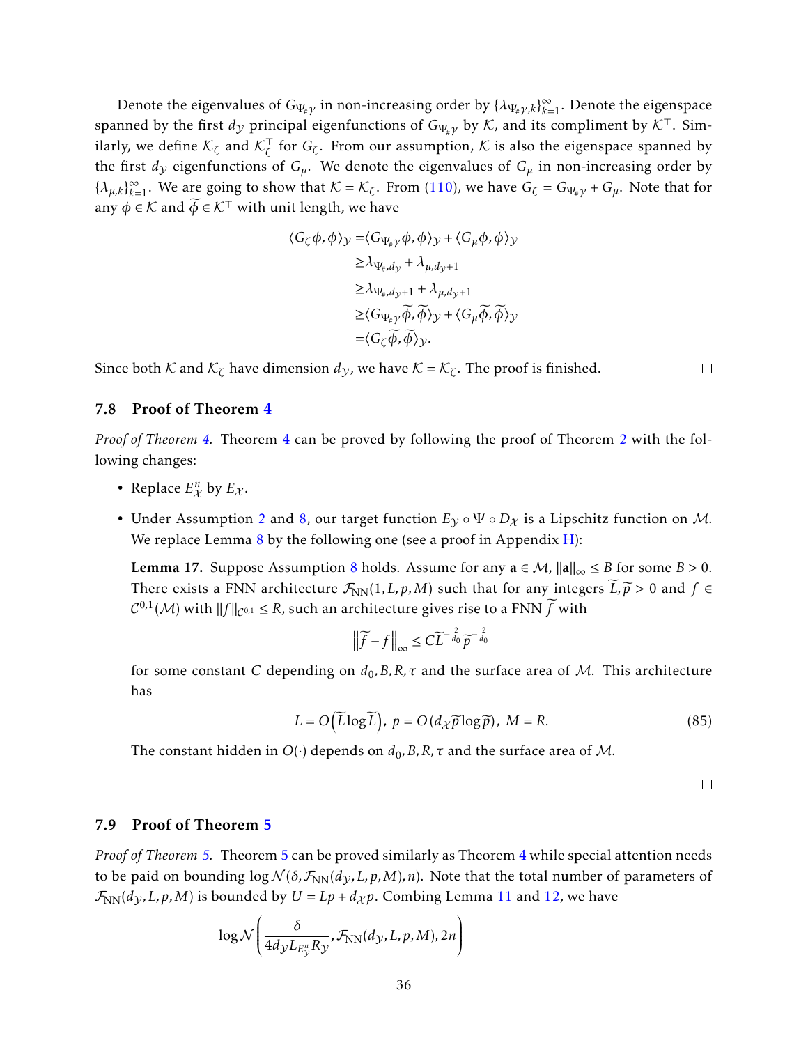Denote the eigenvalues of $G_{\Psi_\# \gamma}$ in non-increasing order by $\{\lambda_{\Psi_\# \gamma,k}\}_{k=1}^{\infty}$. Denote the eigenspace spanned by the first $d_{\mathcal{Y}}$ principal eigenfunctions of $G_{\Psi_\# \gamma}$ by $\mathcal{K}$, and its compliment by $\mathcal{K}^\top$. Similarly, we define $\mathcal{K}_\zeta$ and $\mathcal{K}_\zeta^\top$ for $G_\zeta$. From our assumption, $\mathcal{K}$ is also the eigenspace spanned by the first $d_{\mathcal{Y}}$ eigenfunctions of $G_\mu$. We denote the eigenvalues of $G_\mu$ in non-increasing order by $\{\lambda_{\mu,k}\}_{k=1}^{\infty}$. We are going to show that $\mathcal{K} = \mathcal{K}_\zeta$. From (110), we have $G_\zeta = G_{\Psi_\# \gamma} + G_\mu$. Note that for any $\phi \in \mathcal{K}$ and $\widetilde{\phi} \in \mathcal{K}^\top$ with unit length, we have

$$
\begin{aligned}
\langle G_\zeta \phi, \phi \rangle_{\mathcal{Y}} =& \langle G_{\Psi_\# \gamma} \phi, \phi \rangle_{\mathcal{Y}} + \langle G_\mu \phi, \phi \rangle_{\mathcal{Y}} \\
\geq& \lambda_{\Psi_\#, d_{\mathcal{Y}}} + \lambda_{\mu, d_{\mathcal{Y}}+1} \\
\geq& \lambda_{\Psi_\#, d_{\mathcal{Y}}+1} + \lambda_{\mu, d_{\mathcal{Y}}+1} \\
\geq& \langle G_{\Psi_\# \gamma} \widetilde{\phi}, \widetilde{\phi} \rangle_{\mathcal{Y}} + \langle G_\mu \widetilde{\phi}, \widetilde{\phi} \rangle_{\mathcal{Y}} \\
=& \langle G_\zeta \widetilde{\phi}, \widetilde{\phi} \rangle_{\mathcal{Y}}.
\end{aligned}
$$

Since both $\mathcal{K}$ and $\mathcal{K}_\zeta$ have dimension $d_{\mathcal{Y}}$, we have $\mathcal{K} = \mathcal{K}_\zeta$. The proof is finished. □

### 7.8 Proof of Theorem 4

*Proof of Theorem 4.* Theorem 4 can be proved by following the proof of Theorem 2 with the following changes:

- Replace $E_{\mathcal{X}}^n$ by $E_{\mathcal{X}}$.
- Under Assumption 2 and 8, our target function $E_{\mathcal{Y}} \circ \Psi \circ D_{\mathcal{X}}$ is a Lipschitz function on $\mathcal{M}$. We replace Lemma 8 by the following one (see a proof in Appendix H):

  **Lemma 17.** Suppose Assumption 8 holds. Assume for any $\mathbf{a} \in \mathcal{M}$, $\|\mathbf{a}\|_\infty \leq B$ for some $B > 0$. There exists a FNN architecture $\mathcal{F}_{\rm NN}(1, L, p, M)$ such that for any integers $\widetilde{L}, \widetilde{p} > 0$ and $f \in \mathcal{C}^{0,1}(\mathcal{M})$ with $\|f\|_{\mathcal{C}^{0,1}} \leq R$, such an architecture gives rise to a FNN $\widetilde{f}$ with

  $$\left\|\widetilde{f} - f\right\|_\infty \leq C \widetilde{L}^{-\frac{2}{d_0}} \widetilde{p}^{-\frac{2}{d_0}}$$

  for some constant $C$ depending on $d_0, B, R, \tau$ and the surface area of $\mathcal{M}$. This architecture has

  $$L = O\left(\widetilde{L} \log \widetilde{L}\right), \ p = O\left(d_{\mathcal{X}} \widetilde{p} \log \widetilde{p}\right), \ M = R. \tag{85}$$

  The constant hidden in $O(\cdot)$ depends on $d_0, B, R, \tau$ and the surface area of $\mathcal{M}$.

□

### 7.9 Proof of Theorem 5

*Proof of Theorem 5.* Theorem 5 can be proved similarly as Theorem 4 while special attention needs to be paid on bounding $\log \mathcal{N}(\delta, \mathcal{F}_{\rm NN}(d_{\mathcal{Y}}, L, p, M), n)$. Note that the total number of parameters of $\mathcal{F}_{\rm NN}(d_{\mathcal{Y}}, L, p, M)$ is bounded by $U = Lp + d_{\mathcal{X}} p$. Combing Lemma 11 and 12, we have

$$\log \mathcal{N}\left(\frac{\delta}{4 d_{\mathcal{Y}} L_{E_{\mathcal{Y}}^n} R_{\mathcal{Y}}}, \mathcal{F}_{\rm NN}(d_{\mathcal{Y}}, L, p, M), 2n\right)$$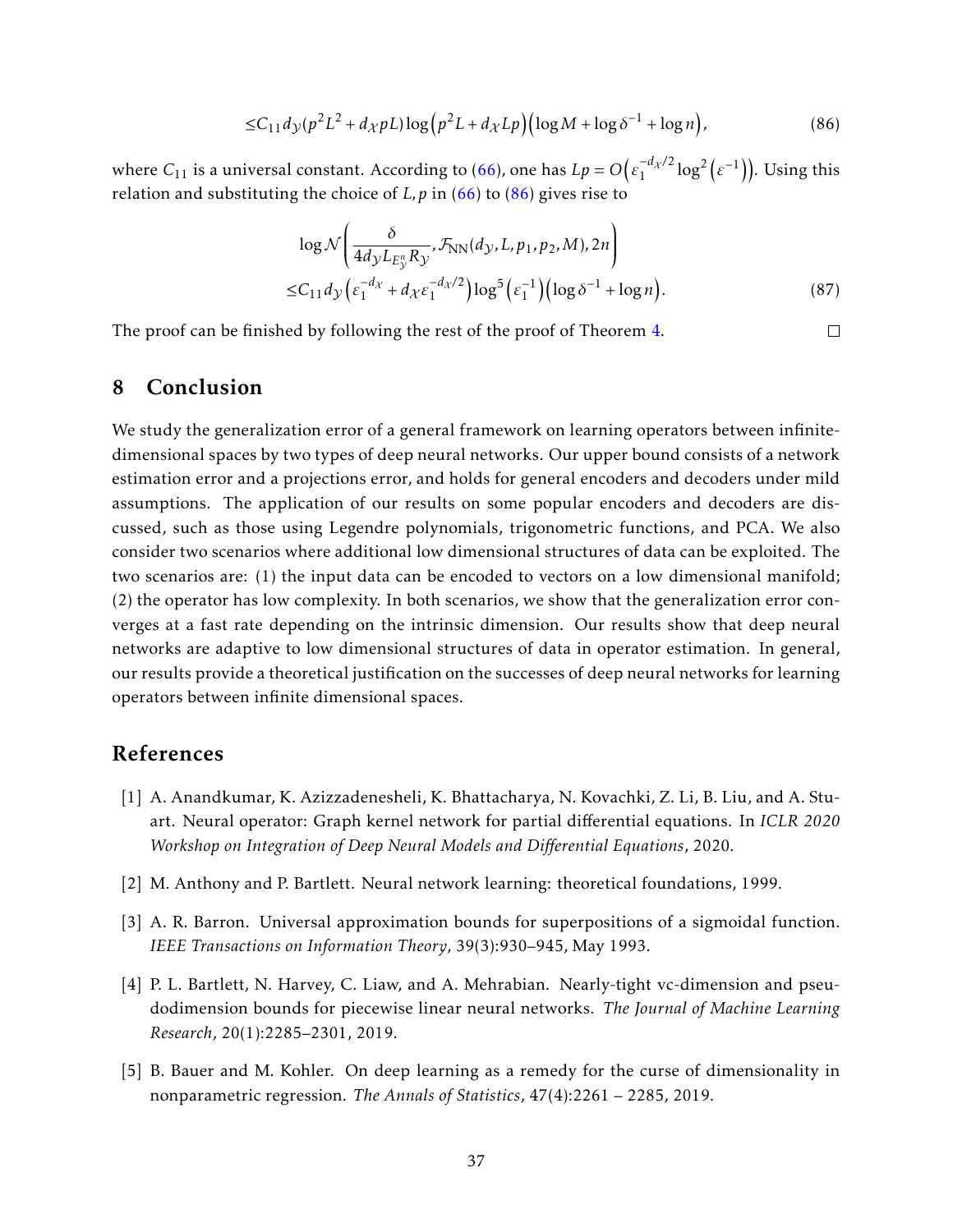$$\leq C_{11} d_{\mathcal{Y}} (p^2 L^2 + d_{\mathcal{X}} pL) \log\left(p^2 L + d_{\mathcal{X}} Lp\right)\left(\log M + \log \delta^{-1} + \log n\right), \tag{86}$$

where $C_{11}$ is a universal constant. According to (66), one has $Lp = O\left(\varepsilon_1^{-d_{\mathcal{X}}/2} \log^2\left(\varepsilon^{-1}\right)\right)$. Using this relation and substituting the choice of $L, p$ in (66) to (86) gives rise to

$$\log \mathcal{N}\left(\frac{\delta}{4 d_{\mathcal{Y}} L_{E_{\mathcal{Y}}^n} R_{\mathcal{Y}}}, \mathcal{F}_{\mathrm{NN}}(d_{\mathcal{Y}}, L, p_1, p_2, M), 2n\right)$$
$$\leq C_{11} d_{\mathcal{Y}} \left(\varepsilon_1^{-d_{\mathcal{X}}} + d_{\mathcal{X}} \varepsilon_1^{-d_{\mathcal{X}}/2}\right) \log^5\left(\varepsilon_1^{-1}\right)\left(\log \delta^{-1} + \log n\right). \tag{87}$$

The proof can be finished by following the rest of the proof of Theorem 4. $\square$

## 8 Conclusion

We study the generalization error of a general framework on learning operators between infinite-dimensional spaces by two types of deep neural networks. Our upper bound consists of a network estimation error and a projections error, and holds for general encoders and decoders under mild assumptions. The application of our results on some popular encoders and decoders are discussed, such as those using Legendre polynomials, trigonometric functions, and PCA. We also consider two scenarios where additional low dimensional structures of data can be exploited. The two scenarios are: (1) the input data can be encoded to vectors on a low dimensional manifold; (2) the operator has low complexity. In both scenarios, we show that the generalization error converges at a fast rate depending on the intrinsic dimension. Our results show that deep neural networks are adaptive to low dimensional structures of data in operator estimation. In general, our results provide a theoretical justification on the successes of deep neural networks for learning operators between infinite dimensional spaces.

## References

[1] A. Anandkumar, K. Azizzadenesheli, K. Bhattacharya, N. Kovachki, Z. Li, B. Liu, and A. Stuart. Neural operator: Graph kernel network for partial differential equations. In *ICLR 2020 Workshop on Integration of Deep Neural Models and Differential Equations*, 2020.

[2] M. Anthony and P. Bartlett. Neural network learning: theoretical foundations, 1999.

[3] A. R. Barron. Universal approximation bounds for superpositions of a sigmoidal function. *IEEE Transactions on Information Theory*, 39(3):930–945, May 1993.

[4] P. L. Bartlett, N. Harvey, C. Liaw, and A. Mehrabian. Nearly-tight vc-dimension and pseudodimension bounds for piecewise linear neural networks. *The Journal of Machine Learning Research*, 20(1):2285–2301, 2019.

[5] B. Bauer and M. Kohler. On deep learning as a remedy for the curse of dimensionality in nonparametric regression. *The Annals of Statistics*, 47(4):2261 – 2285, 2019.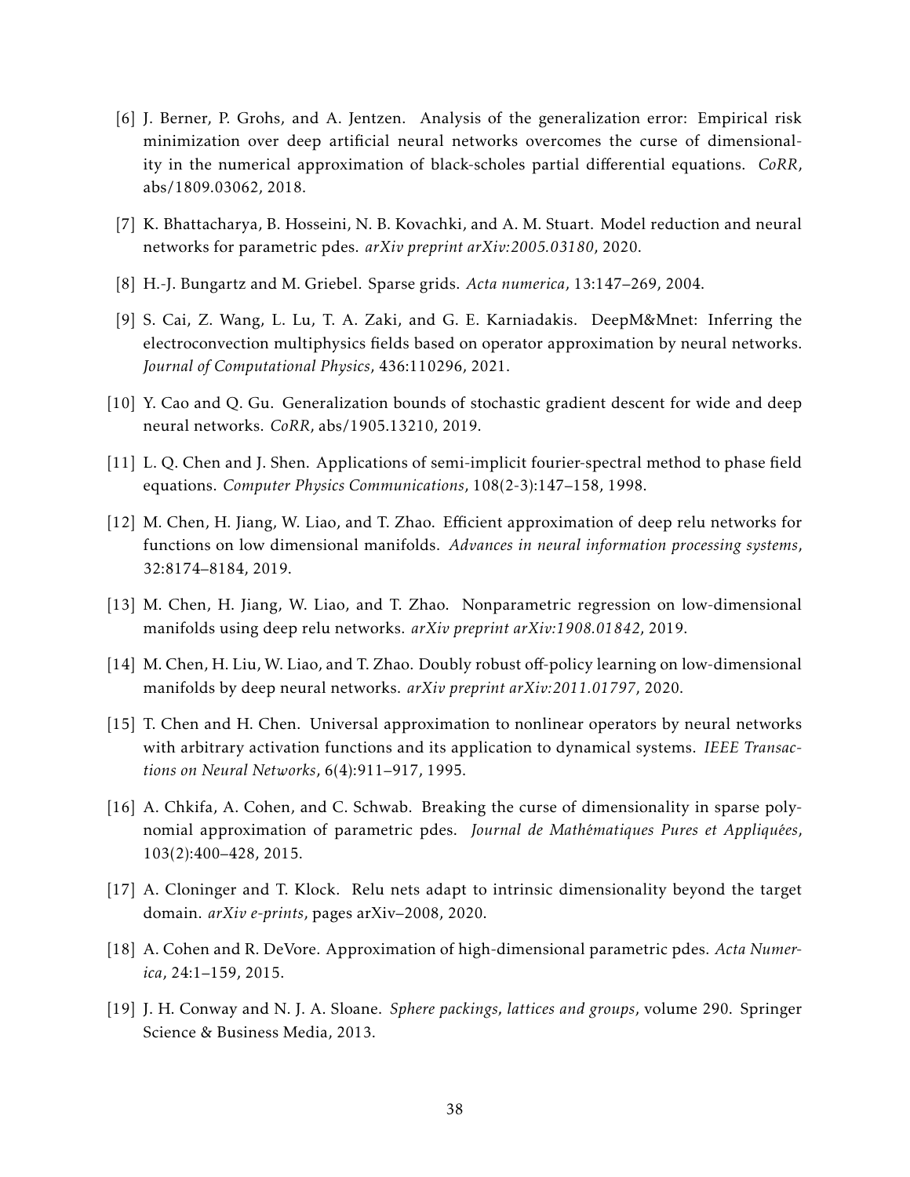[6] J. Berner, P. Grohs, and A. Jentzen. Analysis of the generalization error: Empirical risk minimization over deep artificial neural networks overcomes the curse of dimensionality in the numerical approximation of black-scholes partial differential equations. *CoRR*, abs/1809.03062, 2018.

[7] K. Bhattacharya, B. Hosseini, N. B. Kovachki, and A. M. Stuart. Model reduction and neural networks for parametric pdes. *arXiv preprint arXiv:2005.03180*, 2020.

[8] H.-J. Bungartz and M. Griebel. Sparse grids. *Acta numerica*, 13:147–269, 2004.

[9] S. Cai, Z. Wang, L. Lu, T. A. Zaki, and G. E. Karniadakis. DeepM&Mnet: Inferring the electroconvection multiphysics fields based on operator approximation by neural networks. *Journal of Computational Physics*, 436:110296, 2021.

[10] Y. Cao and Q. Gu. Generalization bounds of stochastic gradient descent for wide and deep neural networks. *CoRR*, abs/1905.13210, 2019.

[11] L. Q. Chen and J. Shen. Applications of semi-implicit fourier-spectral method to phase field equations. *Computer Physics Communications*, 108(2-3):147–158, 1998.

[12] M. Chen, H. Jiang, W. Liao, and T. Zhao. Efficient approximation of deep relu networks for functions on low dimensional manifolds. *Advances in neural information processing systems*, 32:8174–8184, 2019.

[13] M. Chen, H. Jiang, W. Liao, and T. Zhao. Nonparametric regression on low-dimensional manifolds using deep relu networks. *arXiv preprint arXiv:1908.01842*, 2019.

[14] M. Chen, H. Liu, W. Liao, and T. Zhao. Doubly robust off-policy learning on low-dimensional manifolds by deep neural networks. *arXiv preprint arXiv:2011.01797*, 2020.

[15] T. Chen and H. Chen. Universal approximation to nonlinear operators by neural networks with arbitrary activation functions and its application to dynamical systems. *IEEE Transactions on Neural Networks*, 6(4):911–917, 1995.

[16] A. Chkifa, A. Cohen, and C. Schwab. Breaking the curse of dimensionality in sparse polynomial approximation of parametric pdes. *Journal de Mathématiques Pures et Appliquées*, 103(2):400–428, 2015.

[17] A. Cloninger and T. Klock. Relu nets adapt to intrinsic dimensionality beyond the target domain. *arXiv e-prints*, pages arXiv–2008, 2020.

[18] A. Cohen and R. DeVore. Approximation of high-dimensional parametric pdes. *Acta Numerica*, 24:1–159, 2015.

[19] J. H. Conway and N. J. A. Sloane. *Sphere packings, lattices and groups*, volume 290. Springer Science & Business Media, 2013.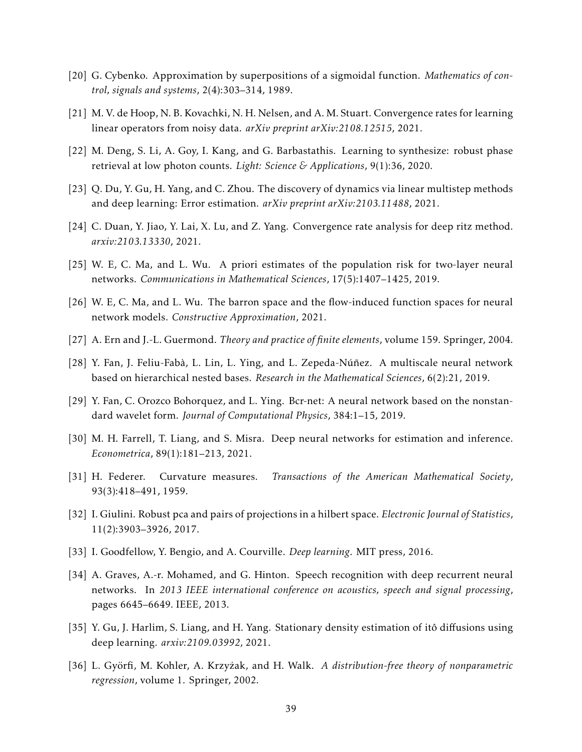[20] G. Cybenko. Approximation by superpositions of a sigmoidal function. *Mathematics of control, signals and systems*, 2(4):303–314, 1989.

[21] M. V. de Hoop, N. B. Kovachki, N. H. Nelsen, and A. M. Stuart. Convergence rates for learning linear operators from noisy data. *arXiv preprint arXiv:2108.12515*, 2021.

[22] M. Deng, S. Li, A. Goy, I. Kang, and G. Barbastathis. Learning to synthesize: robust phase retrieval at low photon counts. *Light: Science & Applications*, 9(1):36, 2020.

[23] Q. Du, Y. Gu, H. Yang, and C. Zhou. The discovery of dynamics via linear multistep methods and deep learning: Error estimation. *arXiv preprint arXiv:2103.11488*, 2021.

[24] C. Duan, Y. Jiao, Y. Lai, X. Lu, and Z. Yang. Convergence rate analysis for deep ritz method. *arxiv:2103.13330*, 2021.

[25] W. E, C. Ma, and L. Wu. A priori estimates of the population risk for two-layer neural networks. *Communications in Mathematical Sciences*, 17(5):1407–1425, 2019.

[26] W. E, C. Ma, and L. Wu. The barron space and the flow-induced function spaces for neural network models. *Constructive Approximation*, 2021.

[27] A. Ern and J.-L. Guermond. *Theory and practice of finite elements*, volume 159. Springer, 2004.

[28] Y. Fan, J. Feliu-Fabà, L. Lin, L. Ying, and L. Zepeda-Núñez. A multiscale neural network based on hierarchical nested bases. *Research in the Mathematical Sciences*, 6(2):21, 2019.

[29] Y. Fan, C. Orozco Bohorquez, and L. Ying. Bcr-net: A neural network based on the nonstandard wavelet form. *Journal of Computational Physics*, 384:1–15, 2019.

[30] M. H. Farrell, T. Liang, and S. Misra. Deep neural networks for estimation and inference. *Econometrica*, 89(1):181–213, 2021.

[31] H. Federer. Curvature measures. *Transactions of the American Mathematical Society*, 93(3):418–491, 1959.

[32] I. Giulini. Robust pca and pairs of projections in a hilbert space. *Electronic Journal of Statistics*, 11(2):3903–3926, 2017.

[33] I. Goodfellow, Y. Bengio, and A. Courville. *Deep learning*. MIT press, 2016.

[34] A. Graves, A.-r. Mohamed, and G. Hinton. Speech recognition with deep recurrent neural networks. In *2013 IEEE international conference on acoustics, speech and signal processing*, pages 6645–6649. IEEE, 2013.

[35] Y. Gu, J. Harlim, S. Liang, and H. Yang. Stationary density estimation of itô diffusions using deep learning. *arxiv:2109.03992*, 2021.

[36] L. Györfi, M. Kohler, A. Krzyżak, and H. Walk. *A distribution-free theory of nonparametric regression*, volume 1. Springer, 2002.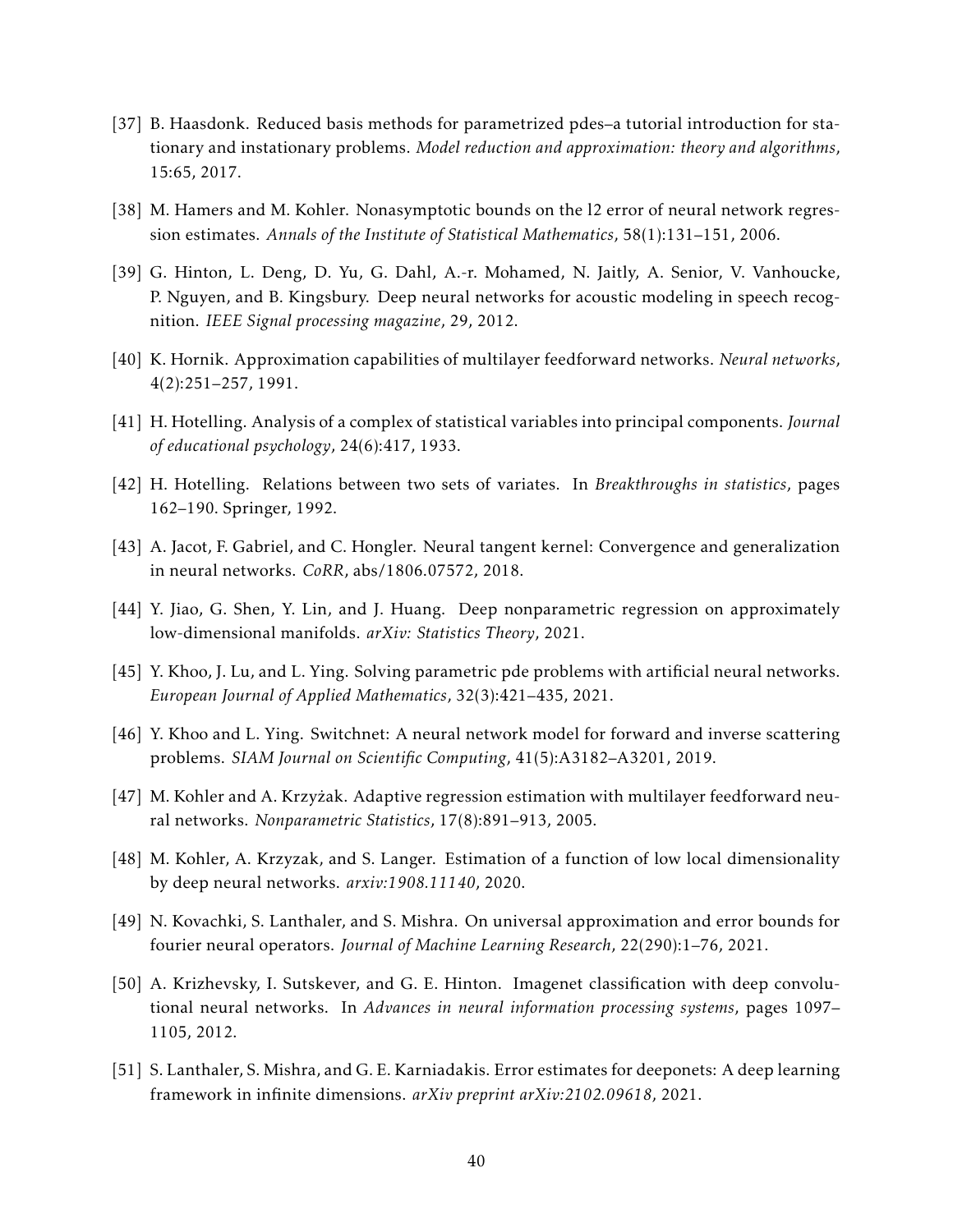- [37] B. Haasdonk. Reduced basis methods for parametrized pdes–a tutorial introduction for stationary and instationary problems. *Model reduction and approximation: theory and algorithms*, 15:65, 2017.
- [38] M. Hamers and M. Kohler. Nonasymptotic bounds on the l2 error of neural network regression estimates. *Annals of the Institute of Statistical Mathematics*, 58(1):131–151, 2006.
- [39] G. Hinton, L. Deng, D. Yu, G. Dahl, A.-r. Mohamed, N. Jaitly, A. Senior, V. Vanhoucke, P. Nguyen, and B. Kingsbury. Deep neural networks for acoustic modeling in speech recognition. *IEEE Signal processing magazine*, 29, 2012.
- [40] K. Hornik. Approximation capabilities of multilayer feedforward networks. *Neural networks*, 4(2):251–257, 1991.
- [41] H. Hotelling. Analysis of a complex of statistical variables into principal components. *Journal of educational psychology*, 24(6):417, 1933.
- [42] H. Hotelling. Relations between two sets of variates. In *Breakthroughs in statistics*, pages 162–190. Springer, 1992.
- [43] A. Jacot, F. Gabriel, and C. Hongler. Neural tangent kernel: Convergence and generalization in neural networks. *CoRR*, abs/1806.07572, 2018.
- [44] Y. Jiao, G. Shen, Y. Lin, and J. Huang. Deep nonparametric regression on approximately low-dimensional manifolds. *arXiv: Statistics Theory*, 2021.
- [45] Y. Khoo, J. Lu, and L. Ying. Solving parametric pde problems with artificial neural networks. *European Journal of Applied Mathematics*, 32(3):421–435, 2021.
- [46] Y. Khoo and L. Ying. Switchnet: A neural network model for forward and inverse scattering problems. *SIAM Journal on Scientific Computing*, 41(5):A3182–A3201, 2019.
- [47] M. Kohler and A. Krzyżak. Adaptive regression estimation with multilayer feedforward neural networks. *Nonparametric Statistics*, 17(8):891–913, 2005.
- [48] M. Kohler, A. Krzyzak, and S. Langer. Estimation of a function of low local dimensionality by deep neural networks. *arxiv:1908.11140*, 2020.
- [49] N. Kovachki, S. Lanthaler, and S. Mishra. On universal approximation and error bounds for fourier neural operators. *Journal of Machine Learning Research*, 22(290):1–76, 2021.
- [50] A. Krizhevsky, I. Sutskever, and G. E. Hinton. Imagenet classification with deep convolutional neural networks. In *Advances in neural information processing systems*, pages 1097–1105, 2012.
- [51] S. Lanthaler, S. Mishra, and G. E. Karniadakis. Error estimates for deeponets: A deep learning framework in infinite dimensions. *arXiv preprint arXiv:2102.09618*, 2021.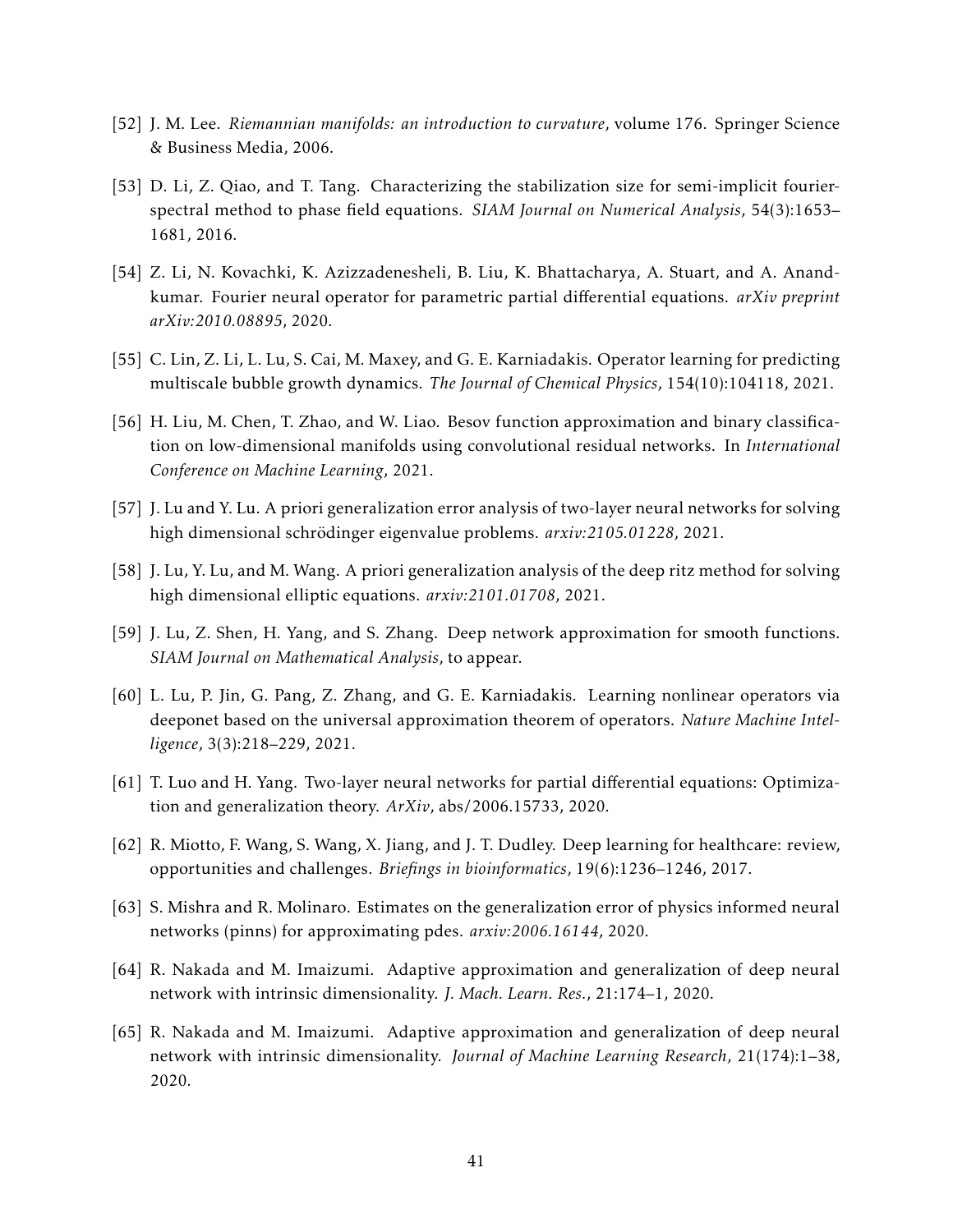[52] J. M. Lee. *Riemannian manifolds: an introduction to curvature*, volume 176. Springer Science & Business Media, 2006.

[53] D. Li, Z. Qiao, and T. Tang. Characterizing the stabilization size for semi-implicit fourier-spectral method to phase field equations. *SIAM Journal on Numerical Analysis*, 54(3):1653–1681, 2016.

[54] Z. Li, N. Kovachki, K. Azizzadenesheli, B. Liu, K. Bhattacharya, A. Stuart, and A. Anandkumar. Fourier neural operator for parametric partial differential equations. *arXiv preprint arXiv:2010.08895*, 2020.

[55] C. Lin, Z. Li, L. Lu, S. Cai, M. Maxey, and G. E. Karniadakis. Operator learning for predicting multiscale bubble growth dynamics. *The Journal of Chemical Physics*, 154(10):104118, 2021.

[56] H. Liu, M. Chen, T. Zhao, and W. Liao. Besov function approximation and binary classification on low-dimensional manifolds using convolutional residual networks. In *International Conference on Machine Learning*, 2021.

[57] J. Lu and Y. Lu. A priori generalization error analysis of two-layer neural networks for solving high dimensional schrödinger eigenvalue problems. *arxiv:2105.01228*, 2021.

[58] J. Lu, Y. Lu, and M. Wang. A priori generalization analysis of the deep ritz method for solving high dimensional elliptic equations. *arxiv:2101.01708*, 2021.

[59] J. Lu, Z. Shen, H. Yang, and S. Zhang. Deep network approximation for smooth functions. *SIAM Journal on Mathematical Analysis*, to appear.

[60] L. Lu, P. Jin, G. Pang, Z. Zhang, and G. E. Karniadakis. Learning nonlinear operators via deeponet based on the universal approximation theorem of operators. *Nature Machine Intelligence*, 3(3):218–229, 2021.

[61] T. Luo and H. Yang. Two-layer neural networks for partial differential equations: Optimization and generalization theory. *ArXiv*, abs/2006.15733, 2020.

[62] R. Miotto, F. Wang, S. Wang, X. Jiang, and J. T. Dudley. Deep learning for healthcare: review, opportunities and challenges. *Briefings in bioinformatics*, 19(6):1236–1246, 2017.

[63] S. Mishra and R. Molinaro. Estimates on the generalization error of physics informed neural networks (pinns) for approximating pdes. *arxiv:2006.16144*, 2020.

[64] R. Nakada and M. Imaizumi. Adaptive approximation and generalization of deep neural network with intrinsic dimensionality. *J. Mach. Learn. Res.*, 21:174–1, 2020.

[65] R. Nakada and M. Imaizumi. Adaptive approximation and generalization of deep neural network with intrinsic dimensionality. *Journal of Machine Learning Research*, 21(174):1–38, 2020.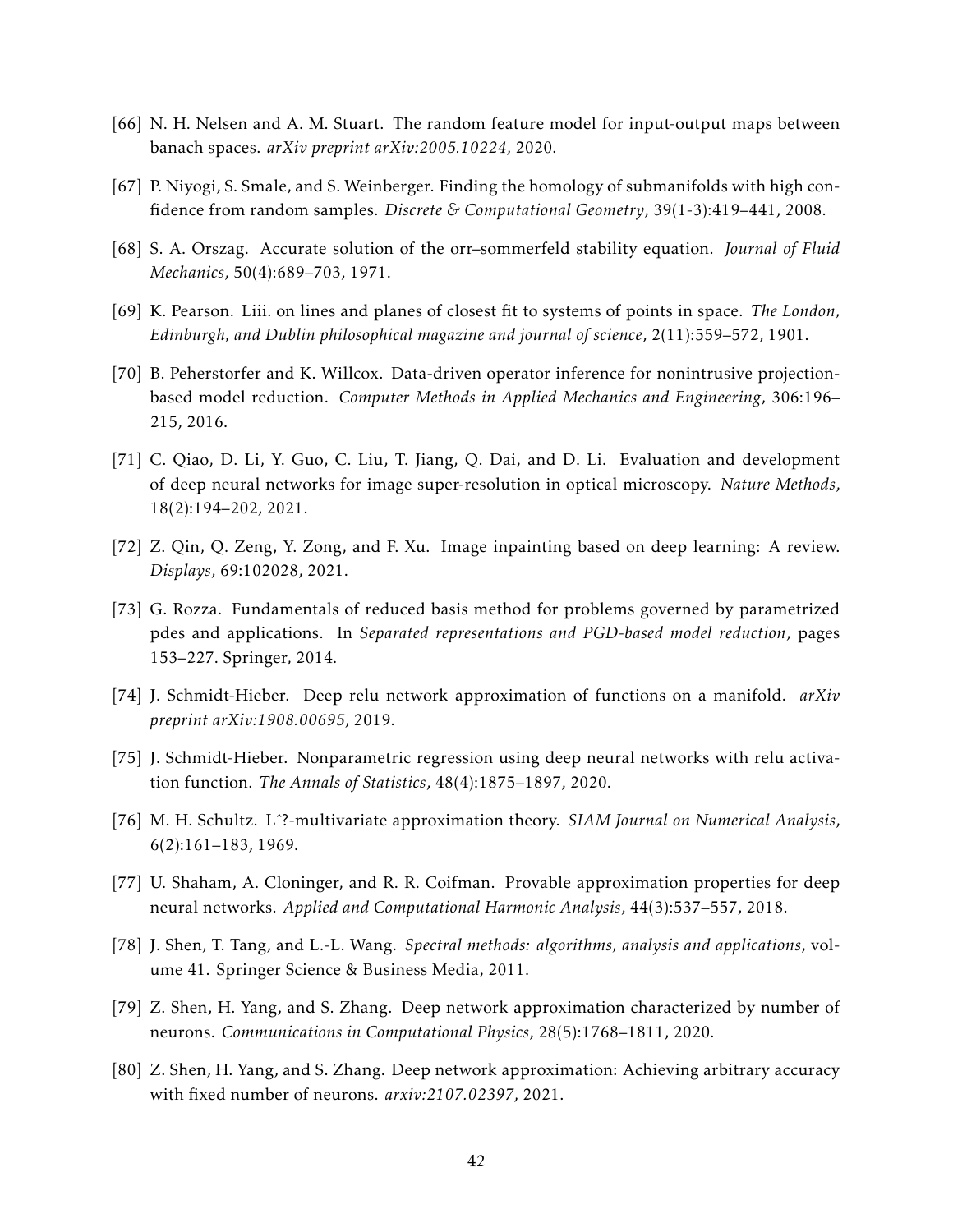[66] N. H. Nelsen and A. M. Stuart. The random feature model for input-output maps between banach spaces. *arXiv preprint arXiv:2005.10224*, 2020.

[67] P. Niyogi, S. Smale, and S. Weinberger. Finding the homology of submanifolds with high confidence from random samples. *Discrete & Computational Geometry*, 39(1-3):419–441, 2008.

[68] S. A. Orszag. Accurate solution of the orr–sommerfeld stability equation. *Journal of Fluid Mechanics*, 50(4):689–703, 1971.

[69] K. Pearson. Liii. on lines and planes of closest fit to systems of points in space. *The London, Edinburgh, and Dublin philosophical magazine and journal of science*, 2(11):559–572, 1901.

[70] B. Peherstorfer and K. Willcox. Data-driven operator inference for nonintrusive projection-based model reduction. *Computer Methods in Applied Mechanics and Engineering*, 306:196–215, 2016.

[71] C. Qiao, D. Li, Y. Guo, C. Liu, T. Jiang, Q. Dai, and D. Li. Evaluation and development of deep neural networks for image super-resolution in optical microscopy. *Nature Methods*, 18(2):194–202, 2021.

[72] Z. Qin, Q. Zeng, Y. Zong, and F. Xu. Image inpainting based on deep learning: A review. *Displays*, 69:102028, 2021.

[73] G. Rozza. Fundamentals of reduced basis method for problems governed by parametrized pdes and applications. In *Separated representations and PGD-based model reduction*, pages 153–227. Springer, 2014.

[74] J. Schmidt-Hieber. Deep relu network approximation of functions on a manifold. *arXiv preprint arXiv:1908.00695*, 2019.

[75] J. Schmidt-Hieber. Nonparametric regression using deep neural networks with relu activation function. *The Annals of Statistics*, 48(4):1875–1897, 2020.

[76] M. H. Schultz. Lˆ?-multivariate approximation theory. *SIAM Journal on Numerical Analysis*, 6(2):161–183, 1969.

[77] U. Shaham, A. Cloninger, and R. R. Coifman. Provable approximation properties for deep neural networks. *Applied and Computational Harmonic Analysis*, 44(3):537–557, 2018.

[78] J. Shen, T. Tang, and L.-L. Wang. *Spectral methods: algorithms, analysis and applications*, volume 41. Springer Science & Business Media, 2011.

[79] Z. Shen, H. Yang, and S. Zhang. Deep network approximation characterized by number of neurons. *Communications in Computational Physics*, 28(5):1768–1811, 2020.

[80] Z. Shen, H. Yang, and S. Zhang. Deep network approximation: Achieving arbitrary accuracy with fixed number of neurons. *arxiv:2107.02397*, 2021.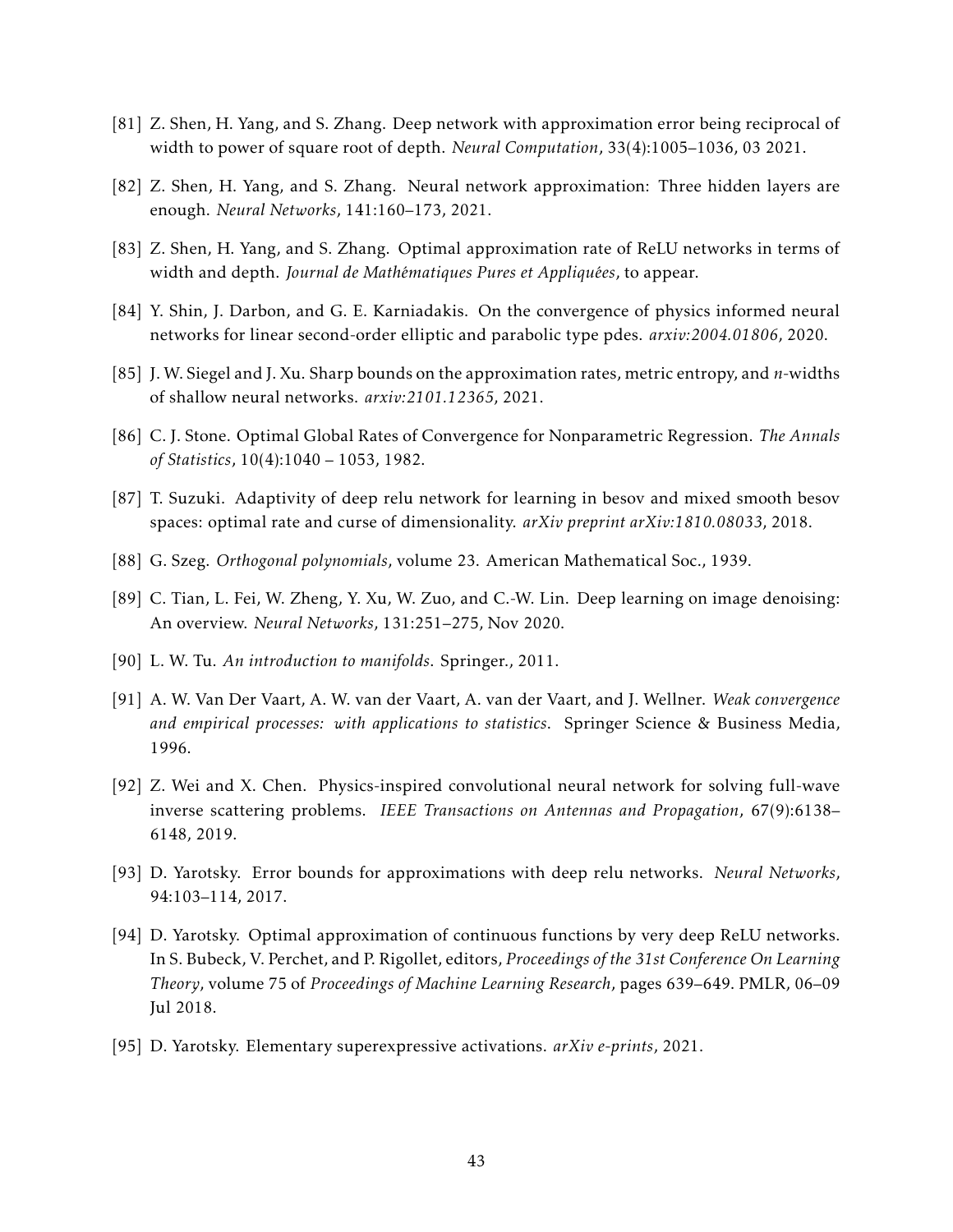[81] Z. Shen, H. Yang, and S. Zhang. Deep network with approximation error being reciprocal of width to power of square root of depth. *Neural Computation*, 33(4):1005–1036, 03 2021.

[82] Z. Shen, H. Yang, and S. Zhang. Neural network approximation: Three hidden layers are enough. *Neural Networks*, 141:160–173, 2021.

[83] Z. Shen, H. Yang, and S. Zhang. Optimal approximation rate of ReLU networks in terms of width and depth. *Journal de Mathématiques Pures et Appliquées*, to appear.

[84] Y. Shin, J. Darbon, and G. E. Karniadakis. On the convergence of physics informed neural networks for linear second-order elliptic and parabolic type pdes. *arxiv:2004.01806*, 2020.

[85] J. W. Siegel and J. Xu. Sharp bounds on the approximation rates, metric entropy, and $n$-widths of shallow neural networks. *arxiv:2101.12365*, 2021.

[86] C. J. Stone. Optimal Global Rates of Convergence for Nonparametric Regression. *The Annals of Statistics*, 10(4):1040 – 1053, 1982.

[87] T. Suzuki. Adaptivity of deep relu network for learning in besov and mixed smooth besov spaces: optimal rate and curse of dimensionality. *arXiv preprint arXiv:1810.08033*, 2018.

[88] G. Szeg. *Orthogonal polynomials*, volume 23. American Mathematical Soc., 1939.

[89] C. Tian, L. Fei, W. Zheng, Y. Xu, W. Zuo, and C.-W. Lin. Deep learning on image denoising: An overview. *Neural Networks*, 131:251–275, Nov 2020.

[90] L. W. Tu. *An introduction to manifolds*. Springer., 2011.

[91] A. W. Van Der Vaart, A. W. van der Vaart, A. van der Vaart, and J. Wellner. *Weak convergence and empirical processes: with applications to statistics*. Springer Science & Business Media, 1996.

[92] Z. Wei and X. Chen. Physics-inspired convolutional neural network for solving full-wave inverse scattering problems. *IEEE Transactions on Antennas and Propagation*, 67(9):6138–6148, 2019.

[93] D. Yarotsky. Error bounds for approximations with deep relu networks. *Neural Networks*, 94:103–114, 2017.

[94] D. Yarotsky. Optimal approximation of continuous functions by very deep ReLU networks. In S. Bubeck, V. Perchet, and P. Rigollet, editors, *Proceedings of the 31st Conference On Learning Theory*, volume 75 of *Proceedings of Machine Learning Research*, pages 639–649. PMLR, 06–09 Jul 2018.

[95] D. Yarotsky. Elementary superexpressive activations. *arXiv e-prints*, 2021.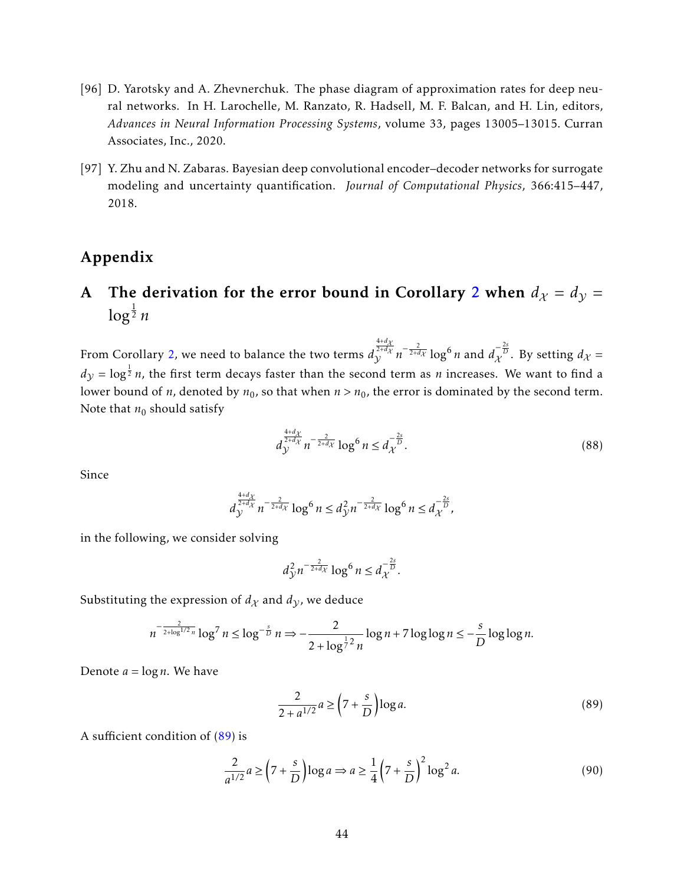[96] D. Yarotsky and A. Zhevnerchuk. The phase diagram of approximation rates for deep neural networks. In H. Larochelle, M. Ranzato, R. Hadsell, M. F. Balcan, and H. Lin, editors, *Advances in Neural Information Processing Systems*, volume 33, pages 13005–13015. Curran Associates, Inc., 2020.

[97] Y. Zhu and N. Zabaras. Bayesian deep convolutional encoder–decoder networks for surrogate modeling and uncertainty quantification. *Journal of Computational Physics*, 366:415–447, 2018.

# Appendix

## A The derivation for the error bound in Corollary 2 when $d_{\mathcal{X}} = d_{\mathcal{Y}} = \log^{\frac{1}{2}} n$

From Corollary 2, we need to balance the two terms $d_{\mathcal{Y}}^{\frac{4+d_{\mathcal{X}}}{2+d_{\mathcal{X}}}} n^{-\frac{2}{2+d_{\mathcal{X}}}} \log^6 n$ and $d_{\mathcal{X}}^{-\frac{2s}{D}}$. By setting $d_{\mathcal{X}} = d_{\mathcal{Y}} = \log^{\frac{1}{2}} n$, the first term decays faster than the second term as $n$ increases. We want to find a lower bound of $n$, denoted by $n_0$, so that when $n > n_0$, the error is dominated by the second term. Note that $n_0$ should satisfy

$$d_{\mathcal{Y}}^{\frac{4+d_{\mathcal{X}}}{2+d_{\mathcal{X}}}} n^{-\frac{2}{2+d_{\mathcal{X}}}} \log^6 n \leq d_{\mathcal{X}}^{-\frac{2s}{D}}. \tag{88}$$

Since

$$d_{\mathcal{Y}}^{\frac{4+d_{\mathcal{X}}}{2+d_{\mathcal{X}}}} n^{-\frac{2}{2+d_{\mathcal{X}}}} \log^6 n \leq d_{\mathcal{Y}}^2 n^{-\frac{2}{2+d_{\mathcal{X}}}} \log^6 n \leq d_{\mathcal{X}}^{-\frac{2s}{D}},$$

in the following, we consider solving

$$d_{\mathcal{Y}}^2 n^{-\frac{2}{2+d_{\mathcal{X}}}} \log^6 n \leq d_{\mathcal{X}}^{-\frac{2s}{D}}.$$

Substituting the expression of $d_{\mathcal{X}}$ and $d_{\mathcal{Y}}$, we deduce

$$n^{-\frac{2}{2+\log^{1/2} n}} \log^7 n \leq \log^{-\frac{s}{D}} n \Rightarrow -\frac{2}{2+\log^{\frac{1}{2}} n} \log n + 7 \log\log n \leq -\frac{s}{D} \log\log n.$$

Denote $a = \log n$. We have

$$\frac{2}{2+a^{1/2}} a \geq \left(7 + \frac{s}{D}\right) \log a. \tag{89}$$

A sufficient condition of (89) is

$$\frac{2}{a^{1/2}} a \geq \left(7 + \frac{s}{D}\right) \log a \Rightarrow a \geq \frac{1}{4}\left(7 + \frac{s}{D}\right)^2 \log^2 a. \tag{90}$$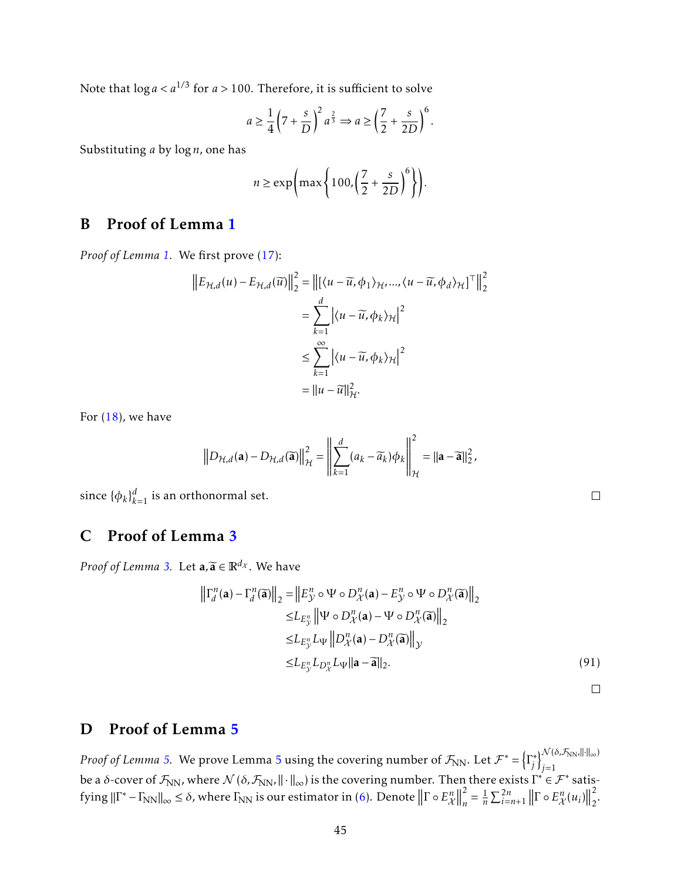Note that $\log a < a^{1/3}$ for $a > 100$. Therefore, it is sufficient to solve

$$a \geq \frac{1}{4}\left(7 + \frac{s}{D}\right)^2 a^{\frac{2}{3}} \Rightarrow a \geq \left(\frac{7}{2} + \frac{s}{2D}\right)^6.$$

Substituting $a$ by $\log n$, one has

$$n \geq \exp\left(\max\left\{100, \left(\frac{7}{2} + \frac{s}{2D}\right)^6\right\}\right).$$

## B Proof of Lemma 1

*Proof of Lemma 1.* We first prove (17):

$$\begin{aligned}
\left\|E_{\mathcal{H},d}(u) - E_{\mathcal{H},d}(\widetilde{u})\right\|_2^2 &= \left\|[\langle u - \widetilde{u}, \phi_1\rangle_{\mathcal{H}}, \ldots, \langle u - \widetilde{u}, \phi_d\rangle_{\mathcal{H}}]^\top\right\|_2^2 \\
&= \sum_{k=1}^{d} \left|\langle u - \widetilde{u}, \phi_k\rangle_{\mathcal{H}}\right|^2 \\
&\leq \sum_{k=1}^{\infty} \left|\langle u - \widetilde{u}, \phi_k\rangle_{\mathcal{H}}\right|^2 \\
&= \|u - \widetilde{u}\|_{\mathcal{H}}^2.
\end{aligned}$$

For (18), we have

$$\left\|D_{\mathcal{H},d}(\mathbf{a}) - D_{\mathcal{H},d}(\widetilde{\mathbf{a}})\right\|_{\mathcal{H}}^2 = \left\|\sum_{k=1}^{d} (a_k - \widetilde{a}_k)\phi_k\right\|_{\mathcal{H}}^2 = \|\mathbf{a} - \widetilde{\mathbf{a}}\|_2^2,$$

since $\{\phi_k\}_{k=1}^d$ is an orthonormal set. $\square$

## C Proof of Lemma 3

*Proof of Lemma 3.* Let $\mathbf{a}, \widetilde{\mathbf{a}} \in \mathbb{R}^{d_{\mathcal{X}}}$. We have

$$\begin{aligned}
\left\|\Gamma_d^n(\mathbf{a}) - \Gamma_d^n(\widetilde{\mathbf{a}})\right\|_2 &= \left\|E_{\mathcal{Y}}^n \circ \Psi \circ D_{\mathcal{X}}^n(\mathbf{a}) - E_{\mathcal{Y}}^n \circ \Psi \circ D_{\mathcal{X}}^n(\widetilde{\mathbf{a}})\right\|_2 \\
&\leq L_{E_{\mathcal{Y}}^n} \left\|\Psi \circ D_{\mathcal{X}}^n(\mathbf{a}) - \Psi \circ D_{\mathcal{X}}^n(\widetilde{\mathbf{a}})\right\|_2 \\
&\leq L_{E_{\mathcal{Y}}^n} L_{\Psi} \left\|D_{\mathcal{X}}^n(\mathbf{a}) - D_{\mathcal{X}}^n(\widetilde{\mathbf{a}})\right\|_{\mathcal{Y}} \\
&\leq L_{E_{\mathcal{Y}}^n} L_{D_{\mathcal{X}}^n} L_{\Psi} \|\mathbf{a} - \widetilde{\mathbf{a}}\|_2.
\end{aligned} \tag{91}$$

$\square$

## D Proof of Lemma 5

*Proof of Lemma 5.* We prove Lemma 5 using the covering number of $\mathcal{F}_{\mathrm{NN}}$. Let $\mathcal{F}^* = \left\{\Gamma_j^*\right\}_{j=1}^{\mathcal{N}(\delta, \mathcal{F}_{\mathrm{NN}}, \|\cdot\|_\infty)}$ be a $\delta$-cover of $\mathcal{F}_{\mathrm{NN}}$, where $\mathcal{N}(\delta, \mathcal{F}_{\mathrm{NN}}, \|\cdot\|_\infty)$ is the covering number. Then there exists $\Gamma^* \in \mathcal{F}^*$ satisfying $\|\Gamma^* - \Gamma_{\mathrm{NN}}\|_\infty \leq \delta$, where $\Gamma_{\mathrm{NN}}$ is our estimator in (6). Denote $\left\|\Gamma \circ E_{\mathcal{X}}^n\right\|_n^2 = \frac{1}{n}\sum_{i=n+1}^{2n} \left\|\Gamma \circ E_{\mathcal{X}}^n(u_i)\right\|_2^2$.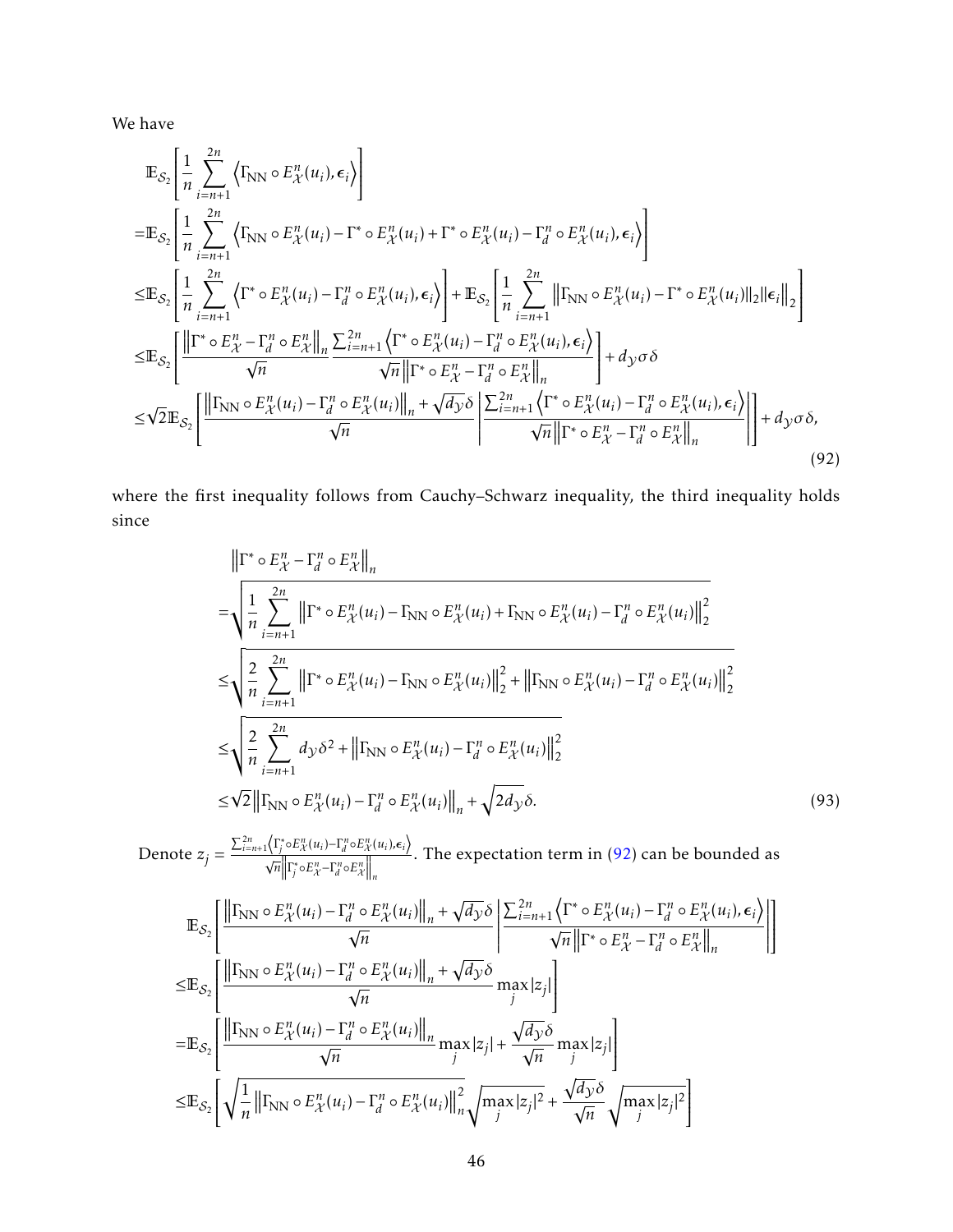We have

$$
\begin{aligned}
&\mathbb{E}_{\mathcal{S}_2}\left[\frac{1}{n}\sum_{i=n+1}^{2n}\left\langle \Gamma_{\rm NN}\circ E_{\mathcal{X}}^n(u_i), \epsilon_i\right\rangle\right] \\
=&\mathbb{E}_{\mathcal{S}_2}\left[\frac{1}{n}\sum_{i=n+1}^{2n}\left\langle \Gamma_{\rm NN}\circ E_{\mathcal{X}}^n(u_i) - \Gamma^*\circ E_{\mathcal{X}}^n(u_i) + \Gamma^*\circ E_{\mathcal{X}}^n(u_i) - \Gamma_d^n\circ E_{\mathcal{X}}^n(u_i), \epsilon_i\right\rangle\right] \\
\leq&\mathbb{E}_{\mathcal{S}_2}\left[\frac{1}{n}\sum_{i=n+1}^{2n}\left\langle \Gamma^*\circ E_{\mathcal{X}}^n(u_i) - \Gamma_d^n\circ E_{\mathcal{X}}^n(u_i), \epsilon_i\right\rangle\right] + \mathbb{E}_{\mathcal{S}_2}\left[\frac{1}{n}\sum_{i=n+1}^{2n}\left\|\Gamma_{\rm NN}\circ E_{\mathcal{X}}^n(u_i) - \Gamma^*\circ E_{\mathcal{X}}^n(u_i)\right\|_2\left\|\epsilon_i\right\|_2\right] \\
\leq&\mathbb{E}_{\mathcal{S}_2}\left[\frac{\left\|\Gamma^*\circ E_{\mathcal{X}}^n - \Gamma_d^n\circ E_{\mathcal{X}}^n\right\|_n}{\sqrt{n}}\frac{\sum_{i=n+1}^{2n}\left\langle \Gamma^*\circ E_{\mathcal{X}}^n(u_i) - \Gamma_d^n\circ E_{\mathcal{X}}^n(u_i), \epsilon_i\right\rangle}{\sqrt{n}\left\|\Gamma^*\circ E_{\mathcal{X}}^n - \Gamma_d^n\circ E_{\mathcal{X}}^n\right\|_n}\right] + d_{\mathcal{Y}}\sigma\delta \\
\leq&\sqrt{2}\mathbb{E}_{\mathcal{S}_2}\left[\frac{\left\|\Gamma_{\rm NN}\circ E_{\mathcal{X}}^n(u_i) - \Gamma_d^n\circ E_{\mathcal{X}}^n(u_i)\right\|_n + \sqrt{d_{\mathcal{Y}}}\delta}{\sqrt{n}}\left|\frac{\sum_{i=n+1}^{2n}\left\langle \Gamma^*\circ E_{\mathcal{X}}^n(u_i) - \Gamma_d^n\circ E_{\mathcal{X}}^n(u_i), \epsilon_i\right\rangle}{\sqrt{n}\left\|\Gamma^*\circ E_{\mathcal{X}}^n - \Gamma_d^n\circ E_{\mathcal{X}}^n\right\|_n}\right|\right] + d_{\mathcal{Y}}\sigma\delta,
\end{aligned}
\tag{92}
$$

where the first inequality follows from Cauchy–Schwarz inequality, the third inequality holds since

$$
\begin{aligned}
&\left\|\Gamma^*\circ E_{\mathcal{X}}^n - \Gamma_d^n\circ E_{\mathcal{X}}^n\right\|_n \\
=&\sqrt{\frac{1}{n}\sum_{i=n+1}^{2n}\left\|\Gamma^*\circ E_{\mathcal{X}}^n(u_i) - \Gamma_{\rm NN}\circ E_{\mathcal{X}}^n(u_i) + \Gamma_{\rm NN}\circ E_{\mathcal{X}}^n(u_i) - \Gamma_d^n\circ E_{\mathcal{X}}^n(u_i)\right\|_2^2} \\
\leq&\sqrt{\frac{2}{n}\sum_{i=n+1}^{2n}\left\|\Gamma^*\circ E_{\mathcal{X}}^n(u_i) - \Gamma_{\rm NN}\circ E_{\mathcal{X}}^n(u_i)\right\|_2^2 + \left\|\Gamma_{\rm NN}\circ E_{\mathcal{X}}^n(u_i) - \Gamma_d^n\circ E_{\mathcal{X}}^n(u_i)\right\|_2^2} \\
\leq&\sqrt{\frac{2}{n}\sum_{i=n+1}^{2n} d_{\mathcal{Y}}\delta^2 + \left\|\Gamma_{\rm NN}\circ E_{\mathcal{X}}^n(u_i) - \Gamma_d^n\circ E_{\mathcal{X}}^n(u_i)\right\|_2^2} \\
\leq&\sqrt{2}\left\|\Gamma_{\rm NN}\circ E_{\mathcal{X}}^n(u_i) - \Gamma_d^n\circ E_{\mathcal{X}}^n(u_i)\right\|_n + \sqrt{2d_{\mathcal{Y}}}\delta.
\end{aligned}
\tag{93}
$$

Denote $z_j = \frac{\sum_{i=n+1}^{2n}\left\langle \Gamma_j^*\circ E_{\mathcal{X}}^n(u_i) - \Gamma_d^n\circ E_{\mathcal{X}}^n(u_i), \epsilon_i\right\rangle}{\sqrt{n}\left\|\Gamma_j^*\circ E_{\mathcal{X}}^n - \Gamma_d^n\circ E_{\mathcal{X}}^n\right\|_n}$. The expectation term in (92) can be bounded as

$$
\begin{aligned}
&\mathbb{E}_{\mathcal{S}_2}\left[\frac{\left\|\Gamma_{\rm NN}\circ E_{\mathcal{X}}^n(u_i) - \Gamma_d^n\circ E_{\mathcal{X}}^n(u_i)\right\|_n + \sqrt{d_{\mathcal{Y}}}\delta}{\sqrt{n}}\left|\frac{\sum_{i=n+1}^{2n}\left\langle \Gamma^*\circ E_{\mathcal{X}}^n(u_i) - \Gamma_d^n\circ E_{\mathcal{X}}^n(u_i), \epsilon_i\right\rangle}{\sqrt{n}\left\|\Gamma^*\circ E_{\mathcal{X}}^n - \Gamma_d^n\circ E_{\mathcal{X}}^n\right\|_n}\right|\right] \\
\leq&\mathbb{E}_{\mathcal{S}_2}\left[\frac{\left\|\Gamma_{\rm NN}\circ E_{\mathcal{X}}^n(u_i) - \Gamma_d^n\circ E_{\mathcal{X}}^n(u_i)\right\|_n + \sqrt{d_{\mathcal{Y}}}\delta}{\sqrt{n}}\max_j|z_j|\right] \\
=&\mathbb{E}_{\mathcal{S}_2}\left[\frac{\left\|\Gamma_{\rm NN}\circ E_{\mathcal{X}}^n(u_i) - \Gamma_d^n\circ E_{\mathcal{X}}^n(u_i)\right\|_n}{\sqrt{n}}\max_j|z_j| + \frac{\sqrt{d_{\mathcal{Y}}}\delta}{\sqrt{n}}\max_j|z_j|\right] \\
\leq&\mathbb{E}_{\mathcal{S}_2}\left[\sqrt{\frac{1}{n}\left\|\Gamma_{\rm NN}\circ E_{\mathcal{X}}^n(u_i) - \Gamma_d^n\circ E_{\mathcal{X}}^n(u_i)\right\|_n^2}\sqrt{\max_j|z_j|^2} + \frac{\sqrt{d_{\mathcal{Y}}}\delta}{\sqrt{n}}\sqrt{\max_j|z_j|^2}\right]
\end{aligned}
$$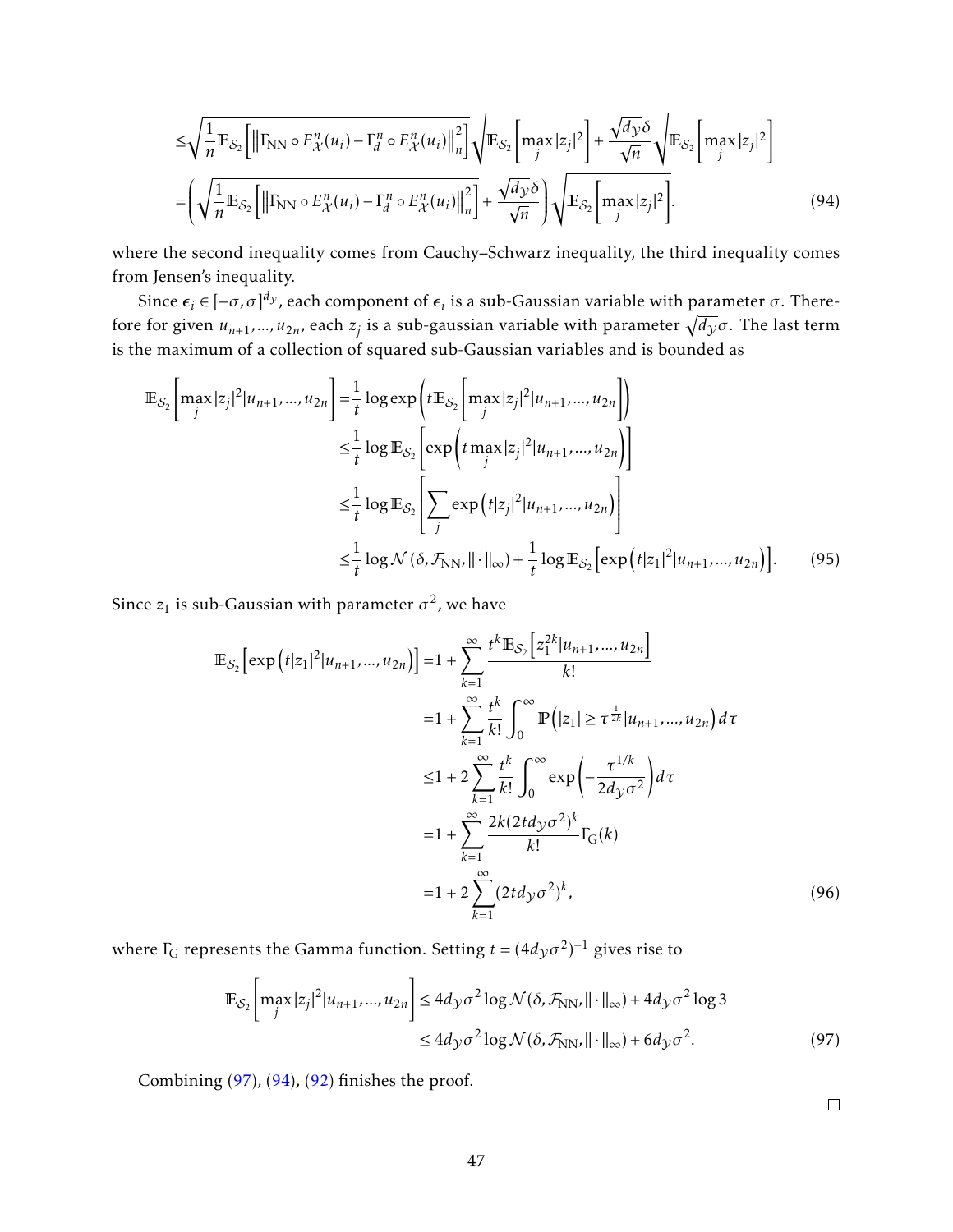$$
\begin{aligned}
&\leq \sqrt{\frac{1}{n}\mathbb{E}_{\mathcal{S}_2}\left[\left\|\Gamma_{\rm NN}\circ E_{\mathcal{X}}^n(u_i) - \Gamma_d^n \circ E_{\mathcal{X}}^n(u_i)\right\|_n^2\right]}\sqrt{\mathbb{E}_{\mathcal{S}_2}\left[\max_j |z_j|^2\right]} + \frac{\sqrt{d_{\mathcal{Y}}}\delta}{\sqrt{n}}\sqrt{\mathbb{E}_{\mathcal{S}_2}\left[\max_j |z_j|^2\right]} \\
&= \left(\sqrt{\frac{1}{n}\mathbb{E}_{\mathcal{S}_2}\left[\left\|\Gamma_{\rm NN}\circ E_{\mathcal{X}}^n(u_i) - \Gamma_d^n \circ E_{\mathcal{X}}^n(u_i)\right\|_n^2\right]} + \frac{\sqrt{d_{\mathcal{Y}}}\delta}{\sqrt{n}}\right)\sqrt{\mathbb{E}_{\mathcal{S}_2}\left[\max_j |z_j|^2\right]}. \qquad (94)
\end{aligned}
$$

where the second inequality comes from Cauchy–Schwarz inequality, the third inequality comes from Jensen's inequality.

Since $\epsilon_i \in [-\sigma, \sigma]^{d_{\mathcal{Y}}}$, each component of $\epsilon_i$ is a sub-Gaussian variable with parameter $\sigma$. Therefore for given $u_{n+1}, ..., u_{2n}$, each $z_j$ is a sub-gaussian variable with parameter $\sqrt{d_{\mathcal{Y}}}\sigma$. The last term is the maximum of a collection of squared sub-Gaussian variables and is bounded as

$$
\begin{aligned}
\mathbb{E}_{\mathcal{S}_2}\left[\max_j |z_j|^2 | u_{n+1}, ..., u_{2n}\right] &= \frac{1}{t}\log\exp\left(t\mathbb{E}_{\mathcal{S}_2}\left[\max_j |z_j|^2 | u_{n+1}, ..., u_{2n}\right]\right) \\
&\leq \frac{1}{t}\log\mathbb{E}_{\mathcal{S}_2}\left[\exp\left(t\max_j |z_j|^2 | u_{n+1}, ..., u_{2n}\right)\right] \\
&\leq \frac{1}{t}\log\mathbb{E}_{\mathcal{S}_2}\left[\sum_j \exp\left(t|z_j|^2 | u_{n+1}, ..., u_{2n}\right)\right] \\
&\leq \frac{1}{t}\log\mathcal{N}(\delta, \mathcal{F}_{\rm NN}, \|\cdot\|_\infty) + \frac{1}{t}\log\mathbb{E}_{\mathcal{S}_2}\left[\exp\left(t|z_1|^2 | u_{n+1}, ..., u_{2n}\right)\right]. \qquad (95)
\end{aligned}
$$

Since $z_1$ is sub-Gaussian with parameter $\sigma^2$, we have

$$
\begin{aligned}
\mathbb{E}_{\mathcal{S}_2}\left[\exp\left(t|z_1|^2 | u_{n+1}, ..., u_{2n}\right)\right] &= 1 + \sum_{k=1}^{\infty}\frac{t^k\mathbb{E}_{\mathcal{S}_2}\left[z_1^{2k} | u_{n+1}, ..., u_{2n}\right]}{k!} \\
&= 1 + \sum_{k=1}^{\infty}\frac{t^k}{k!}\int_0^\infty \mathbb{P}\left(|z_1| \geq \tau^{\frac{1}{2k}} | u_{n+1}, ..., u_{2n}\right)d\tau \\
&\leq 1 + 2\sum_{k=1}^{\infty}\frac{t^k}{k!}\int_0^\infty \exp\left(-\frac{\tau^{1/k}}{2d_{\mathcal{Y}}\sigma^2}\right)d\tau \\
&= 1 + \sum_{k=1}^{\infty}\frac{2k(2td_{\mathcal{Y}}\sigma^2)^k}{k!}\Gamma_{\rm G}(k) \\
&= 1 + 2\sum_{k=1}^{\infty}(2td_{\mathcal{Y}}\sigma^2)^k, \qquad (96)
\end{aligned}
$$

where $\Gamma_{\rm G}$ represents the Gamma function. Setting $t = (4d_{\mathcal{Y}}\sigma^2)^{-1}$ gives rise to

$$
\begin{aligned}
\mathbb{E}_{\mathcal{S}_2}\left[\max_j |z_j|^2 | u_{n+1}, ..., u_{2n}\right] &\leq 4d_{\mathcal{Y}}\sigma^2\log\mathcal{N}(\delta, \mathcal{F}_{\rm NN}, \|\cdot\|_\infty) + 4d_{\mathcal{Y}}\sigma^2\log 3 \\
&\leq 4d_{\mathcal{Y}}\sigma^2\log\mathcal{N}(\delta, \mathcal{F}_{\rm NN}, \|\cdot\|_\infty) + 6d_{\mathcal{Y}}\sigma^2. \qquad (97)
\end{aligned}
$$

Combining (97), (94), (92) finishes the proof.

□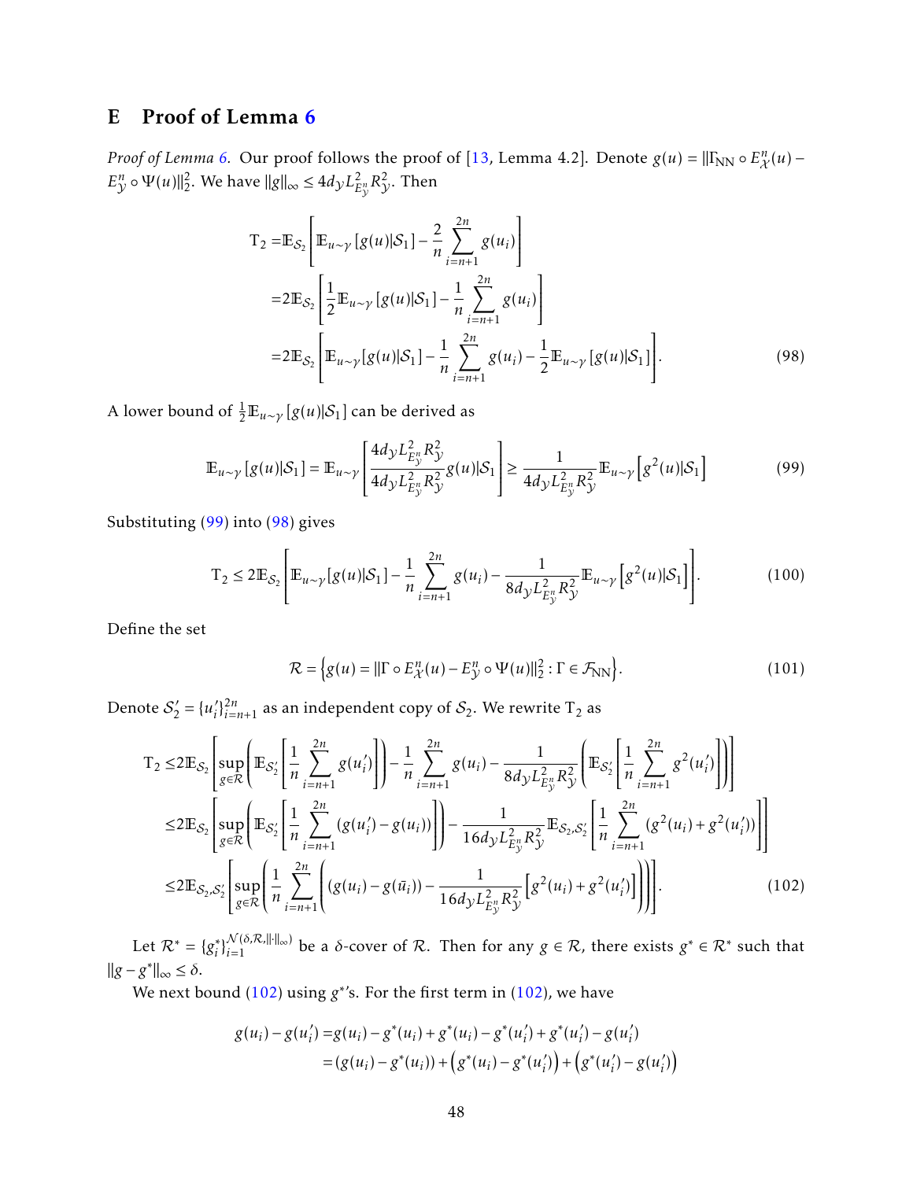# E Proof of Lemma 6

*Proof of Lemma 6.* Our proof follows the proof of [13, Lemma 4.2]. Denote $g(u) = \|\Gamma_{\rm NN} \circ E_{\mathcal{X}}^n(u) - E_{\mathcal{Y}}^n \circ \Psi(u)\|_2^2$. We have $\|g\|_\infty \leq 4d_{\mathcal{Y}} L_{E_{\mathcal{Y}}^n}^2 R_{\mathcal{Y}}^2$. Then

$$
\begin{aligned}
\mathrm{T}_2 =& \mathbb{E}_{\mathcal{S}_2}\left[\mathbb{E}_{u\sim\gamma}\left[g(u)|\mathcal{S}_1\right] - \frac{2}{n}\sum_{i=n+1}^{2n} g(u_i)\right] \\
=& 2\mathbb{E}_{\mathcal{S}_2}\left[\frac{1}{2}\mathbb{E}_{u\sim\gamma}\left[g(u)|\mathcal{S}_1\right] - \frac{1}{n}\sum_{i=n+1}^{2n} g(u_i)\right] \\
=& 2\mathbb{E}_{\mathcal{S}_2}\left[\mathbb{E}_{u\sim\gamma}[g(u)|\mathcal{S}_1] - \frac{1}{n}\sum_{i=n+1}^{2n} g(u_i) - \frac{1}{2}\mathbb{E}_{u\sim\gamma}\left[g(u)|\mathcal{S}_1\right]\right].
\end{aligned}
\tag{98}
$$

A lower bound of $\frac{1}{2}\mathbb{E}_{u\sim\gamma}\left[g(u)|\mathcal{S}_1\right]$ can be derived as

$$
\mathbb{E}_{u\sim\gamma}\left[g(u)|\mathcal{S}_1\right] = \mathbb{E}_{u\sim\gamma}\left[\frac{4d_{\mathcal{Y}} L_{E_{\mathcal{Y}}^n}^2 R_{\mathcal{Y}}^2}{4d_{\mathcal{Y}} L_{E_{\mathcal{Y}}^n}^2 R_{\mathcal{Y}}^2} g(u)|\mathcal{S}_1\right] \geq \frac{1}{4d_{\mathcal{Y}} L_{E_{\mathcal{Y}}^n}^2 R_{\mathcal{Y}}^2}\mathbb{E}_{u\sim\gamma}\left[g^2(u)|\mathcal{S}_1\right]
\tag{99}
$$

Substituting (99) into (98) gives

$$
\mathrm{T}_2 \leq 2\mathbb{E}_{\mathcal{S}_2}\left[\mathbb{E}_{u\sim\gamma}[g(u)|\mathcal{S}_1] - \frac{1}{n}\sum_{i=n+1}^{2n} g(u_i) - \frac{1}{8d_{\mathcal{Y}} L_{E_{\mathcal{Y}}^n}^2 R_{\mathcal{Y}}^2}\mathbb{E}_{u\sim\gamma}\left[g^2(u)|\mathcal{S}_1\right]\right].
\tag{100}
$$

Define the set

$$
\mathcal{R} = \left\{g(u) = \|\Gamma \circ E_{\mathcal{X}}^n(u) - E_{\mathcal{Y}}^n \circ \Psi(u)\|_2^2 : \Gamma \in \mathcal{F}_{\rm NN}\right\}.
\tag{101}
$$

Denote $\mathcal{S}_2' = \{u_i'\}_{i=n+1}^{2n}$ as an independent copy of $\mathcal{S}_2$. We rewrite $\mathrm{T}_2$ as

$$
\begin{aligned}
\mathrm{T}_2 \leq& 2\mathbb{E}_{\mathcal{S}_2}\left[\sup_{g\in\mathcal{R}}\left(\mathbb{E}_{\mathcal{S}_2'}\left[\frac{1}{n}\sum_{i=n+1}^{2n} g(u_i')\right]\right) - \frac{1}{n}\sum_{i=n+1}^{2n} g(u_i) - \frac{1}{8d_{\mathcal{Y}} L_{E_{\mathcal{Y}}^n}^2 R_{\mathcal{Y}}^2}\left(\mathbb{E}_{\mathcal{S}_2'}\left[\frac{1}{n}\sum_{i=n+1}^{2n} g^2(u_i')\right]\right)\right] \\
\leq& 2\mathbb{E}_{\mathcal{S}_2}\left[\sup_{g\in\mathcal{R}}\left(\mathbb{E}_{\mathcal{S}_2'}\left[\frac{1}{n}\sum_{i=n+1}^{2n}(g(u_i') - g(u_i))\right]\right) - \frac{1}{16d_{\mathcal{Y}} L_{E_{\mathcal{Y}}^n}^2 R_{\mathcal{Y}}^2}\mathbb{E}_{\mathcal{S}_2,\mathcal{S}_2'}\left[\frac{1}{n}\sum_{i=n+1}^{2n}(g^2(u_i) + g^2(u_i'))\right]\right] \\
\leq& 2\mathbb{E}_{\mathcal{S}_2,\mathcal{S}_2'}\left[\sup_{g\in\mathcal{R}}\left(\frac{1}{n}\sum_{i=n+1}^{2n}\left((g(u_i) - g(\bar{u}_i)) - \frac{1}{16d_{\mathcal{Y}} L_{E_{\mathcal{Y}}^n}^2 R_{\mathcal{Y}}^2}\left[g^2(u_i) + g^2(u_i')\right]\right)\right)\right].
\end{aligned}
\tag{102}
$$

Let $\mathcal{R}^* = \{g_i^*\}_{i=1}^{\mathcal{N}(\delta,\mathcal{R},\|\cdot\|_\infty)}$ be a $\delta$-cover of $\mathcal{R}$. Then for any $g \in \mathcal{R}$, there exists $g^* \in \mathcal{R}^*$ such that $\|g - g^*\|_\infty \leq \delta$.

We next bound (102) using $g^*$'s. For the first term in (102), we have

$$
\begin{aligned}
g(u_i) - g(u_i') =& g(u_i) - g^*(u_i) + g^*(u_i) - g^*(u_i') + g^*(u_i') - g(u_i') \\
=& (g(u_i) - g^*(u_i)) + \left(g^*(u_i) - g^*(u_i')\right) + \left(g^*(u_i') - g(u_i')\right)
\end{aligned}
$$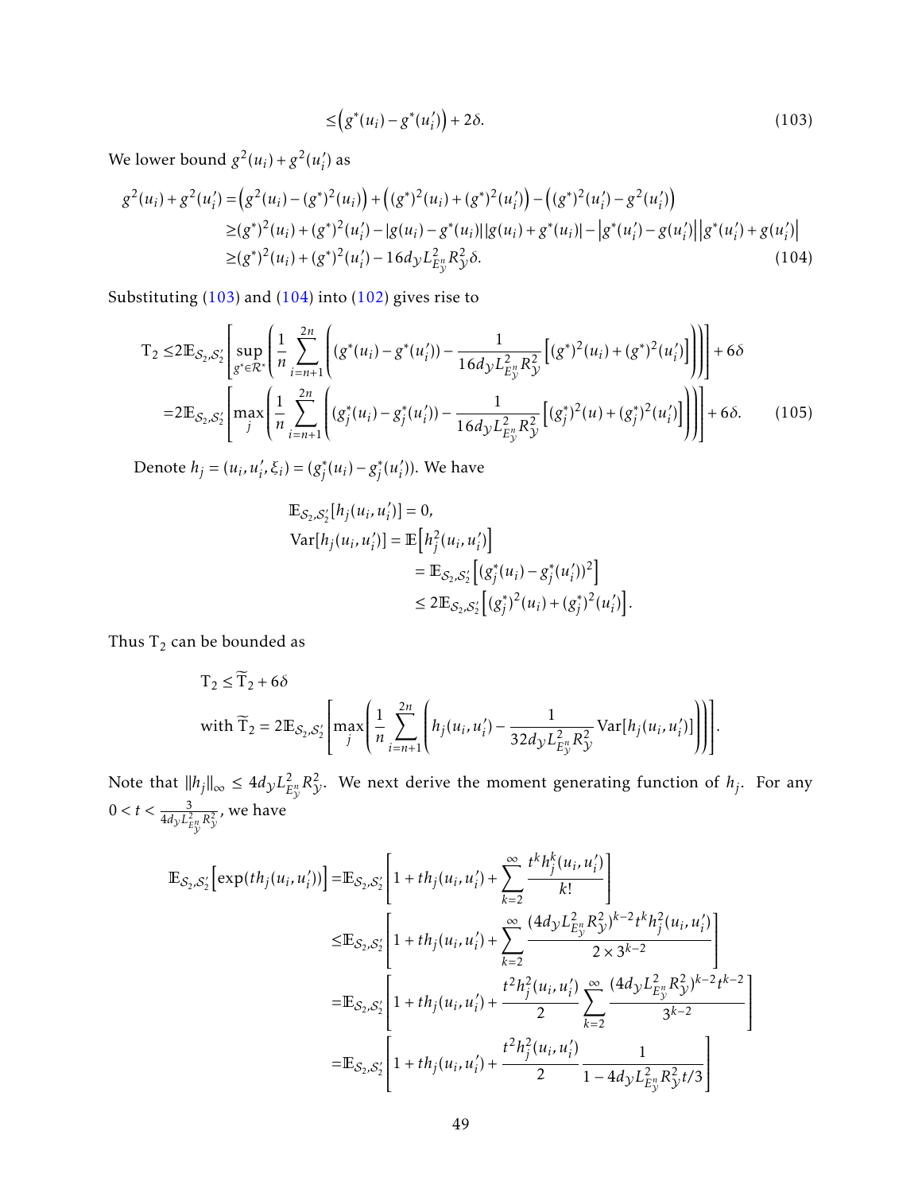$$\leq \left(g^*(u_i) - g^*(u_i')\right) + 2\delta. \tag{103}$$

We lower bound $g^2(u_i) + g^2(u_i')$ as

$$\begin{aligned}
g^2(u_i) + g^2(u_i') =& \left(g^2(u_i) - (g^*)^2(u_i)\right) + \left((g^*)^2(u_i) + (g^*)^2(u_i')\right) - \left((g^*)^2(u_i') - g^2(u_i')\right) \\
\geq& (g^*)^2(u_i) + (g^*)^2(u_i') - |g(u_i) - g^*(u_i)||g(u_i) + g^*(u_i)| - \left|g^*(u_i') - g(u_i')\right|\left|g^*(u_i') + g(u_i')\right| \\
\geq& (g^*)^2(u_i) + (g^*)^2(u_i') - 16 d_{\mathcal{Y}} L_{E_{\mathcal{Y}}^n}^2 R_{\mathcal{Y}}^2 \delta. 
\end{aligned} \tag{104}$$

Substituting (103) and (104) into (102) gives rise to

$$\begin{aligned}
\mathrm{T}_2 \leq& 2\mathbb{E}_{\mathcal{S}_2,\mathcal{S}_2'}\left[\sup_{g^* \in \mathcal{R}^*}\left(\frac{1}{n}\sum_{i=n+1}^{2n}\left((g^*(u_i) - g^*(u_i')) - \frac{1}{16 d_{\mathcal{Y}} L_{E_{\mathcal{Y}}^n}^2 R_{\mathcal{Y}}^2}\left[(g^*)^2(u_i) + (g^*)^2(u_i')\right]\right)\right)\right] + 6\delta \\
=& 2\mathbb{E}_{\mathcal{S}_2,\mathcal{S}_2'}\left[\max_j\left(\frac{1}{n}\sum_{i=n+1}^{2n}\left((g_j^*(u_i) - g_j^*(u_i')) - \frac{1}{16 d_{\mathcal{Y}} L_{E_{\mathcal{Y}}^n}^2 R_{\mathcal{Y}}^2}\left[(g_j^*)^2(u) + (g_j^*)^2(u_i')\right]\right)\right)\right] + 6\delta.
\end{aligned} \tag{105}$$

Denote $h_j = (u_i, u_i', \xi_i) = (g_j^*(u_i) - g_j^*(u_i'))$. We have

$$\begin{aligned}
&\mathbb{E}_{\mathcal{S}_2,\mathcal{S}_2'}[h_j(u_i, u_i')] = 0, \\
&\mathrm{Var}[h_j(u_i, u_i')] = \mathbb{E}\left[h_j^2(u_i, u_i')\right] \\
&\qquad = \mathbb{E}_{\mathcal{S}_2,\mathcal{S}_2'}\left[(g_j^*(u_i) - g_j^*(u_i'))^2\right] \\
&\qquad \leq 2\mathbb{E}_{\mathcal{S}_2,\mathcal{S}_2'}\left[(g_j^*)^2(u_i) + (g_j^*)^2(u_i')\right].
\end{aligned}$$

Thus $\mathrm{T}_2$ can be bounded as

$$\begin{aligned}
&\mathrm{T}_2 \leq \widetilde{\mathrm{T}}_2 + 6\delta \\
&\text{with } \widetilde{\mathrm{T}}_2 = 2\mathbb{E}_{\mathcal{S}_2,\mathcal{S}_2'}\left[\max_j\left(\frac{1}{n}\sum_{i=n+1}^{2n}\left(h_j(u_i, u_i') - \frac{1}{32 d_{\mathcal{Y}} L_{E_{\mathcal{Y}}^n}^2 R_{\mathcal{Y}}^2}\mathrm{Var}[h_j(u_i, u_i')]\right)\right)\right].
\end{aligned}$$

Note that $\|h_j\|_\infty \leq 4 d_{\mathcal{Y}} L_{E_{\mathcal{Y}}^n}^2 R_{\mathcal{Y}}^2$. We next derive the moment generating function of $h_j$. For any $0 < t < \frac{3}{4 d_{\mathcal{Y}} L_{E_{\mathcal{Y}}^n}^2 R_{\mathcal{Y}}^2}$, we have

$$\begin{aligned}
\mathbb{E}_{\mathcal{S}_2,\mathcal{S}_2'}\left[\exp(t h_j(u_i, u_i'))\right] =& \mathbb{E}_{\mathcal{S}_2,\mathcal{S}_2'}\left[1 + t h_j(u_i, u_i') + \sum_{k=2}^{\infty}\frac{t^k h_j^k(u_i, u_i')}{k!}\right] \\
\leq& \mathbb{E}_{\mathcal{S}_2,\mathcal{S}_2'}\left[1 + t h_j(u_i, u_i') + \sum_{k=2}^{\infty}\frac{(4 d_{\mathcal{Y}} L_{E_{\mathcal{Y}}^n}^2 R_{\mathcal{Y}}^2)^{k-2} t^k h_j^2(u_i, u_i')}{2 \times 3^{k-2}}\right] \\
=& \mathbb{E}_{\mathcal{S}_2,\mathcal{S}_2'}\left[1 + t h_j(u_i, u_i') + \frac{t^2 h_j^2(u_i, u_i')}{2}\sum_{k=2}^{\infty}\frac{(4 d_{\mathcal{Y}} L_{E_{\mathcal{Y}}^n}^2 R_{\mathcal{Y}}^2)^{k-2} t^{k-2}}{3^{k-2}}\right] \\
=& \mathbb{E}_{\mathcal{S}_2,\mathcal{S}_2'}\left[1 + t h_j(u_i, u_i') + \frac{t^2 h_j^2(u_i, u_i')}{2}\frac{1}{1 - 4 d_{\mathcal{Y}} L_{E_{\mathcal{Y}}^n}^2 R_{\mathcal{Y}}^2 t/3}\right]
\end{aligned}$$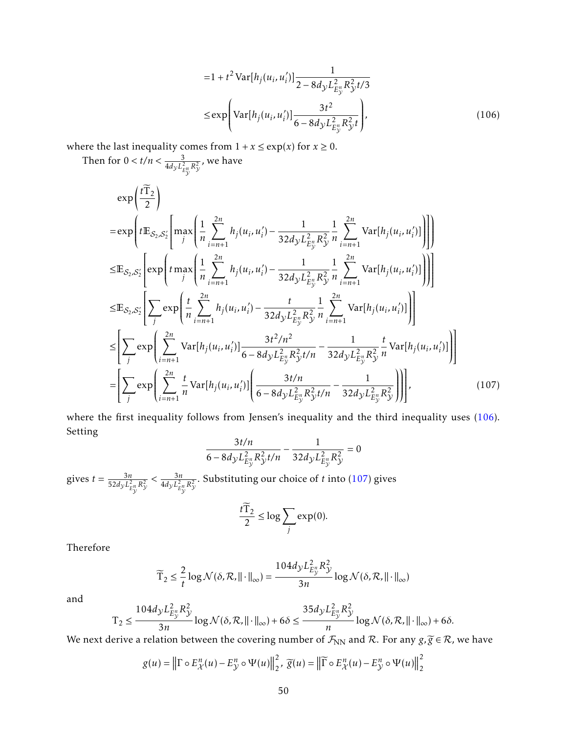$$
\begin{aligned}
&= 1 + t^2 \operatorname{Var}[h_j(u_i, u_i')] \frac{1}{2 - 8 d_{\mathcal{Y}} L_{E_{\mathcal{Y}}^n}^2 R_{\mathcal{Y}}^2 t/3} \\
&\leq \exp\left( \operatorname{Var}[h_j(u_i, u_i')] \frac{3t^2}{6 - 8 d_{\mathcal{Y}} L_{E_{\mathcal{Y}}^n}^2 R_{\mathcal{Y}}^2 t} \right),
\end{aligned} \tag{106}
$$

where the last inequality comes from $1 + x \leq \exp(x)$ for $x \geq 0$.

Then for $0 < t/n < \frac{3}{4 d_{\mathcal{Y}} L_{E_{\mathcal{Y}}^n}^2 R_{\mathcal{Y}}^2}$, we have

$$
\begin{aligned}
&\exp\left(\frac{t\widetilde{\mathrm{T}}_2}{2}\right) \\
&= \exp\left( t \mathbb{E}_{\mathcal{S}_2, \mathcal{S}_2'} \left[ \max_j \left( \frac{1}{n} \sum_{i=n+1}^{2n} h_j(u_i, u_i') - \frac{1}{32 d_{\mathcal{Y}} L_{E_{\mathcal{Y}}^n}^2 R_{\mathcal{Y}}^2} \frac{1}{n} \sum_{i=n+1}^{2n} \operatorname{Var}[h_j(u_i, u_i')] \right) \right] \right) \\
&\leq \mathbb{E}_{\mathcal{S}_2, \mathcal{S}_2'} \left[ \exp\left( t \max_j \left( \frac{1}{n} \sum_{i=n+1}^{2n} h_j(u_i, u_i') - \frac{1}{32 d_{\mathcal{Y}} L_{E_{\mathcal{Y}}^n}^2 R_{\mathcal{Y}}^2} \frac{1}{n} \sum_{i=n+1}^{2n} \operatorname{Var}[h_j(u_i, u_i')] \right) \right) \right] \\
&\leq \mathbb{E}_{\mathcal{S}_2, \mathcal{S}_2'} \left[ \sum_j \exp\left( \frac{t}{n} \sum_{i=n+1}^{2n} h_j(u_i, u_i') - \frac{t}{32 d_{\mathcal{Y}} L_{E_{\mathcal{Y}}^n}^2 R_{\mathcal{Y}}^2} \frac{1}{n} \sum_{i=n+1}^{2n} \operatorname{Var}[h_j(u_i, u_i')] \right) \right] \\
&\leq \left[ \sum_j \exp\left( \sum_{i=n+1}^{2n} \operatorname{Var}[h_j(u_i, u_i')] \frac{3t^2/n^2}{6 - 8 d_{\mathcal{Y}} L_{E_{\mathcal{Y}}^n}^2 R_{\mathcal{Y}}^2 t/n} - \frac{1}{32 d_{\mathcal{Y}} L_{E_{\mathcal{Y}}^n}^2 R_{\mathcal{Y}}^2} \frac{t}{n} \operatorname{Var}[h_j(u_i, u_i')] \right) \right] \\
&= \left[ \sum_j \exp\left( \sum_{i=n+1}^{2n} \frac{t}{n} \operatorname{Var}[h_j(u_i, u_i')] \left( \frac{3t/n}{6 - 8 d_{\mathcal{Y}} L_{E_{\mathcal{Y}}^n}^2 R_{\mathcal{Y}}^2 t/n} - \frac{1}{32 d_{\mathcal{Y}} L_{E_{\mathcal{Y}}^n}^2 R_{\mathcal{Y}}^2} \right) \right) \right],
\end{aligned} \tag{107}
$$

where the first inequality follows from Jensen's inequality and the third inequality uses (106). Setting

$$
\frac{3t/n}{6 - 8 d_{\mathcal{Y}} L_{E_{\mathcal{Y}}^n}^2 R_{\mathcal{Y}}^2 t/n} - \frac{1}{32 d_{\mathcal{Y}} L_{E_{\mathcal{Y}}^n}^2 R_{\mathcal{Y}}^2} = 0
$$

gives $t = \frac{3n}{52 d_{\mathcal{Y}} L_{E_{\mathcal{Y}}^n}^2 R_{\mathcal{Y}}^2} < \frac{3n}{4 d_{\mathcal{Y}} L_{E_{\mathcal{Y}}^n}^2 R_{\mathcal{Y}}^2}$. Substituting our choice of $t$ into (107) gives

$$
\frac{t\widetilde{\mathrm{T}}_2}{2} \leq \log \sum_j \exp(0).
$$

Therefore

$$
\widetilde{\mathrm{T}}_2 \leq \frac{2}{t} \log \mathcal{N}(\delta, \mathcal{R}, \|\cdot\|_\infty) = \frac{104 d_{\mathcal{Y}} L_{E_{\mathcal{Y}}^n}^2 R_{\mathcal{Y}}^2}{3n} \log \mathcal{N}(\delta, \mathcal{R}, \|\cdot\|_\infty)
$$

and

$$
\mathrm{T}_2 \leq \frac{104 d_{\mathcal{Y}} L_{E_{\mathcal{Y}}^n}^2 R_{\mathcal{Y}}^2}{3n} \log \mathcal{N}(\delta, \mathcal{R}, \|\cdot\|_\infty) + 6\delta \leq \frac{35 d_{\mathcal{Y}} L_{E_{\mathcal{Y}}^n}^2 R_{\mathcal{Y}}^2}{n} \log \mathcal{N}(\delta, \mathcal{R}, \|\cdot\|_\infty) + 6\delta.
$$

We next derive a relation between the covering number of $\mathcal{F}_{\mathrm{NN}}$ and $\mathcal{R}$. For any $g, \widetilde{g} \in \mathcal{R}$, we have

$$
g(u) = \left\| \Gamma \circ E_{\mathcal{X}}^n(u) - E_{\mathcal{Y}}^n \circ \Psi(u) \right\|_2^2, \ \widetilde{g}(u) = \left\| \widetilde{\Gamma} \circ E_{\mathcal{X}}^n(u) - E_{\mathcal{Y}}^n \circ \Psi(u) \right\|_2^2
$$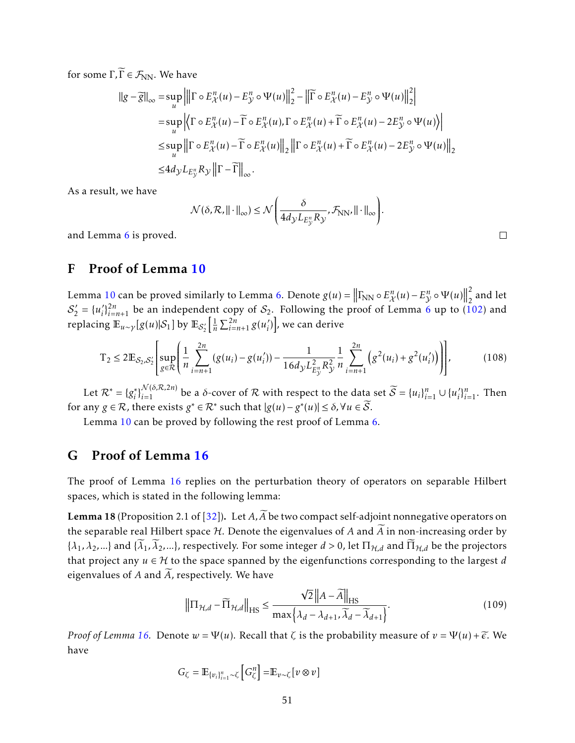for some $\Gamma, \widetilde{\Gamma} \in \mathcal{F}_{\rm NN}$. We have

$$
\begin{aligned}
\|g-\widetilde{g}\|_\infty &= \sup_u \left| \left\|\Gamma \circ E_{\mathcal{X}}^n(u) - E_{\mathcal{Y}}^n \circ \Psi(u)\right\|_2^2 - \left\|\widetilde{\Gamma} \circ E_{\mathcal{X}}^n(u) - E_{\mathcal{Y}}^n \circ \Psi(u)\right\|_2^2 \right| \\
&= \sup_u \left| \left\langle \Gamma \circ E_{\mathcal{X}}^n(u) - \widetilde{\Gamma} \circ E_{\mathcal{X}}^n(u), \Gamma \circ E_{\mathcal{X}}^n(u) + \widetilde{\Gamma} \circ E_{\mathcal{X}}^n(u) - 2E_{\mathcal{Y}}^n \circ \Psi(u) \right\rangle \right| \\
&\leq \sup_u \left\|\Gamma \circ E_{\mathcal{X}}^n(u) - \widetilde{\Gamma} \circ E_{\mathcal{X}}^n(u)\right\|_2 \left\|\Gamma \circ E_{\mathcal{X}}^n(u) + \widetilde{\Gamma} \circ E_{\mathcal{X}}^n(u) - 2E_{\mathcal{Y}}^n \circ \Psi(u)\right\|_2 \\
&\leq 4 d_{\mathcal{Y}} L_{E_{\mathcal{Y}}^n} R_{\mathcal{Y}} \left\|\Gamma - \widetilde{\Gamma}\right\|_\infty.
\end{aligned}
$$

As a result, we have

$$
\mathcal{N}(\delta, \mathcal{R}, \|\cdot\|_\infty) \leq \mathcal{N}\left(\frac{\delta}{4 d_{\mathcal{Y}} L_{E_{\mathcal{Y}}^n} R_{\mathcal{Y}}}, \mathcal{F}_{\rm NN}, \|\cdot\|_\infty\right).
$$

and Lemma 6 is proved. □

# F Proof of Lemma 10

Lemma 10 can be proved similarly to Lemma 6. Denote $g(u) = \left\|\Gamma_{\rm NN} \circ E_{\mathcal{X}}^n(u) - E_{\mathcal{Y}}^n \circ \Psi(u)\right\|_2^2$ and let $\mathcal{S}_2' = \{u_i'\}_{i=n+1}^{2n}$ be an independent copy of $\mathcal{S}_2$. Following the proof of Lemma 6 up to (102) and replacing $\mathbb{E}_{u\sim\gamma}[g(u)|\mathcal{S}_1]$ by $\mathbb{E}_{\mathcal{S}_2'}\left[\frac{1}{n}\sum_{i=n+1}^{2n} g(u_i')\right]$, we can derive

$$
\mathrm{T}_2 \leq 2\mathbb{E}_{\mathcal{S}_2, \mathcal{S}_2'}\left[\sup_{g\in\mathcal{R}}\left(\frac{1}{n}\sum_{i=n+1}^{2n}(g(u_i) - g(u_i')) - \frac{1}{16 d_{\mathcal{Y}} L_{E_{\mathcal{Y}}^n}^2 R_{\mathcal{Y}}^2}\frac{1}{n}\sum_{i=n+1}^{2n}\left(g^2(u_i) + g^2(u_i')\right)\right)\right], \tag{108}
$$

Let $\mathcal{R}^* = \{g_i^*\}_{i=1}^{\mathcal{N}(\delta,\mathcal{R},2n)}$ be a $\delta$-cover of $\mathcal{R}$ with respect to the data set $\widetilde{\mathcal{S}} = \{u_i\}_{i=1}^n \cup \{u_i'\}_{i=1}^n$. Then for any $g \in \mathcal{R}$, there exists $g^* \in \mathcal{R}^*$ such that $|g(u) - g^*(u)| \leq \delta, \forall u \in \widetilde{\mathcal{S}}$.

Lemma 10 can be proved by following the rest proof of Lemma 6.

# G Proof of Lemma 16

The proof of Lemma 16 replies on the perturbation theory of operators on separable Hilbert spaces, which is stated in the following lemma:

**Lemma 18** (Proposition 2.1 of [32])**.** Let $A, \widetilde{A}$ be two compact self-adjoint nonnegative operators on the separable real Hilbert space $\mathcal{H}$. Denote the eigenvalues of $A$ and $\widetilde{A}$ in non-increasing order by $\{\lambda_1, \lambda_2, ...\}$ and $\{\widetilde{\lambda}_1, \widetilde{\lambda}_2, ...\}$, respectively. For some integer $d > 0$, let $\Pi_{\mathcal{H},d}$ and $\widetilde{\Pi}_{\mathcal{H},d}$ be the projectors that project any $u \in \mathcal{H}$ to the space spanned by the eigenfunctions corresponding to the largest $d$ eigenvalues of $A$ and $\widetilde{A}$, respectively. We have

$$
\left\|\Pi_{\mathcal{H},d} - \widetilde{\Pi}_{\mathcal{H},d}\right\|_{\rm HS} \leq \frac{\sqrt{2}\left\|A - \widetilde{A}\right\|_{\rm HS}}{\max\left\{\lambda_d - \lambda_{d+1}, \widetilde{\lambda}_d - \widetilde{\lambda}_{d+1}\right\}}. \tag{109}
$$

*Proof of Lemma 16.* Denote $w = \Psi(u)$. Recall that $\zeta$ is the probability measure of $v = \Psi(u) + \widetilde{\epsilon}$. We have

$$
G_\zeta = \mathbb{E}_{\{v_i\}_{i=1}^n \sim \zeta}\left[G_\zeta^n\right] = \mathbb{E}_{v\sim\zeta}[v \otimes v]
$$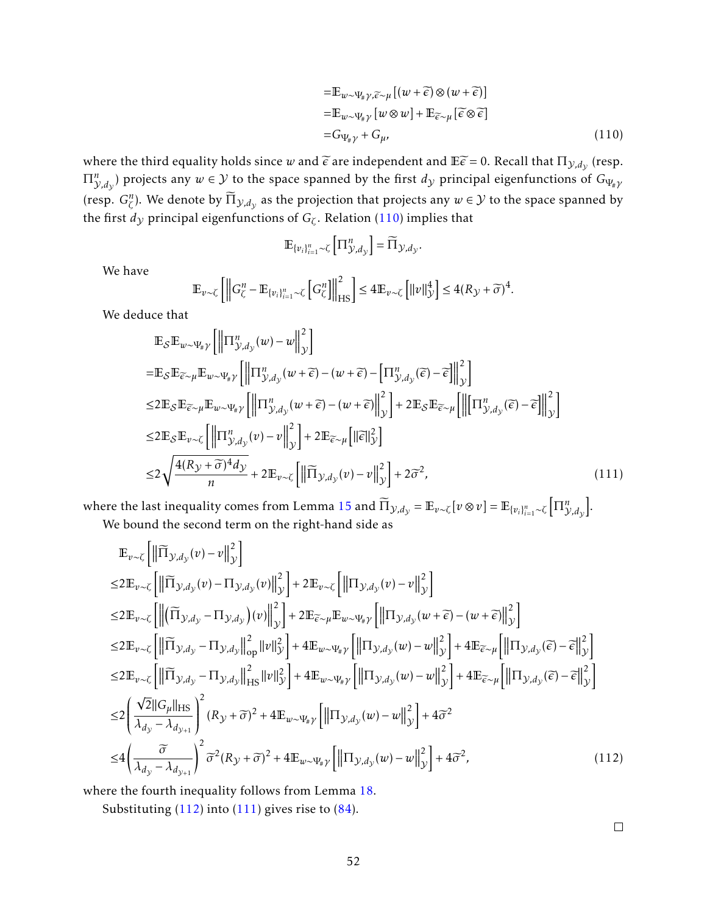$$
\begin{aligned}
&= \mathbb{E}_{w\sim\Psi_{\#}\gamma, \widetilde{\epsilon}\sim\mu}\left[(w+\widetilde{\epsilon})\otimes(w+\widetilde{\epsilon})\right] \\
&= \mathbb{E}_{w\sim\Psi_{\#}\gamma}\left[w\otimes w\right] + \mathbb{E}_{\widetilde{\epsilon}\sim\mu}\left[\widetilde{\epsilon}\otimes\widetilde{\epsilon}\right] \\
&= G_{\Psi_{\#}\gamma} + G_{\mu}, \qquad (110)
\end{aligned}
$$

where the third equality holds since $w$ and $\widetilde{\epsilon}$ are independent and $\mathbb{E}\widetilde{\epsilon}=0$. Recall that $\Pi_{\mathcal{Y},d_{\mathcal{Y}}}$ (resp. $\Pi^n_{\mathcal{Y},d_{\mathcal{Y}}}$) projects any $w\in\mathcal{Y}$ to the space spanned by the first $d_{\mathcal{Y}}$ principal eigenfunctions of $G_{\Psi_{\#}\gamma}$ (resp. $G^n_{\zeta}$). We denote by $\widetilde{\Pi}_{\mathcal{Y},d_{\mathcal{Y}}}$ as the projection that projects any $w\in\mathcal{Y}$ to the space spanned by the first $d_{\mathcal{Y}}$ principal eigenfunctions of $G_{\zeta}$. Relation (110) implies that

$$
\mathbb{E}_{\{v_i\}_{i=1}^n\sim\zeta}\left[\Pi^n_{\mathcal{Y},d_{\mathcal{Y}}}\right] = \widetilde{\Pi}_{\mathcal{Y},d_{\mathcal{Y}}}.
$$

We have

$$
\mathbb{E}_{v\sim\zeta}\left[\left\|G^n_{\zeta} - \mathbb{E}_{\{v_i\}_{i=1}^n\sim\zeta}\left[G^n_{\zeta}\right]\right\|^2_{\mathrm{HS}}\right] \le 4\mathbb{E}_{v\sim\zeta}\left[\|v\|^4_{\mathcal{Y}}\right] \le 4(R_{\mathcal{Y}}+\widetilde{\sigma})^4.
$$

We deduce that

$$
\begin{aligned}
&\mathbb{E}_{\mathcal{S}}\mathbb{E}_{w\sim\Psi_{\#}\gamma}\left[\left\|\Pi^n_{\mathcal{Y},d_{\mathcal{Y}}}(w)-w\right\|^2_{\mathcal{Y}}\right] \\
=&\mathbb{E}_{\mathcal{S}}\mathbb{E}_{\widetilde{\epsilon}\sim\mu}\mathbb{E}_{w\sim\Psi_{\#}\gamma}\left[\left\|\Pi^n_{\mathcal{Y},d_{\mathcal{Y}}}(w+\widetilde{\epsilon})-(w+\widetilde{\epsilon})-\left[\Pi^n_{\mathcal{Y},d_{\mathcal{Y}}}(\widetilde{\epsilon})-\widetilde{\epsilon}\right]\right\|^2_{\mathcal{Y}}\right] \\
\le&2\mathbb{E}_{\mathcal{S}}\mathbb{E}_{\widetilde{\epsilon}\sim\mu}\mathbb{E}_{w\sim\Psi_{\#}\gamma}\left[\left\|\Pi^n_{\mathcal{Y},d_{\mathcal{Y}}}(w+\widetilde{\epsilon})-(w+\widetilde{\epsilon})\right\|^2_{\mathcal{Y}}\right] + 2\mathbb{E}_{\mathcal{S}}\mathbb{E}_{\widetilde{\epsilon}\sim\mu}\left[\left\|\left[\Pi^n_{\mathcal{Y},d_{\mathcal{Y}}}(\widetilde{\epsilon})-\widetilde{\epsilon}\right]\right\|^2_{\mathcal{Y}}\right] \\
\le&2\mathbb{E}_{\mathcal{S}}\mathbb{E}_{v\sim\zeta}\left[\left\|\Pi^n_{\mathcal{Y},d_{\mathcal{Y}}}(v)-v\right\|^2_{\mathcal{Y}}\right] + 2\mathbb{E}_{\widetilde{\epsilon}\sim\mu}\left[\|\widetilde{\epsilon}\|^2_{\mathcal{Y}}\right] \\
\le&2\sqrt{\frac{4(R_{\mathcal{Y}}+\widetilde{\sigma})^4 d_{\mathcal{Y}}}{n}} + 2\mathbb{E}_{v\sim\zeta}\left[\left\|\widetilde{\Pi}_{\mathcal{Y},d_{\mathcal{Y}}}(v)-v\right\|^2_{\mathcal{Y}}\right] + 2\widetilde{\sigma}^2, \qquad (111)
\end{aligned}
$$

where the last inequality comes from Lemma 15 and $\widetilde{\Pi}_{\mathcal{Y},d_{\mathcal{Y}}} = \mathbb{E}_{v\sim\zeta}[v\otimes v] = \mathbb{E}_{\{v_i\}_{i=1}^n\sim\zeta}\left[\Pi^n_{\mathcal{Y},d_{\mathcal{Y}}}\right]$.

We bound the second term on the right-hand side as

$$
\begin{aligned}
&\mathbb{E}_{v\sim\zeta}\left[\left\|\widetilde{\Pi}_{\mathcal{Y},d_{\mathcal{Y}}}(v)-v\right\|^2_{\mathcal{Y}}\right] \\
\le&2\mathbb{E}_{v\sim\zeta}\left[\left\|\widetilde{\Pi}_{\mathcal{Y},d_{\mathcal{Y}}}(v)-\Pi_{\mathcal{Y},d_{\mathcal{Y}}}(v)\right\|^2_{\mathcal{Y}}\right] + 2\mathbb{E}_{v\sim\zeta}\left[\left\|\Pi_{\mathcal{Y},d_{\mathcal{Y}}}(v)-v\right\|^2_{\mathcal{Y}}\right] \\
\le&2\mathbb{E}_{v\sim\zeta}\left[\left\|\left(\widetilde{\Pi}_{\mathcal{Y},d_{\mathcal{Y}}}-\Pi_{\mathcal{Y},d_{\mathcal{Y}}}\right)(v)\right\|^2_{\mathcal{Y}}\right] + 2\mathbb{E}_{\widetilde{\epsilon}\sim\mu}\mathbb{E}_{w\sim\Psi_{\#}\gamma}\left[\left\|\Pi_{\mathcal{Y},d_{\mathcal{Y}}}(w+\widetilde{\epsilon})-(w+\widetilde{\epsilon})\right\|^2_{\mathcal{Y}}\right] \\
\le&2\mathbb{E}_{v\sim\zeta}\left[\left\|\widetilde{\Pi}_{\mathcal{Y},d_{\mathcal{Y}}}-\Pi_{\mathcal{Y},d_{\mathcal{Y}}}\right\|^2_{\mathrm{op}}\|v\|^2_{\mathcal{Y}}\right] + 4\mathbb{E}_{w\sim\Psi_{\#}\gamma}\left[\left\|\Pi_{\mathcal{Y},d_{\mathcal{Y}}}(w)-w\right\|^2_{\mathcal{Y}}\right] + 4\mathbb{E}_{\widetilde{\epsilon}\sim\mu}\left[\left\|\Pi_{\mathcal{Y},d_{\mathcal{Y}}}(\widetilde{\epsilon})-\widetilde{\epsilon}\right\|^2_{\mathcal{Y}}\right] \\
\le&2\mathbb{E}_{v\sim\zeta}\left[\left\|\widetilde{\Pi}_{\mathcal{Y},d_{\mathcal{Y}}}-\Pi_{\mathcal{Y},d_{\mathcal{Y}}}\right\|^2_{\mathrm{HS}}\|v\|^2_{\mathcal{Y}}\right] + 4\mathbb{E}_{w\sim\Psi_{\#}\gamma}\left[\left\|\Pi_{\mathcal{Y},d_{\mathcal{Y}}}(w)-w\right\|^2_{\mathcal{Y}}\right] + 4\mathbb{E}_{\widetilde{\epsilon}\sim\mu}\left[\left\|\Pi_{\mathcal{Y},d_{\mathcal{Y}}}(\widetilde{\epsilon})-\widetilde{\epsilon}\right\|^2_{\mathcal{Y}}\right] \\
\le&2\left(\frac{\sqrt{2}\|G_{\mu}\|_{\mathrm{HS}}}{\lambda_{d_{\mathcal{Y}}}-\lambda_{d_{\mathcal{Y}+1}}}\right)^2(R_{\mathcal{Y}}+\widetilde{\sigma})^2 + 4\mathbb{E}_{w\sim\Psi_{\#}\gamma}\left[\left\|\Pi_{\mathcal{Y},d_{\mathcal{Y}}}(w)-w\right\|^2_{\mathcal{Y}}\right] + 4\widetilde{\sigma}^2 \\
\le&4\left(\frac{\widetilde{\sigma}}{\lambda_{d_{\mathcal{Y}}}-\lambda_{d_{\mathcal{Y}+1}}}\right)^2\widetilde{\sigma}^2(R_{\mathcal{Y}}+\widetilde{\sigma})^2 + 4\mathbb{E}_{w\sim\Psi_{\#}\gamma}\left[\left\|\Pi_{\mathcal{Y},d_{\mathcal{Y}}}(w)-w\right\|^2_{\mathcal{Y}}\right] + 4\widetilde{\sigma}^2, \qquad (112)
\end{aligned}
$$

where the fourth inequality follows from Lemma 18.

Substituting (112) into (111) gives rise to (84).

□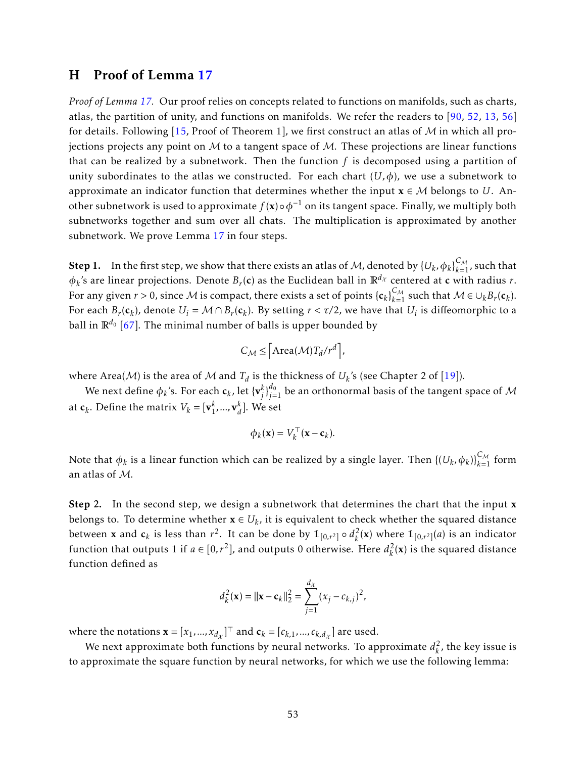# H Proof of Lemma 17

*Proof of Lemma 17.* Our proof relies on concepts related to functions on manifolds, such as charts, atlas, the partition of unity, and functions on manifolds. We refer the readers to [90, 52, 13, 56] for details. Following [15, Proof of Theorem 1], we first construct an atlas of $\mathcal{M}$ in which all projections projects any point on $\mathcal{M}$ to a tangent space of $\mathcal{M}$. These projections are linear functions that can be realized by a subnetwork. Then the function $f$ is decomposed using a partition of unity subordinates to the atlas we constructed. For each chart $(U,\phi)$, we use a subnetwork to approximate an indicator function that determines whether the input $\mathbf{x} \in \mathcal{M}$ belongs to $U$. Another subnetwork is used to approximate $f(\mathbf{x}) \circ \phi^{-1}$ on its tangent space. Finally, we multiply both subnetworks together and sum over all chats. The multiplication is approximated by another subnetwork. We prove Lemma 17 in four steps.

**Step 1.** In the first step, we show that there exists an atlas of $\mathcal{M}$, denoted by $\{U_k, \phi_k\}_{k=1}^{C_\mathcal{M}}$, such that $\phi_k$'s are linear projections. Denote $B_r(\mathbf{c})$ as the Euclidean ball in $\mathbb{R}^{d_\mathcal{X}}$ centered at $\mathbf{c}$ with radius $r$. For any given $r > 0$, since $\mathcal{M}$ is compact, there exists a set of points $\{\mathbf{c}_k\}_{k=1}^{C_\mathcal{M}}$ such that $\mathcal{M} \in \cup_k B_r(\mathbf{c}_k)$. For each $B_r(\mathbf{c}_k)$, denote $U_i = \mathcal{M} \cap B_r(\mathbf{c}_k)$. By setting $r < \tau/2$, we have that $U_i$ is diffeomorphic to a ball in $\mathbb{R}^{d_0}$ [67]. The minimal number of balls is upper bounded by

$$C_\mathcal{M} \leq \left\lceil \text{Area}(\mathcal{M}) T_d / r^d \right\rceil,$$

where Area($\mathcal{M}$) is the area of $\mathcal{M}$ and $T_d$ is the thickness of $U_k$'s (see Chapter 2 of [19]).

We next define $\phi_k$'s. For each $\mathbf{c}_k$, let $\{\mathbf{v}_j^k\}_{j=1}^{d_0}$ be an orthonormal basis of the tangent space of $\mathcal{M}$ at $\mathbf{c}_k$. Define the matrix $V_k = [\mathbf{v}_1^k, ..., \mathbf{v}_d^k]$. We set

$$\phi_k(\mathbf{x}) = V_k^\top (\mathbf{x} - \mathbf{c}_k).$$

Note that $\phi_k$ is a linear function which can be realized by a single layer. Then $\{(U_k, \phi_k)\}_{k=1}^{C_\mathcal{M}}$ form an atlas of $\mathcal{M}$.

**Step 2.** In the second step, we design a subnetwork that determines the chart that the input $\mathbf{x}$ belongs to. To determine whether $\mathbf{x} \in U_k$, it is equivalent to check whether the squared distance between $\mathbf{x}$ and $\mathbf{c}_k$ is less than $r^2$. It can be done by $\mathbb{1}_{[0,r^2]} \circ d_k^2(\mathbf{x})$ where $\mathbb{1}_{[0,r^2]}(a)$ is an indicator function that outputs 1 if $a \in [0, r^2]$, and outputs 0 otherwise. Here $d_k^2(\mathbf{x})$ is the squared distance function defined as

$$d_k^2(\mathbf{x}) = \|\mathbf{x} - \mathbf{c}_k\|_2^2 = \sum_{j=1}^{d_\mathcal{X}} (x_j - c_{k,j})^2,$$

where the notations $\mathbf{x} = [x_1, ..., x_{d_\mathcal{X}}]^\top$ and $\mathbf{c}_k = [c_{k,1}, ..., c_{k,d_\mathcal{X}}]$ are used.

We next approximate both functions by neural networks. To approximate $d_k^2$, the key issue is to approximate the square function by neural networks, for which we use the following lemma: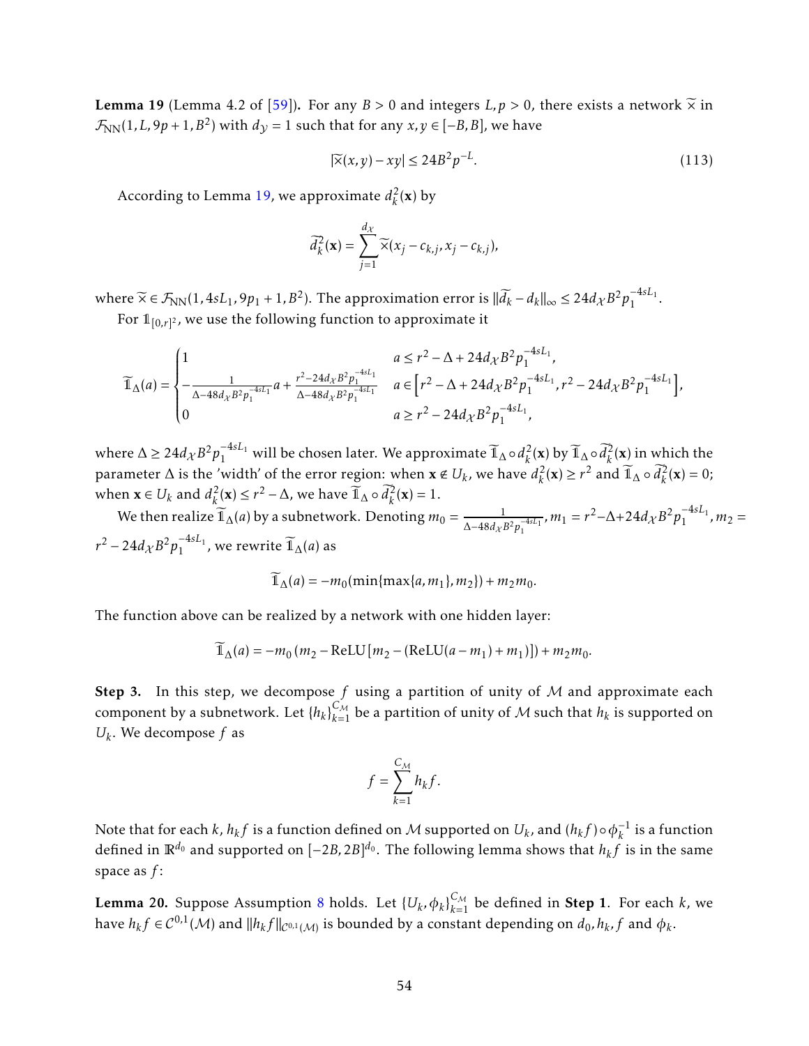**Lemma 19** (Lemma 4.2 of [59]). For any $B > 0$ and integers $L, p > 0$, there exists a network $\widetilde{\times}$ in $\mathcal{F}_{\rm NN}(1, L, 9p+1, B^2)$ with $d_{\mathcal{Y}} = 1$ such that for any $x, y \in [-B, B]$, we have

$$|\widetilde{\times}(x,y) - xy| \leq 24B^2 p^{-L}. \tag{113}$$

According to Lemma 19, we approximate $d_k^2(\mathbf{x})$ by

$$\widetilde{d_k^2}(\mathbf{x}) = \sum_{j=1}^{d_{\mathcal{X}}} \widetilde{\times}(x_j - c_{k,j}, x_j - c_{k,j}),$$

where $\widetilde{\times} \in \mathcal{F}_{\rm NN}(1, 4sL_1, 9p_1+1, B^2)$. The approximation error is $\|\widetilde{d_k} - d_k\|_\infty \leq 24 d_{\mathcal{X}} B^2 p_1^{-4sL_1}$.

For $\mathbb{1}_{[0,r]^2}$, we use the following function to approximate it

$$\widetilde{\mathbb{1}}_\Delta(a) = \begin{cases} 1 & a \leq r^2 - \Delta + 24 d_{\mathcal{X}} B^2 p_1^{-4sL_1}, \\ -\frac{1}{\Delta - 48 d_{\mathcal{X}} B^2 p_1^{-4sL_1}} a + \frac{r^2 - 24 d_{\mathcal{X}} B^2 p_1^{-4sL_1}}{\Delta - 48 d_{\mathcal{X}} B^2 p_1^{-4sL_1}} & a \in \left[ r^2 - \Delta + 24 d_{\mathcal{X}} B^2 p_1^{-4sL_1}, r^2 - 24 d_{\mathcal{X}} B^2 p_1^{-4sL_1} \right], \\ 0 & a \geq r^2 - 24 d_{\mathcal{X}} B^2 p_1^{-4sL_1}, \end{cases}$$

where $\Delta \geq 24 d_{\mathcal{X}} B^2 p_1^{-4sL_1}$ will be chosen later. We approximate $\widetilde{\mathbb{1}}_\Delta \circ d_k^2(\mathbf{x})$ by $\widetilde{\mathbb{1}}_\Delta \circ \widetilde{d_k^2}(\mathbf{x})$ in which the parameter $\Delta$ is the 'width' of the error region: when $\mathbf{x} \notin U_k$, we have $d_k^2(\mathbf{x}) \geq r^2$ and $\widetilde{\mathbb{1}}_\Delta \circ \widetilde{d_k^2}(\mathbf{x}) = 0$; when $\mathbf{x} \in U_k$ and $d_k^2(\mathbf{x}) \leq r^2 - \Delta$, we have $\widetilde{\mathbb{1}}_\Delta \circ \widetilde{d_k^2}(\mathbf{x}) = 1$.

We then realize $\widetilde{\mathbb{1}}_\Delta(a)$ by a subnetwork. Denoting $m_0 = \frac{1}{\Delta - 48 d_{\mathcal{X}} B^2 p_1^{-4sL_1}}$, $m_1 = r^2 - \Delta + 24 d_{\mathcal{X}} B^2 p_1^{-4sL_1}$, $m_2 = r^2 - 24 d_{\mathcal{X}} B^2 p_1^{-4sL_1}$, we rewrite $\widetilde{\mathbb{1}}_\Delta(a)$ as

$$\widetilde{\mathbb{1}}_\Delta(a) = -m_0(\min\{\max\{a, m_1\}, m_2\}) + m_2 m_0.$$

The function above can be realized by a network with one hidden layer:

$$\widetilde{\mathbb{1}}_\Delta(a) = -m_0 \left( m_2 - \mathrm{ReLU}\left[ m_2 - (\mathrm{ReLU}(a - m_1) + m_1) \right] \right) + m_2 m_0.$$

**Step 3.** In this step, we decompose $f$ using a partition of unity of $\mathcal{M}$ and approximate each component by a subnetwork. Let $\{h_k\}_{k=1}^{C_{\mathcal{M}}}$ be a partition of unity of $\mathcal{M}$ such that $h_k$ is supported on $U_k$. We decompose $f$ as

$$f = \sum_{k=1}^{C_{\mathcal{M}}} h_k f.$$

Note that for each $k$, $h_k f$ is a function defined on $\mathcal{M}$ supported on $U_k$, and $(h_k f) \circ \phi_k^{-1}$ is a function defined in $\mathbb{R}^{d_0}$ and supported on $[-2B, 2B]^{d_0}$. The following lemma shows that $h_k f$ is in the same space as $f$:

**Lemma 20.** Suppose Assumption 8 holds. Let $\{U_k, \phi_k\}_{k=1}^{C_{\mathcal{M}}}$ be defined in **Step 1**. For each $k$, we have $h_k f \in \mathcal{C}^{0,1}(\mathcal{M})$ and $\|h_k f\|_{\mathcal{C}^{0,1}(\mathcal{M})}$ is bounded by a constant depending on $d_0, h_k, f$ and $\phi_k$.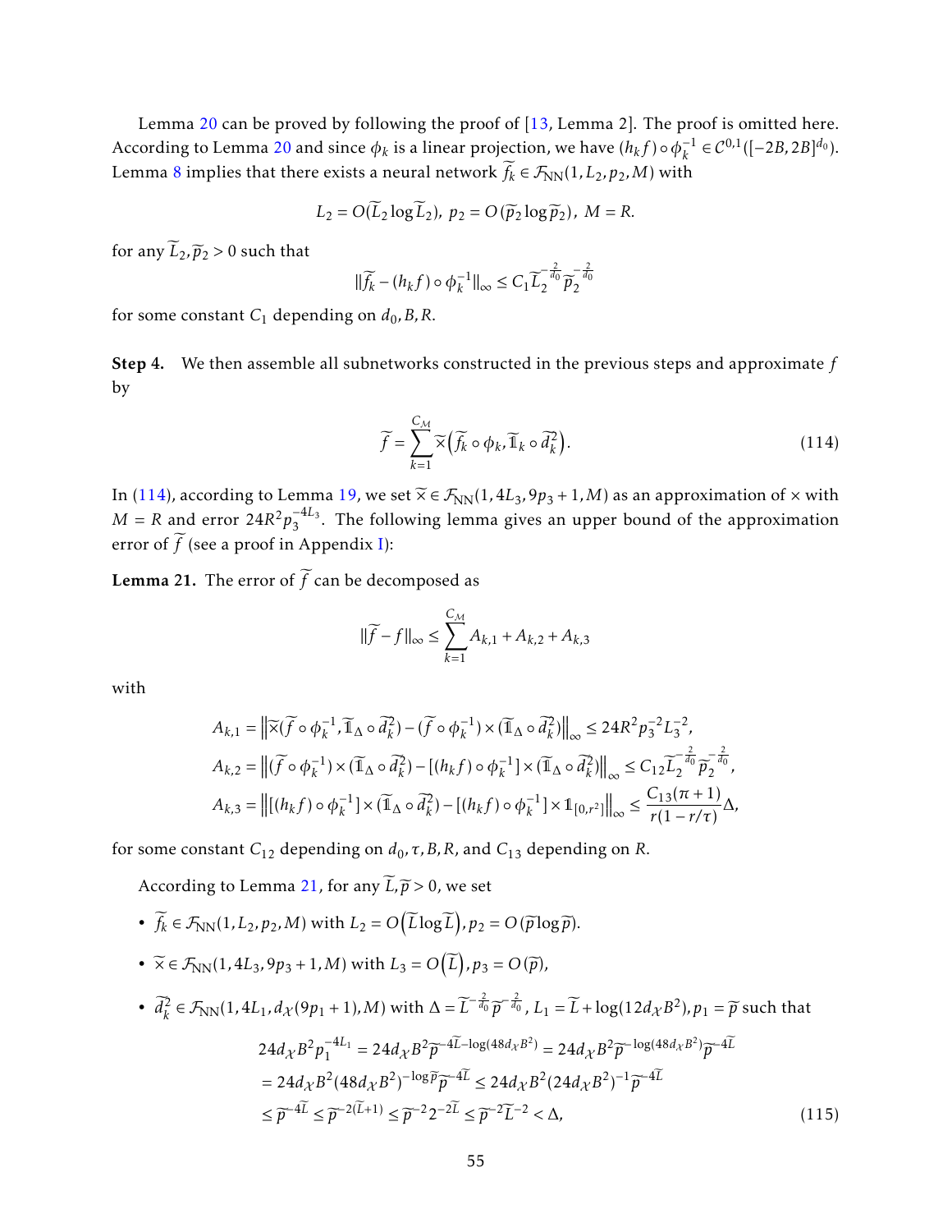Lemma 20 can be proved by following the proof of [13, Lemma 2]. The proof is omitted here. According to Lemma 20 and since $\phi_k$ is a linear projection, we have $(h_k f)\circ\phi_k^{-1} \in \mathcal{C}^{0,1}([-2B,2B]^{d_0})$. Lemma 8 implies that there exists a neural network $\widetilde{f}_k \in \mathcal{F}_{\rm NN}(1, L_2, p_2, M)$ with

$$L_2 = O(\widetilde{L}_2 \log \widetilde{L}_2),\ p_2 = O(\widetilde{p}_2 \log \widetilde{p}_2),\ M = R.$$

for any $\widetilde{L}_2, \widetilde{p}_2 > 0$ such that

$$\|\widetilde{f}_k - (h_k f)\circ\phi_k^{-1}\|_\infty \le C_1 \widetilde{L}_2^{-\frac{2}{d_0}} \widetilde{p}_2^{-\frac{2}{d_0}}$$

for some constant $C_1$ depending on $d_0, B, R$.

**Step 4.** We then assemble all subnetworks constructed in the previous steps and approximate $f$ by

$$\widetilde{f} = \sum_{k=1}^{C_{\mathcal{M}}} \widetilde{\times}\left(\widetilde{f}_k \circ \phi_k, \widetilde{\mathbb{1}}_k \circ \widetilde{d}_k^2\right). \tag{114}$$

In (114), according to Lemma 19, we set $\widetilde{\times} \in \mathcal{F}_{\rm NN}(1, 4L_3, 9p_3+1, M)$ as an approximation of $\times$ with $M = R$ and error $24R^2 p_3^{-4L_3}$. The following lemma gives an upper bound of the approximation error of $\widetilde{f}$ (see a proof in Appendix I):

**Lemma 21.** The error of $\widetilde{f}$ can be decomposed as

$$\|\widetilde{f} - f\|_\infty \le \sum_{k=1}^{C_{\mathcal{M}}} A_{k,1} + A_{k,2} + A_{k,3}$$

with

$$A_{k,1} = \left\|\widetilde{\times}(\widetilde{f}\circ\phi_k^{-1}, \widetilde{\mathbb{1}}_\Delta \circ \widetilde{d}_k^2) - (\widetilde{f}\circ\phi_k^{-1}) \times (\widetilde{\mathbb{1}}_\Delta \circ \widetilde{d}_k^2)\right\|_\infty \le 24R^2 p_3^{-2} L_3^{-2},$$

$$A_{k,2} = \left\|(\widetilde{f}\circ\phi_k^{-1}) \times (\widetilde{\mathbb{1}}_\Delta \circ \widetilde{d}_k^2) - [(h_k f)\circ\phi_k^{-1}] \times (\widetilde{\mathbb{1}}_\Delta \circ \widetilde{d}_k^2)\right\|_\infty \le C_{12} \widetilde{L}_2^{-\frac{2}{d_0}} \widetilde{p}_2^{-\frac{2}{d_0}},$$

$$A_{k,3} = \left\|[(h_k f)\circ\phi_k^{-1}] \times (\widetilde{\mathbb{1}}_\Delta \circ \widetilde{d}_k^2) - [(h_k f)\circ\phi_k^{-1}] \times \mathbb{1}_{[0,r^2]}\right\|_\infty \le \frac{C_{13}(\pi+1)}{r(1-r/\tau)}\Delta,$$

for some constant $C_{12}$ depending on $d_0, \tau, B, R$, and $C_{13}$ depending on $R$.

According to Lemma 21, for any $\widetilde{L}, \widetilde{p} > 0$, we set

- $\widetilde{f}_k \in \mathcal{F}_{\rm NN}(1, L_2, p_2, M)$ with $L_2 = O\left(\widetilde{L}\log\widetilde{L}\right), p_2 = O(\widetilde{p}\log\widetilde{p})$.
- $\widetilde{\times} \in \mathcal{F}_{\rm NN}(1, 4L_3, 9p_3+1, M)$ with $L_3 = O\left(\widetilde{L}\right), p_3 = O(\widetilde{p})$,
- $\widetilde{d}_k^2 \in \mathcal{F}_{\rm NN}(1, 4L_1, d_{\mathcal{X}}(9p_1+1), M)$ with $\Delta = \widetilde{L}^{-\frac{2}{d_0}} \widetilde{p}^{-\frac{2}{d_0}}$, $L_1 = \widetilde{L} + \log(12 d_{\mathcal{X}} B^2), p_1 = \widetilde{p}$ such that

$$\begin{aligned}
24 d_{\mathcal{X}} B^2 p_1^{-4L_1} &= 24 d_{\mathcal{X}} B^2 \widetilde{p}^{-4\widetilde{L} - \log(48 d_{\mathcal{X}} B^2)} = 24 d_{\mathcal{X}} B^2 \widetilde{p}^{-\log(48 d_{\mathcal{X}} B^2)} \widetilde{p}^{-4\widetilde{L}} \\
&= 24 d_{\mathcal{X}} B^2 (48 d_{\mathcal{X}} B^2)^{-\log\widetilde{p}} \widetilde{p}^{-4\widetilde{L}} \le 24 d_{\mathcal{X}} B^2 (24 d_{\mathcal{X}} B^2)^{-1} \widetilde{p}^{-4\widetilde{L}} \\
&\le \widetilde{p}^{-4\widetilde{L}} \le \widetilde{p}^{-2(\widetilde{L}+1)} \le \widetilde{p}^{-2} 2^{-2\widetilde{L}} \le \widetilde{p}^{-2} \widetilde{L}^{-2} < \Delta,
\end{aligned} \tag{115}$$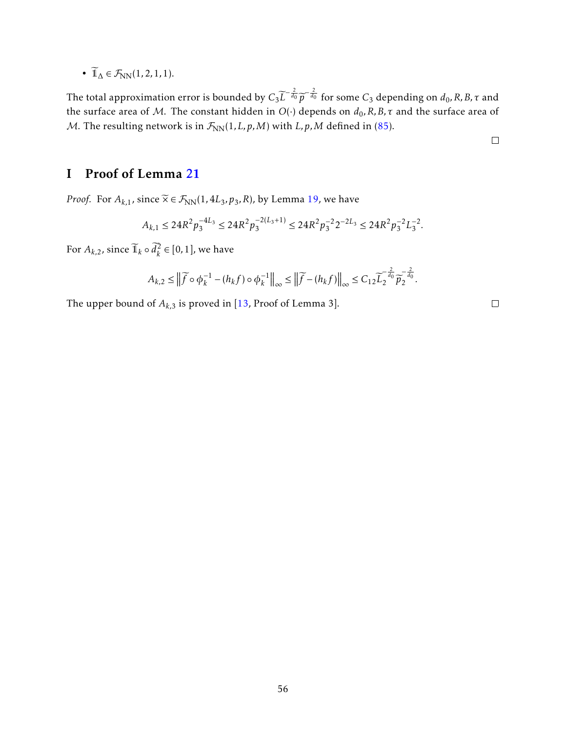- $\widetilde{\mathbb{1}}_\Delta \in \mathcal{F}_{\rm NN}(1,2,1,1)$.

The total approximation error is bounded by $C_3\widetilde{L}^{-\frac{2}{d_0}}\widetilde{p}^{-\frac{2}{d_0}}$ for some $C_3$ depending on $d_0, R, B, \tau$ and the surface area of $\mathcal{M}$. The constant hidden in $O(\cdot)$ depends on $d_0, R, B, \tau$ and the surface area of $\mathcal{M}$. The resulting network is in $\mathcal{F}_{\rm NN}(1, L, p, M)$ with $L, p, M$ defined in (85).

□

# I Proof of Lemma 21

*Proof.* For $A_{k,1}$, since $\widetilde{\times} \in \mathcal{F}_{\rm NN}(1, 4L_3, p_3, R)$, by Lemma 19, we have

$$A_{k,1} \leq 24R^2 p_3^{-4L_3} \leq 24R^2 p_3^{-2(L_3+1)} \leq 24R^2 p_3^{-2} 2^{-2L_3} \leq 24R^2 p_3^{-2} L_3^{-2}.$$

For $A_{k,2}$, since $\widetilde{\mathbb{1}}_k \circ \widetilde{d}_k^2 \in [0,1]$, we have

$$A_{k,2} \leq \left\| \widetilde{f} \circ \phi_k^{-1} - (h_k f) \circ \phi_k^{-1} \right\|_\infty \leq \left\| \widetilde{f} - (h_k f) \right\|_\infty \leq C_{12} \widetilde{L}_2^{-\frac{2}{d_0}} \widetilde{p}_2^{-\frac{2}{d_0}}.$$

The upper bound of $A_{k,3}$ is proved in [13, Proof of Lemma 3].

□